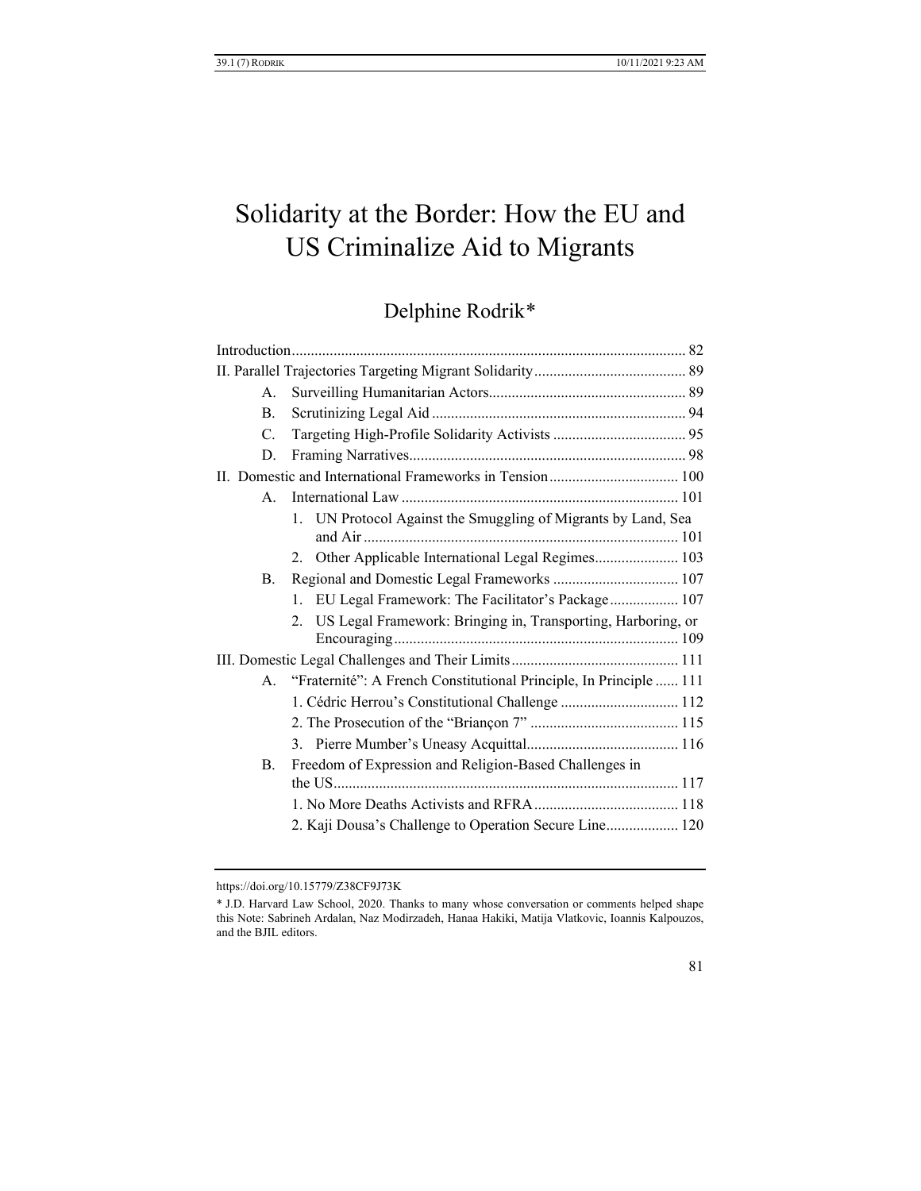# Solidarity at the Border: How the EU and US Criminalize Aid to Migrants

## Delphine Rodrik*

| | | |
|---|---|---|
| Introduction | | 82 |
| II. Parallel Trajectories Targeting Migrant Solidarity | | 89 |
| A. | Surveilling Humanitarian Actors | 89 |
| B. | Scrutinizing Legal Aid | 94 |
| C. | Targeting High-Profile Solidarity Activists | 95 |
| D. | Framing Narratives | 98 |
| II. Domestic and International Frameworks in Tension | | 100 |
| A. | International Law | 101 |
| | 1. UN Protocol Against the Smuggling of Migrants by Land, Sea and Air | 101 |
| | 2. Other Applicable International Legal Regimes | 103 |
| B. | Regional and Domestic Legal Frameworks | 107 |
| | 1. EU Legal Framework: The Facilitator's Package | 107 |
| | 2. US Legal Framework: Bringing in, Transporting, Harboring, or Encouraging | 109 |
| III. Domestic Legal Challenges and Their Limits | | 111 |
| A. | "Fraternité": A French Constitutional Principle, In Principle | 111 |
| | 1. Cédric Herrou's Constitutional Challenge | 112 |
| | 2. The Prosecution of the "Briançon 7" | 115 |
| | 3. Pierre Mumber's Uneasy Acquittal | 116 |
| B. | Freedom of Expression and Religion-Based Challenges in the US | 117 |
| | 1. No More Deaths Activists and RFRA | 118 |
| | 2. Kaji Dousa's Challenge to Operation Secure Line | 120 |

https://doi.org/10.15779/Z38CF9J73K

\* J.D. Harvard Law School, 2020. Thanks to many whose conversation or comments helped shape this Note: Sabrineh Ardalan, Naz Modirzadeh, Hanaa Hakiki, Matija Vlatkovic, Ioannis Kalpouzos, and the BJIL editors.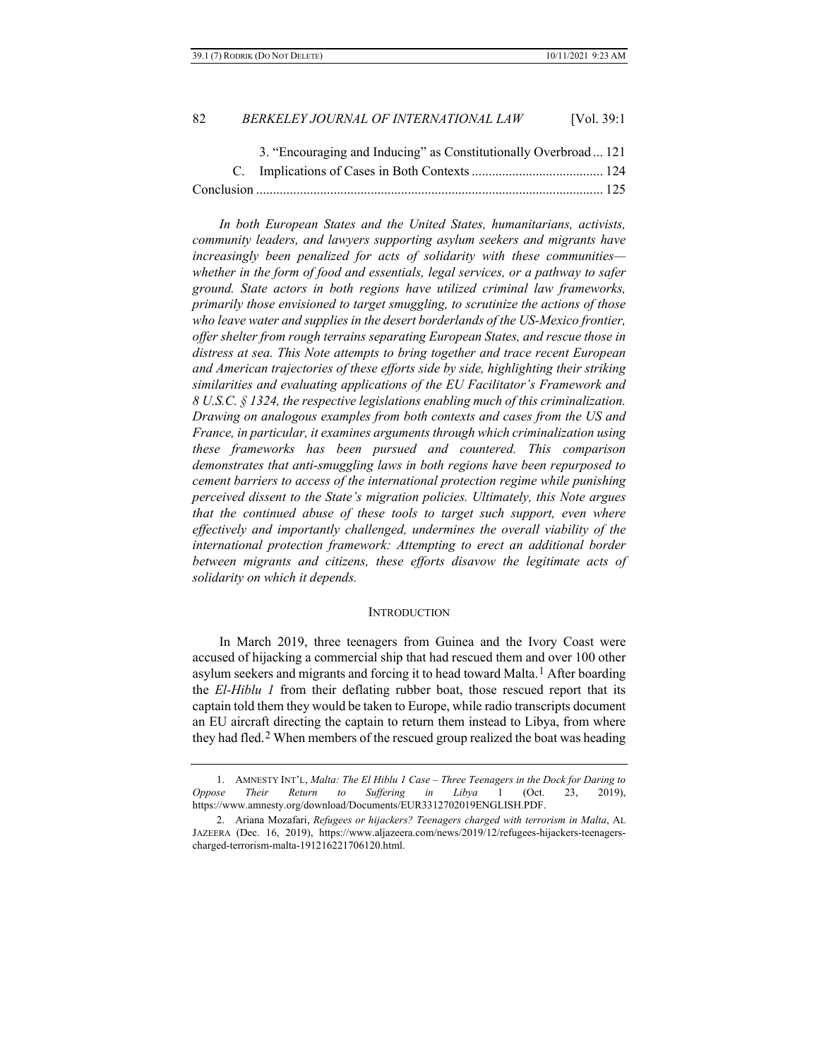3. "Encouraging and Inducing" as Constitutionally Overbroad ... 121

C. Implications of Cases in Both Contexts ... 124

Conclusion ... 125

*In both European States and the United States, humanitarians, activists, community leaders, and lawyers supporting asylum seekers and migrants have increasingly been penalized for acts of solidarity with these communities—whether in the form of food and essentials, legal services, or a pathway to safer ground. State actors in both regions have utilized criminal law frameworks, primarily those envisioned to target smuggling, to scrutinize the actions of those who leave water and supplies in the desert borderlands of the US-Mexico frontier, offer shelter from rough terrains separating European States, and rescue those in distress at sea. This Note attempts to bring together and trace recent European and American trajectories of these efforts side by side, highlighting their striking similarities and evaluating applications of the EU Facilitator's Framework and 8 U.S.C. § 1324, the respective legislations enabling much of this criminalization. Drawing on analogous examples from both contexts and cases from the US and France, in particular, it examines arguments through which criminalization using these frameworks has been pursued and countered. This comparison demonstrates that anti-smuggling laws in both regions have been repurposed to cement barriers to access of the international protection regime while punishing perceived dissent to the State's migration policies. Ultimately, this Note argues that the continued abuse of these tools to target such support, even where effectively and importantly challenged, undermines the overall viability of the international protection framework: Attempting to erect an additional border between migrants and citizens, these efforts disavow the legitimate acts of solidarity on which it depends.*

## INTRODUCTION

In March 2019, three teenagers from Guinea and the Ivory Coast were accused of hijacking a commercial ship that had rescued them and over 100 other asylum seekers and migrants and forcing it to head toward Malta.[1] After boarding the *El-Hiblu 1* from their deflating rubber boat, those rescued report that its captain told them they would be taken to Europe, while radio transcripts document an EU aircraft directing the captain to return them instead to Libya, from where they had fled.[2] When members of the rescued group realized the boat was heading

---

1. AMNESTY INT'L, *Malta: The El Hiblu 1 Case – Three Teenagers in the Dock for Daring to Oppose Their Return to Suffering in Libya* 1 (Oct. 23, 2019), https://www.amnesty.org/download/Documents/EUR3312702019ENGLISH.PDF.

2. Ariana Mozafari, *Refugees or hijackers? Teenagers charged with terrorism in Malta*, AL JAZEERA (Dec. 16, 2019), https://www.aljazeera.com/news/2019/12/refugees-hijackers-teenagers-charged-terrorism-malta-191216221706120.html.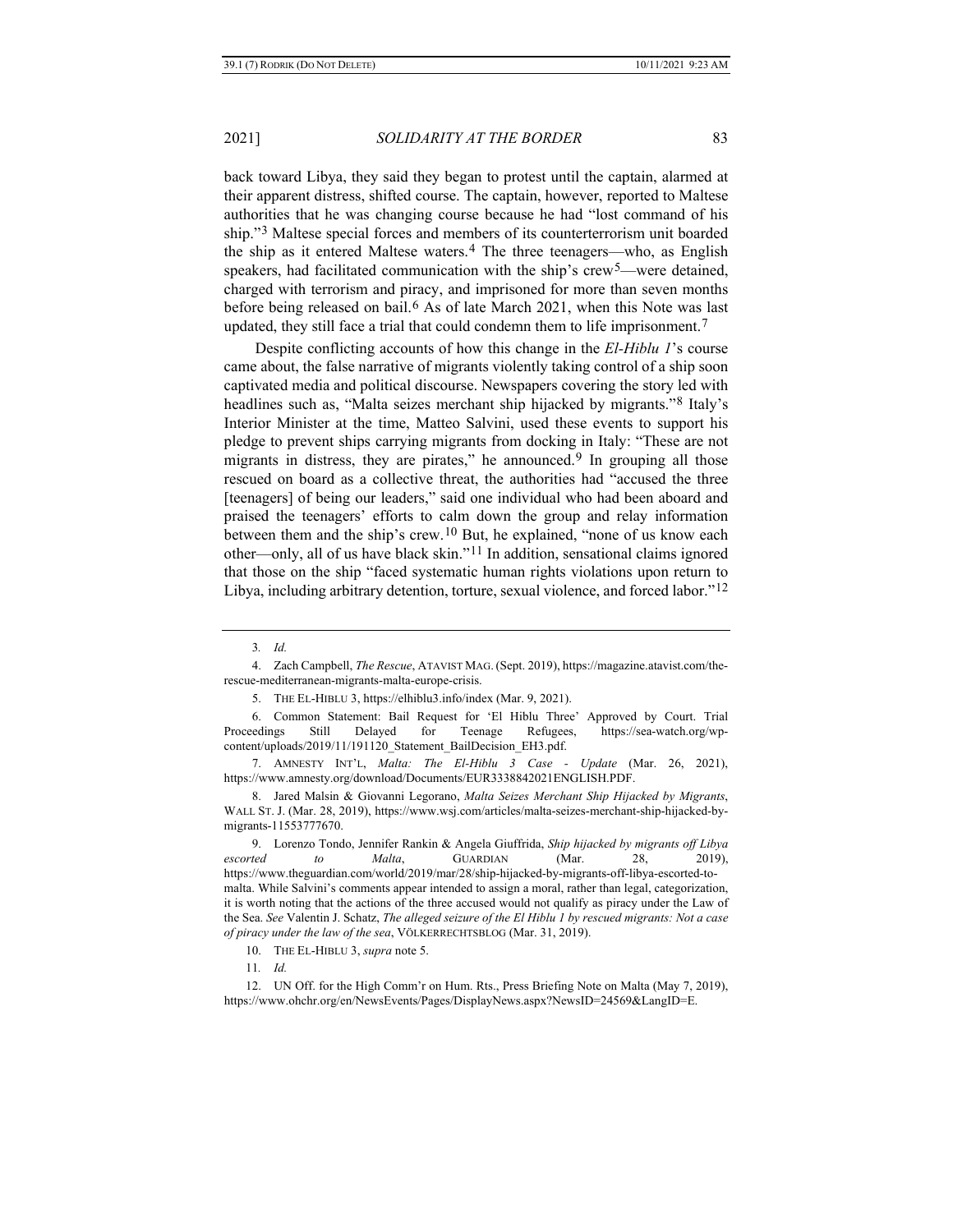back toward Libya, they said they began to protest until the captain, alarmed at their apparent distress, shifted course. The captain, however, reported to Maltese authorities that he was changing course because he had "lost command of his ship."[3] Maltese special forces and members of its counterterrorism unit boarded the ship as it entered Maltese waters.[4] The three teenagers—who, as English speakers, had facilitated communication with the ship's crew[5]—were detained, charged with terrorism and piracy, and imprisoned for more than seven months before being released on bail.[6] As of late March 2021, when this Note was last updated, they still face a trial that could condemn them to life imprisonment.[7]

Despite conflicting accounts of how this change in the *El-Hiblu 1*'s course came about, the false narrative of migrants violently taking control of a ship soon captivated media and political discourse. Newspapers covering the story led with headlines such as, "Malta seizes merchant ship hijacked by migrants."[8] Italy's Interior Minister at the time, Matteo Salvini, used these events to support his pledge to prevent ships carrying migrants from docking in Italy: "These are not migrants in distress, they are pirates," he announced.[9] In grouping all those rescued on board as a collective threat, the authorities had "accused the three [teenagers] of being our leaders," said one individual who had been aboard and praised the teenagers' efforts to calm down the group and relay information between them and the ship's crew.[10] But, he explained, "none of us know each other—only, all of us have black skin."[11] In addition, sensational claims ignored that those on the ship "faced systematic human rights violations upon return to Libya, including arbitrary detention, torture, sexual violence, and forced labor."[12]

---

3. *Id.*

4. Zach Campbell, *The Rescue*, ATAVIST MAG. (Sept. 2019), https://magazine.atavist.com/the-rescue-mediterranean-migrants-malta-europe-crisis.

5. THE EL-HIBLU 3, https://elhiblu3.info/index (Mar. 9, 2021).

6. Common Statement: Bail Request for 'El Hiblu Three' Approved by Court. Trial Proceedings Still Delayed for Teenage Refugees, https://sea-watch.org/wp-content/uploads/2019/11/191120_Statement_BailDecision_EH3.pdf.

7. AMNESTY INT'L, *Malta: The El-Hiblu 3 Case - Update* (Mar. 26, 2021), https://www.amnesty.org/download/Documents/EUR3338842021ENGLISH.PDF.

8. Jared Malsin & Giovanni Legorano, *Malta Seizes Merchant Ship Hijacked by Migrants*, WALL ST. J. (Mar. 28, 2019), https://www.wsj.com/articles/malta-seizes-merchant-ship-hijacked-by-migrants-11553777670.

9. Lorenzo Tondo, Jennifer Rankin & Angela Giuffrida, *Ship hijacked by migrants off Libya escorted to Malta*, GUARDIAN (Mar. 28, 2019), https://www.theguardian.com/world/2019/mar/28/ship-hijacked-by-migrants-off-libya-escorted-to-malta. While Salvini's comments appear intended to assign a moral, rather than legal, categorization, it is worth noting that the actions of the three accused would not qualify as piracy under the Law of the Sea. *See* Valentin J. Schatz, *The alleged seizure of the El Hiblu 1 by rescued migrants: Not a case of piracy under the law of the sea*, VÖLKERRECHTSBLOG (Mar. 31, 2019).

10. THE EL-HIBLU 3, *supra* note 5.

11. *Id.*

12. UN Off. for the High Comm'r on Hum. Rts., Press Briefing Note on Malta (May 7, 2019), https://www.ohchr.org/en/NewsEvents/Pages/DisplayNews.aspx?NewsID=24569&LangID=E.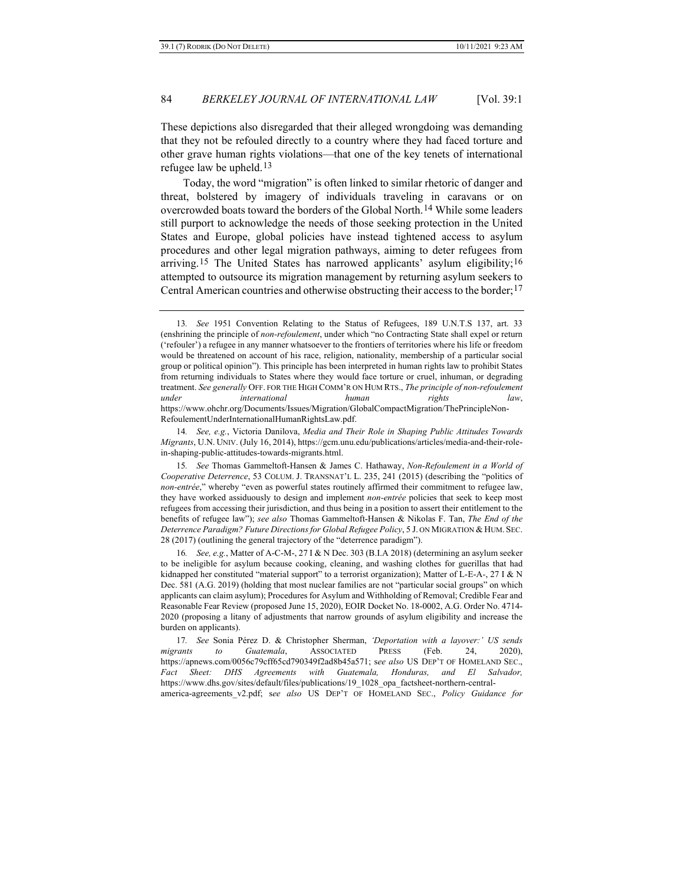These depictions also disregarded that their alleged wrongdoing was demanding that they not be refouled directly to a country where they had faced torture and other grave human rights violations—that one of the key tenets of international refugee law be upheld.[13]

Today, the word "migration" is often linked to similar rhetoric of danger and threat, bolstered by imagery of individuals traveling in caravans or on overcrowded boats toward the borders of the Global North.[14] While some leaders still purport to acknowledge the needs of those seeking protection in the United States and Europe, global policies have instead tightened access to asylum procedures and other legal migration pathways, aiming to deter refugees from arriving.[15] The United States has narrowed applicants' asylum eligibility;[16] attempted to outsource its migration management by returning asylum seekers to Central American countries and otherwise obstructing their access to the border;[17]

---

13. *See* 1951 Convention Relating to the Status of Refugees, 189 U.N.T.S 137, art. 33 (enshrining the principle of *non-refoulement*, under which "no Contracting State shall expel or return ('refouler') a refugee in any manner whatsoever to the frontiers of territories where his life or freedom would be threatened on account of his race, religion, nationality, membership of a particular social group or political opinion"). This principle has been interpreted in human rights law to prohibit States from returning individuals to States where they would face torture or cruel, inhuman, or degrading treatment. *See generally* OFF. FOR THE HIGH COMM'R ON HUM RTS., *The principle of non-refoulement under international human rights law*, https://www.ohchr.org/Documents/Issues/Migration/GlobalCompactMigration/ThePrincipleNon-RefoulementUnderInternationalHumanRightsLaw.pdf.

14. *See, e.g.*, Victoria Danilova, *Media and Their Role in Shaping Public Attitudes Towards Migrants*, U.N. UNIV. (July 16, 2014), https://gcm.unu.edu/publications/articles/media-and-their-role-in-shaping-public-attitudes-towards-migrants.html.

15. *See* Thomas Gammeltoft-Hansen & James C. Hathaway, *Non-Refoulement in a World of Cooperative Deterrence*, 53 COLUM. J. TRANSNAT'L L. 235, 241 (2015) (describing the "politics of *non-entrée*," whereby "even as powerful states routinely affirmed their commitment to refugee law, they have worked assiduously to design and implement *non-entrée* policies that seek to keep most refugees from accessing their jurisdiction, and thus being in a position to assert their entitlement to the benefits of refugee law"); *see also* Thomas Gammeltoft-Hansen & Nikolas F. Tan, *The End of the Deterrence Paradigm? Future Directions for Global Refugee Policy*, 5 J. ON MIGRATION & HUM. SEC. 28 (2017) (outlining the general trajectory of the "deterrence paradigm").

16. *See, e.g.*, Matter of A-C-M-, 27 I & N Dec. 303 (B.I.A 2018) (determining an asylum seeker to be ineligible for asylum because cooking, cleaning, and washing clothes for guerillas that had kidnapped her constituted "material support" to a terrorist organization); Matter of L-E-A-, 27 I & N Dec. 581 (A.G. 2019) (holding that most nuclear families are not "particular social groups" on which applicants can claim asylum); Procedures for Asylum and Withholding of Removal; Credible Fear and Reasonable Fear Review (proposed June 15, 2020), EOIR Docket No. 18-0002, A.G. Order No. 4714-2020 (proposing a litany of adjustments that narrow grounds of asylum eligibility and increase the burden on applicants).

17. *See* Sonia Pérez D. & Christopher Sherman, *'Deportation with a layover:' US sends migrants to Guatemala*, ASSOCIATED PRESS (Feb. 24, 2020), https://apnews.com/0056c79cff65cd790349f2ad8b45a571; s*ee also* US DEP'T OF HOMELAND SEC., *Fact Sheet: DHS Agreements with Guatemala, Honduras, and El Salvador,* https://www.dhs.gov/sites/default/files/publications/19_1028_opa_factsheet-northern-central-america-agreements_v2.pdf; s*ee also* US DEP'T OF HOMELAND SEC., *Policy Guidance for*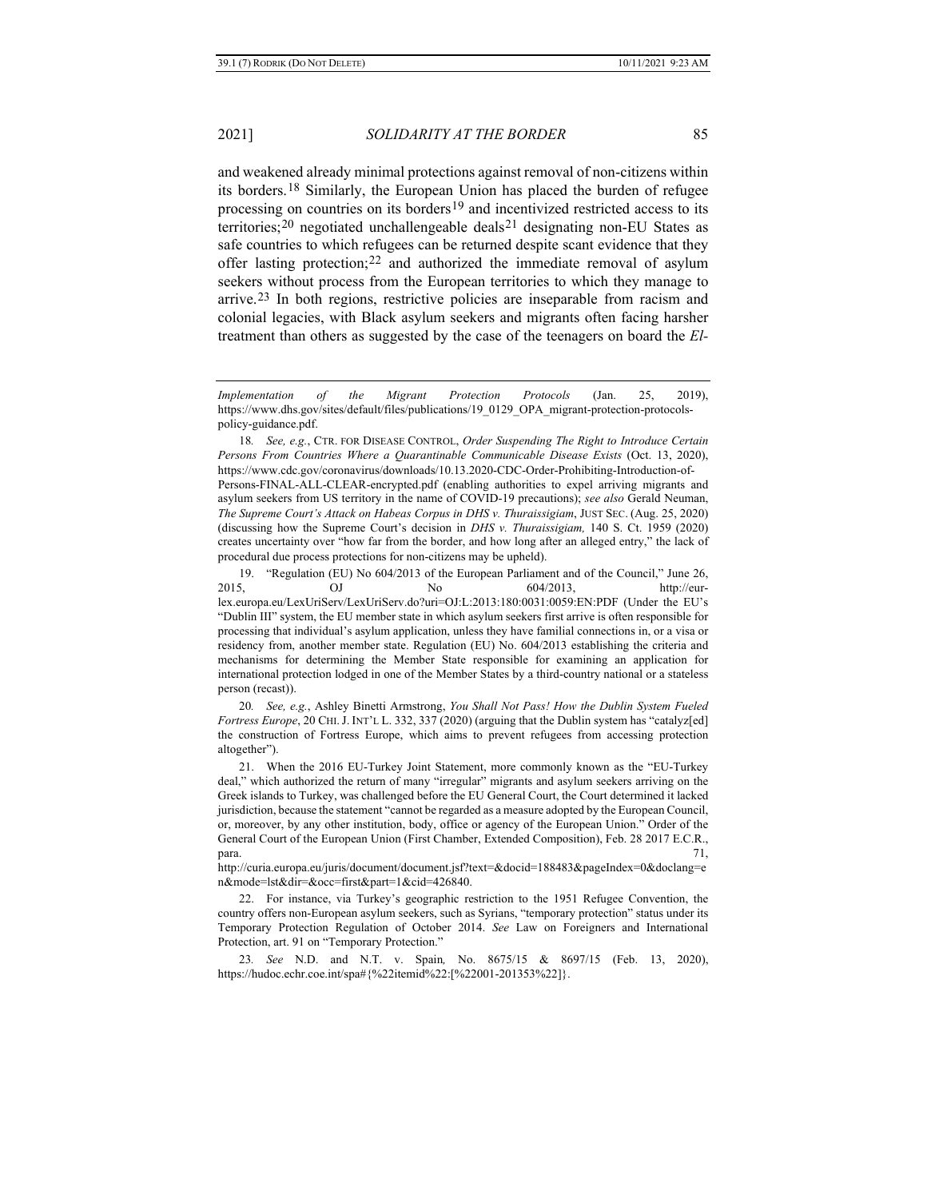and weakened already minimal protections against removal of non-citizens within its borders.[18] Similarly, the European Union has placed the burden of refugee processing on countries on its borders[19] and incentivized restricted access to its territories;[20] negotiated unchallengeable deals[21] designating non-EU States as safe countries to which refugees can be returned despite scant evidence that they offer lasting protection;[22] and authorized the immediate removal of asylum seekers without process from the European territories to which they manage to arrive.[23] In both regions, restrictive policies are inseparable from racism and colonial legacies, with Black asylum seekers and migrants often facing harsher treatment than others as suggested by the case of the teenagers on board the *El-*

---

*Implementation of the Migrant Protection Protocols* (Jan. 25, 2019), https://www.dhs.gov/sites/default/files/publications/19_0129_OPA_migrant-protection-protocols-policy-guidance.pdf.

18. *See, e.g.*, CTR. FOR DISEASE CONTROL, *Order Suspending The Right to Introduce Certain Persons From Countries Where a Quarantinable Communicable Disease Exists* (Oct. 13, 2020), https://www.cdc.gov/coronavirus/downloads/10.13.2020-CDC-Order-Prohibiting-Introduction-of-Persons-FINAL-ALL-CLEAR-encrypted.pdf (enabling authorities to expel arriving migrants and asylum seekers from US territory in the name of COVID-19 precautions); *see also* Gerald Neuman, *The Supreme Court's Attack on Habeas Corpus in DHS v. Thuraissigiam*, JUST SEC. (Aug. 25, 2020) (discussing how the Supreme Court's decision in *DHS v. Thuraissigiam,* 140 S. Ct. 1959 (2020) creates uncertainty over "how far from the border, and how long after an alleged entry," the lack of procedural due process protections for non-citizens may be upheld).

19. "Regulation (EU) No 604/2013 of the European Parliament and of the Council," June 26, 2015, OJ No 604/2013, http://eur-lex.europa.eu/LexUriServ/LexUriServ.do?uri=OJ:L:2013:180:0031:0059:EN:PDF (Under the EU's "Dublin III" system, the EU member state in which asylum seekers first arrive is often responsible for processing that individual's asylum application, unless they have familial connections in, or a visa or residency from, another member state. Regulation (EU) No. 604/2013 establishing the criteria and mechanisms for determining the Member State responsible for examining an application for international protection lodged in one of the Member States by a third-country national or a stateless person (recast)).

20. *See, e.g.*, Ashley Binetti Armstrong, *You Shall Not Pass! How the Dublin System Fueled Fortress Europe*, 20 CHI. J. INT'L L. 332, 337 (2020) (arguing that the Dublin system has "catalyz[ed] the construction of Fortress Europe, which aims to prevent refugees from accessing protection altogether").

21. When the 2016 EU-Turkey Joint Statement, more commonly known as the "EU-Turkey deal," which authorized the return of many "irregular" migrants and asylum seekers arriving on the Greek islands to Turkey, was challenged before the EU General Court, the Court determined it lacked jurisdiction, because the statement "cannot be regarded as a measure adopted by the European Council, or, moreover, by any other institution, body, office or agency of the European Union." Order of the General Court of the European Union (First Chamber, Extended Composition), Feb. 28 2017 E.C.R., para. 71, http://curia.europa.eu/juris/document/document.jsf?text=&docid=188483&pageIndex=0&doclang=en&mode=lst&dir=&occ=first&part=1&cid=426840.

22. For instance, via Turkey's geographic restriction to the 1951 Refugee Convention, the country offers non-European asylum seekers, such as Syrians, "temporary protection" status under its Temporary Protection Regulation of October 2014. *See* Law on Foreigners and International Protection, art. 91 on "Temporary Protection."

23. *See* N.D. and N.T. v. Spain*,* No. 8675/15 & 8697/15 (Feb. 13, 2020), https://hudoc.echr.coe.int/spa#{%22itemid%22:[%22001-201353%22]}.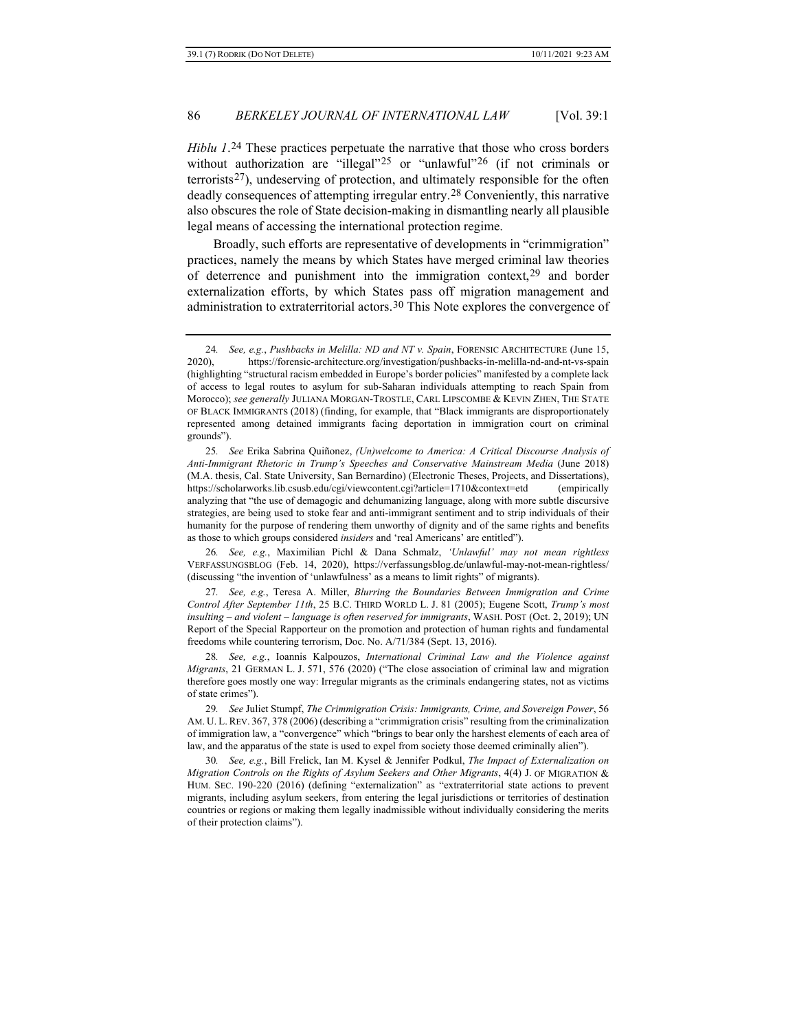*Hiblu 1*.[24] These practices perpetuate the narrative that those who cross borders without authorization are "illegal"[25] or "unlawful"[26] (if not criminals or terrorists[27]), undeserving of protection, and ultimately responsible for the often deadly consequences of attempting irregular entry.[28] Conveniently, this narrative also obscures the role of State decision-making in dismantling nearly all plausible legal means of accessing the international protection regime.

Broadly, such efforts are representative of developments in "crimmigration" practices, namely the means by which States have merged criminal law theories of deterrence and punishment into the immigration context,[29] and border externalization efforts, by which States pass off migration management and administration to extraterritorial actors.[30] This Note explores the convergence of

---

24. *See, e.g.*, *Pushbacks in Melilla: ND and NT v. Spain*, FORENSIC ARCHITECTURE (June 15, 2020), https://forensic-architecture.org/investigation/pushbacks-in-melilla-nd-and-nt-vs-spain (highlighting "structural racism embedded in Europe's border policies" manifested by a complete lack of access to legal routes to asylum for sub-Saharan individuals attempting to reach Spain from Morocco); *see generally* JULIANA MORGAN-TROSTLE, CARL LIPSCOMBE & KEVIN ZHEN, THE STATE OF BLACK IMMIGRANTS (2018) (finding, for example, that "Black immigrants are disproportionately represented among detained immigrants facing deportation in immigration court on criminal grounds").

25. *See* Erika Sabrina Quiñonez, *(Un)welcome to America: A Critical Discourse Analysis of Anti-Immigrant Rhetoric in Trump's Speeches and Conservative Mainstream Media* (June 2018) (M.A. thesis, Cal. State University, San Bernardino) (Electronic Theses, Projects, and Dissertations), https://scholarworks.lib.csusb.edu/cgi/viewcontent.cgi?article=1710&context=etd (empirically analyzing that "the use of demagogic and dehumanizing language, along with more subtle discursive strategies, are being used to stoke fear and anti-immigrant sentiment and to strip individuals of their humanity for the purpose of rendering them unworthy of dignity and of the same rights and benefits as those to which groups considered *insiders* and 'real Americans' are entitled").

26. *See, e.g.*, Maximilian Pichl & Dana Schmalz, *'Unlawful' may not mean rightless* VERFASSUNGSBLOG (Feb. 14, 2020), https://verfassungsblog.de/unlawful-may-not-mean-rightless/ (discussing "the invention of 'unlawfulness' as a means to limit rights" of migrants).

27. *See, e.g.*, Teresa A. Miller, *Blurring the Boundaries Between Immigration and Crime Control After September 11th*, 25 B.C. THIRD WORLD L. J. 81 (2005); Eugene Scott, *Trump's most insulting – and violent – language is often reserved for immigrants*, WASH. POST (Oct. 2, 2019); UN Report of the Special Rapporteur on the promotion and protection of human rights and fundamental freedoms while countering terrorism, Doc. No. A/71/384 (Sept. 13, 2016).

28. *See, e.g.*, Ioannis Kalpouzos, *International Criminal Law and the Violence against Migrants*, 21 GERMAN L. J. 571, 576 (2020) ("The close association of criminal law and migration therefore goes mostly one way: Irregular migrants as the criminals endangering states, not as victims of state crimes").

29. *See* Juliet Stumpf, *The Crimmigration Crisis: Immigrants, Crime, and Sovereign Power*, 56 AM. U. L. REV. 367, 378 (2006) (describing a "crimmigration crisis" resulting from the criminalization of immigration law, a "convergence" which "brings to bear only the harshest elements of each area of law, and the apparatus of the state is used to expel from society those deemed criminally alien").

30. *See, e.g.*, Bill Frelick, Ian M. Kysel & Jennifer Podkul, *The Impact of Externalization on Migration Controls on the Rights of Asylum Seekers and Other Migrants*, 4(4) J. OF MIGRATION & HUM. SEC. 190-220 (2016) (defining "externalization" as "extraterritorial state actions to prevent migrants, including asylum seekers, from entering the legal jurisdictions or territories of destination countries or regions or making them legally inadmissible without individually considering the merits of their protection claims").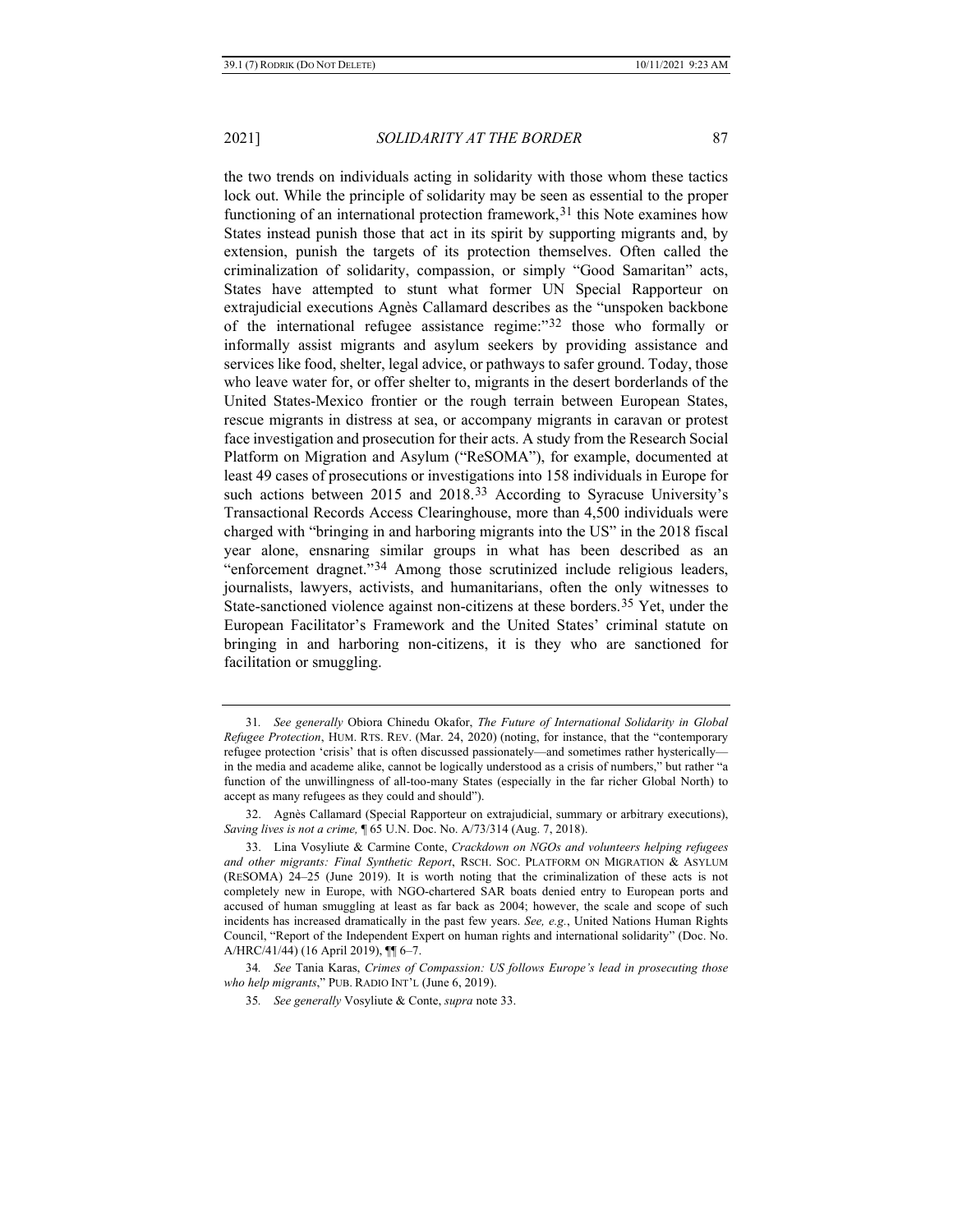the two trends on individuals acting in solidarity with those whom these tactics lock out. While the principle of solidarity may be seen as essential to the proper functioning of an international protection framework,[31] this Note examines how States instead punish those that act in its spirit by supporting migrants and, by extension, punish the targets of its protection themselves. Often called the criminalization of solidarity, compassion, or simply "Good Samaritan" acts, States have attempted to stunt what former UN Special Rapporteur on extrajudicial executions Agnès Callamard describes as the "unspoken backbone of the international refugee assistance regime:"[32] those who formally or informally assist migrants and asylum seekers by providing assistance and services like food, shelter, legal advice, or pathways to safer ground. Today, those who leave water for, or offer shelter to, migrants in the desert borderlands of the United States-Mexico frontier or the rough terrain between European States, rescue migrants in distress at sea, or accompany migrants in caravan or protest face investigation and prosecution for their acts. A study from the Research Social Platform on Migration and Asylum ("ReSOMA"), for example, documented at least 49 cases of prosecutions or investigations into 158 individuals in Europe for such actions between 2015 and 2018.[33] According to Syracuse University's Transactional Records Access Clearinghouse, more than 4,500 individuals were charged with "bringing in and harboring migrants into the US" in the 2018 fiscal year alone, ensnaring similar groups in what has been described as an "enforcement dragnet."[34] Among those scrutinized include religious leaders, journalists, lawyers, activists, and humanitarians, often the only witnesses to State-sanctioned violence against non-citizens at these borders.[35] Yet, under the European Facilitator's Framework and the United States' criminal statute on bringing in and harboring non-citizens, it is they who are sanctioned for facilitation or smuggling.

---

31. *See generally* Obiora Chinedu Okafor, *The Future of International Solidarity in Global Refugee Protection*, HUM. RTS. REV. (Mar. 24, 2020) (noting, for instance, that the "contemporary refugee protection 'crisis' that is often discussed passionately—and sometimes rather hysterically—in the media and academe alike, cannot be logically understood as a crisis of numbers," but rather "a function of the unwillingness of all-too-many States (especially in the far richer Global North) to accept as many refugees as they could and should").

32. Agnès Callamard (Special Rapporteur on extrajudicial, summary or arbitrary executions), *Saving lives is not a crime,* ¶ 65 U.N. Doc. No. A/73/314 (Aug. 7, 2018).

33. Lina Vosyliute & Carmine Conte, *Crackdown on NGOs and volunteers helping refugees and other migrants: Final Synthetic Report*, RSCH. SOC. PLATFORM ON MIGRATION & ASYLUM (RESOMA) 24–25 (June 2019). It is worth noting that the criminalization of these acts is not completely new in Europe, with NGO-chartered SAR boats denied entry to European ports and accused of human smuggling at least as far back as 2004; however, the scale and scope of such incidents has increased dramatically in the past few years. *See, e.g.*, United Nations Human Rights Council, "Report of the Independent Expert on human rights and international solidarity" (Doc. No. A/HRC/41/44) (16 April 2019), ¶¶ 6–7.

34. *See* Tania Karas, *Crimes of Compassion: US follows Europe's lead in prosecuting those who help migrants*," PUB. RADIO INT'L (June 6, 2019).

35. *See generally* Vosyliute & Conte, *supra* note 33.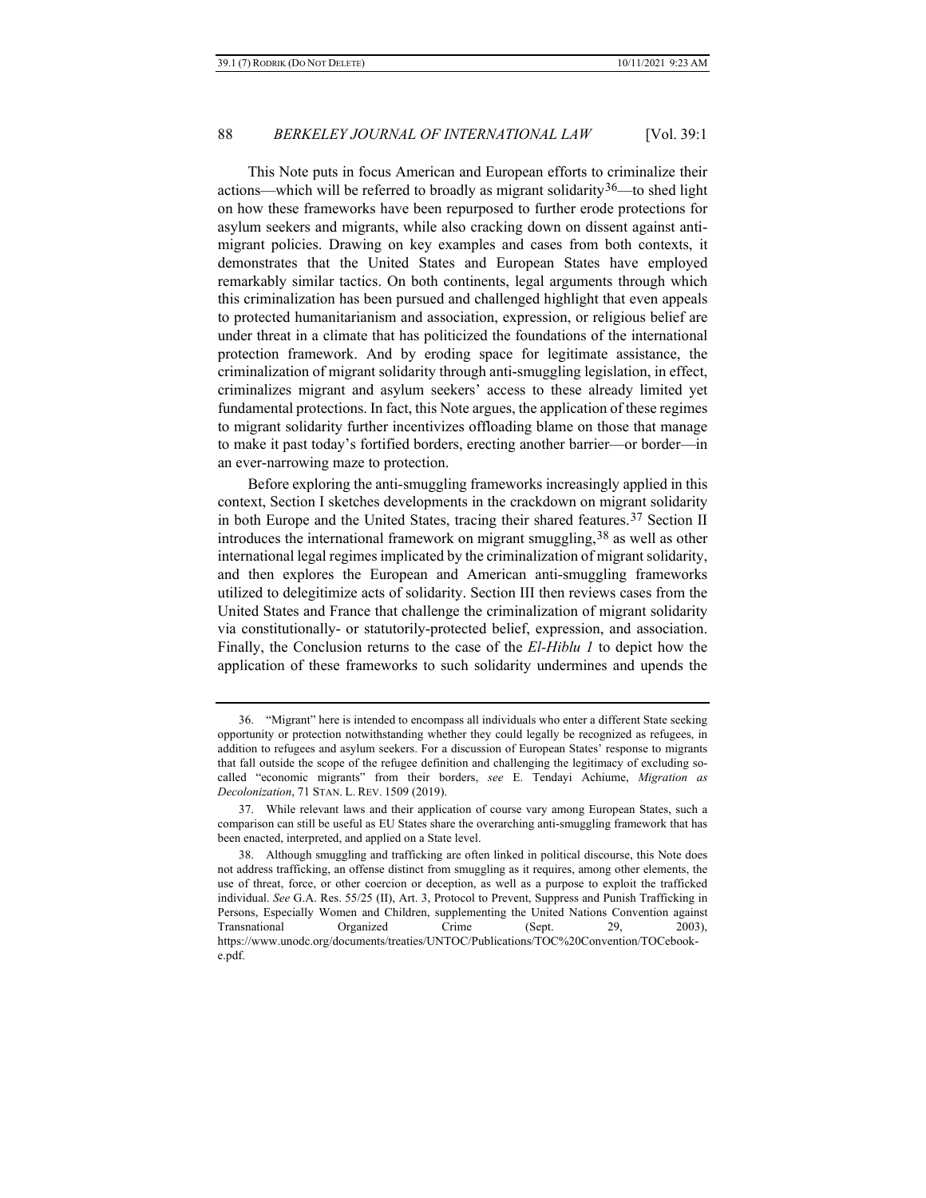This Note puts in focus American and European efforts to criminalize their actions—which will be referred to broadly as migrant solidarity[36]—to shed light on how these frameworks have been repurposed to further erode protections for asylum seekers and migrants, while also cracking down on dissent against anti-migrant policies. Drawing on key examples and cases from both contexts, it demonstrates that the United States and European States have employed remarkably similar tactics. On both continents, legal arguments through which this criminalization has been pursued and challenged highlight that even appeals to protected humanitarianism and association, expression, or religious belief are under threat in a climate that has politicized the foundations of the international protection framework. And by eroding space for legitimate assistance, the criminalization of migrant solidarity through anti-smuggling legislation, in effect, criminalizes migrant and asylum seekers' access to these already limited yet fundamental protections. In fact, this Note argues, the application of these regimes to migrant solidarity further incentivizes offloading blame on those that manage to make it past today's fortified borders, erecting another barrier—or border—in an ever-narrowing maze to protection.

Before exploring the anti-smuggling frameworks increasingly applied in this context, Section I sketches developments in the crackdown on migrant solidarity in both Europe and the United States, tracing their shared features.[37] Section II introduces the international framework on migrant smuggling,[38] as well as other international legal regimes implicated by the criminalization of migrant solidarity, and then explores the European and American anti-smuggling frameworks utilized to delegitimize acts of solidarity. Section III then reviews cases from the United States and France that challenge the criminalization of migrant solidarity via constitutionally- or statutorily-protected belief, expression, and association. Finally, the Conclusion returns to the case of the *El-Hiblu 1* to depict how the application of these frameworks to such solidarity undermines and upends the

---

36. "Migrant" here is intended to encompass all individuals who enter a different State seeking opportunity or protection notwithstanding whether they could legally be recognized as refugees, in addition to refugees and asylum seekers. For a discussion of European States' response to migrants that fall outside the scope of the refugee definition and challenging the legitimacy of excluding so-called "economic migrants" from their borders, *see* E. Tendayi Achiume, *Migration as Decolonization*, 71 STAN. L. REV. 1509 (2019).

37. While relevant laws and their application of course vary among European States, such a comparison can still be useful as EU States share the overarching anti-smuggling framework that has been enacted, interpreted, and applied on a State level.

38. Although smuggling and trafficking are often linked in political discourse, this Note does not address trafficking, an offense distinct from smuggling as it requires, among other elements, the use of threat, force, or other coercion or deception, as well as a purpose to exploit the trafficked individual. *See* G.A. Res. 55/25 (II), Art. 3, Protocol to Prevent, Suppress and Punish Trafficking in Persons, Especially Women and Children, supplementing the United Nations Convention against Transnational Organized Crime (Sept. 29, 2003), https://www.unodc.org/documents/treaties/UNTOC/Publications/TOC%20Convention/TOCebook-e.pdf.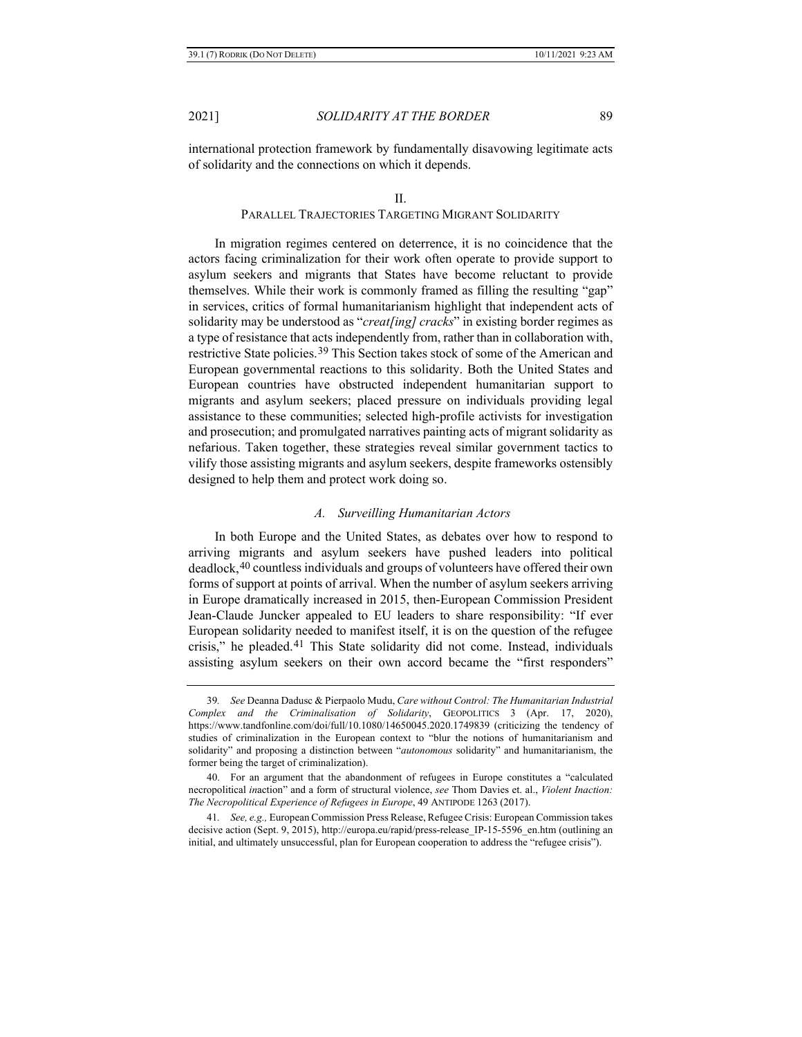international protection framework by fundamentally disavowing legitimate acts of solidarity and the connections on which it depends.

## II.
## PARALLEL TRAJECTORIES TARGETING MIGRANT SOLIDARITY

In migration regimes centered on deterrence, it is no coincidence that the actors facing criminalization for their work often operate to provide support to asylum seekers and migrants that States have become reluctant to provide themselves. While their work is commonly framed as filling the resulting "gap" in services, critics of formal humanitarianism highlight that independent acts of solidarity may be understood as "*creat[ing] cracks*" in existing border regimes as a type of resistance that acts independently from, rather than in collaboration with, restrictive State policies.[39] This Section takes stock of some of the American and European governmental reactions to this solidarity. Both the United States and European countries have obstructed independent humanitarian support to migrants and asylum seekers; placed pressure on individuals providing legal assistance to these communities; selected high-profile activists for investigation and prosecution; and promulgated narratives painting acts of migrant solidarity as nefarious. Taken together, these strategies reveal similar government tactics to vilify those assisting migrants and asylum seekers, despite frameworks ostensibly designed to help them and protect work doing so.

### *A. Surveilling Humanitarian Actors*

In both Europe and the United States, as debates over how to respond to arriving migrants and asylum seekers have pushed leaders into political deadlock,[40] countless individuals and groups of volunteers have offered their own forms of support at points of arrival. When the number of asylum seekers arriving in Europe dramatically increased in 2015, then-European Commission President Jean-Claude Juncker appealed to EU leaders to share responsibility: "If ever European solidarity needed to manifest itself, it is on the question of the refugee crisis," he pleaded.[41] This State solidarity did not come. Instead, individuals assisting asylum seekers on their own accord became the "first responders"

---

39. *See* Deanna Dadusc & Pierpaolo Mudu, *Care without Control: The Humanitarian Industrial Complex and the Criminalisation of Solidarity*, GEOPOLITICS 3 (Apr. 17, 2020), https://www.tandfonline.com/doi/full/10.1080/14650045.2020.1749839 (criticizing the tendency of studies of criminalization in the European context to "blur the notions of humanitarianism and solidarity" and proposing a distinction between "*autonomous* solidarity" and humanitarianism, the former being the target of criminalization).

40. For an argument that the abandonment of refugees in Europe constitutes a "calculated necropolitical *in*action" and a form of structural violence, *see* Thom Davies et. al., *Violent Inaction: The Necropolitical Experience of Refugees in Europe*, 49 ANTIPODE 1263 (2017).

41. *See, e.g.,* European Commission Press Release, Refugee Crisis: European Commission takes decisive action (Sept. 9, 2015), http://europa.eu/rapid/press-release_IP-15-5596_en.htm (outlining an initial, and ultimately unsuccessful, plan for European cooperation to address the "refugee crisis").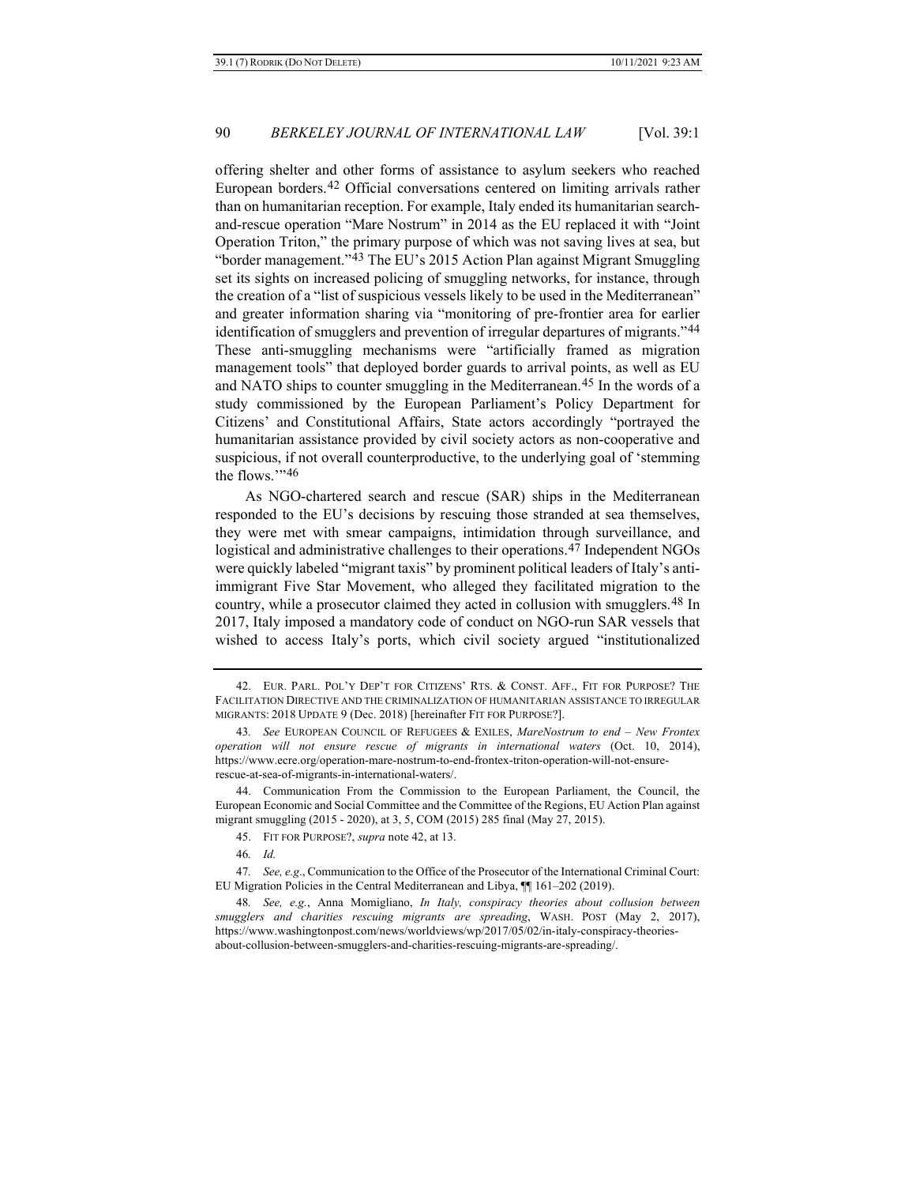offering shelter and other forms of assistance to asylum seekers who reached European borders.[42] Official conversations centered on limiting arrivals rather than on humanitarian reception. For example, Italy ended its humanitarian search-and-rescue operation "Mare Nostrum" in 2014 as the EU replaced it with "Joint Operation Triton," the primary purpose of which was not saving lives at sea, but "border management."[43] The EU's 2015 Action Plan against Migrant Smuggling set its sights on increased policing of smuggling networks, for instance, through the creation of a "list of suspicious vessels likely to be used in the Mediterranean" and greater information sharing via "monitoring of pre-frontier area for earlier identification of smugglers and prevention of irregular departures of migrants."[44] These anti-smuggling mechanisms were "artificially framed as migration management tools" that deployed border guards to arrival points, as well as EU and NATO ships to counter smuggling in the Mediterranean.[45] In the words of a study commissioned by the European Parliament's Policy Department for Citizens' and Constitutional Affairs, State actors accordingly "portrayed the humanitarian assistance provided by civil society actors as non-cooperative and suspicious, if not overall counterproductive, to the underlying goal of 'stemming the flows.'"[46]

As NGO-chartered search and rescue (SAR) ships in the Mediterranean responded to the EU's decisions by rescuing those stranded at sea themselves, they were met with smear campaigns, intimidation through surveillance, and logistical and administrative challenges to their operations.[47] Independent NGOs were quickly labeled "migrant taxis" by prominent political leaders of Italy's anti-immigrant Five Star Movement, who alleged they facilitated migration to the country, while a prosecutor claimed they acted in collusion with smugglers.[48] In 2017, Italy imposed a mandatory code of conduct on NGO-run SAR vessels that wished to access Italy's ports, which civil society argued "institutionalized

---

42. EUR. PARL. POL'Y DEP'T FOR CITIZENS' RTS. & CONST. AFF., FIT FOR PURPOSE? THE FACILITATION DIRECTIVE AND THE CRIMINALIZATION OF HUMANITARIAN ASSISTANCE TO IRREGULAR MIGRANTS: 2018 UPDATE 9 (Dec. 2018) [hereinafter FIT FOR PURPOSE?].

43. *See* EUROPEAN COUNCIL OF REFUGEES & EXILES, *MareNostrum to end – New Frontex operation will not ensure rescue of migrants in international waters* (Oct. 10, 2014), https://www.ecre.org/operation-mare-nostrum-to-end-frontex-triton-operation-will-not-ensure-rescue-at-sea-of-migrants-in-international-waters/.

44. Communication From the Commission to the European Parliament, the Council, the European Economic and Social Committee and the Committee of the Regions, EU Action Plan against migrant smuggling (2015 - 2020), at 3, 5, COM (2015) 285 final (May 27, 2015).

45. FIT FOR PURPOSE?, *supra* note 42, at 13.

46. *Id.*

47. *See, e.g.*, Communication to the Office of the Prosecutor of the International Criminal Court: EU Migration Policies in the Central Mediterranean and Libya, ¶¶ 161–202 (2019).

48. *See, e.g.*, Anna Momigliano, *In Italy, conspiracy theories about collusion between smugglers and charities rescuing migrants are spreading*, WASH. POST (May 2, 2017), https://www.washingtonpost.com/news/worldviews/wp/2017/05/02/in-italy-conspiracy-theories-about-collusion-between-smugglers-and-charities-rescuing-migrants-are-spreading/.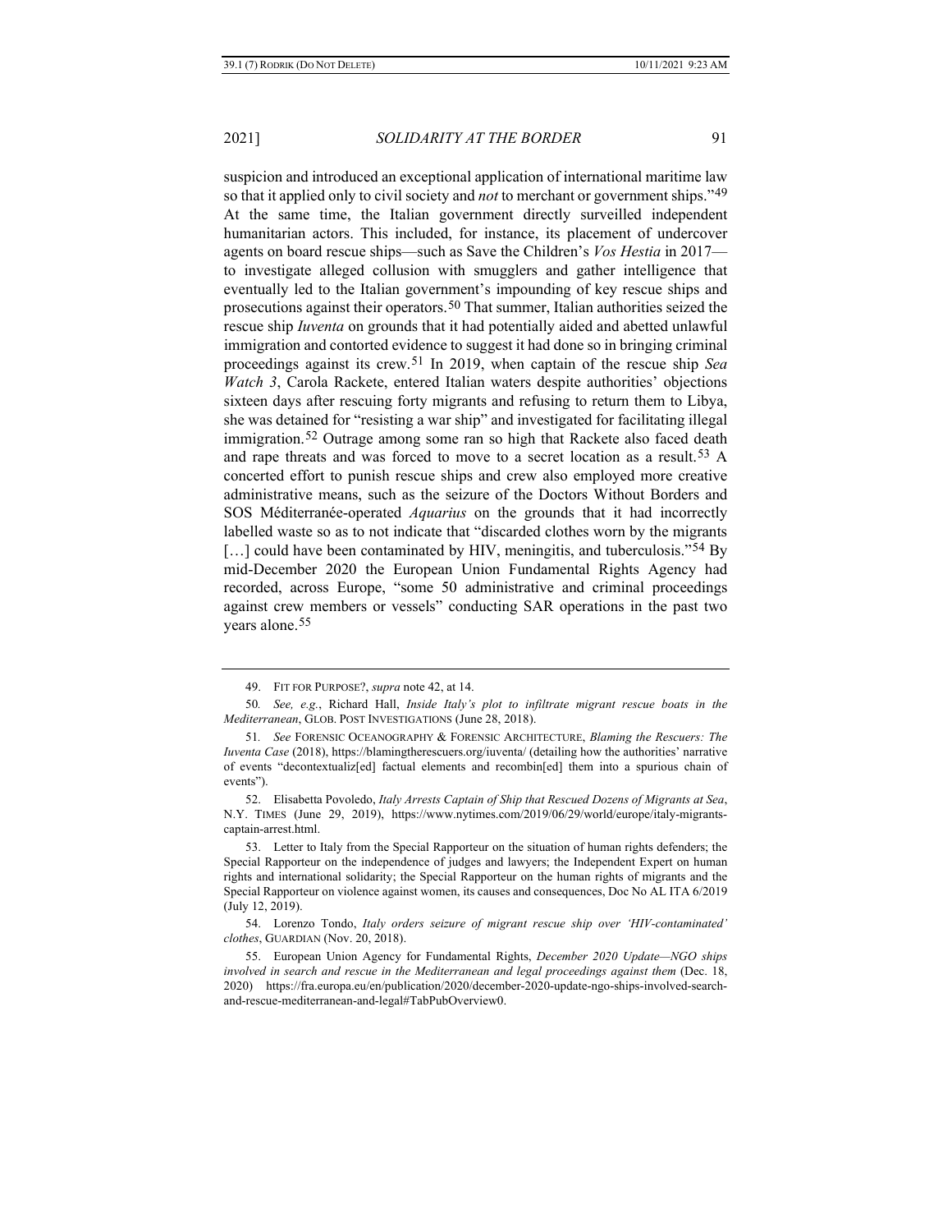suspicion and introduced an exceptional application of international maritime law so that it applied only to civil society and *not* to merchant or government ships."[49] At the same time, the Italian government directly surveilled independent humanitarian actors. This included, for instance, its placement of undercover agents on board rescue ships—such as Save the Children's *Vos Hestia* in 2017—to investigate alleged collusion with smugglers and gather intelligence that eventually led to the Italian government's impounding of key rescue ships and prosecutions against their operators.[50] That summer, Italian authorities seized the rescue ship *Iuventa* on grounds that it had potentially aided and abetted unlawful immigration and contorted evidence to suggest it had done so in bringing criminal proceedings against its crew.[51] In 2019, when captain of the rescue ship *Sea Watch 3*, Carola Rackete, entered Italian waters despite authorities' objections sixteen days after rescuing forty migrants and refusing to return them to Libya, she was detained for "resisting a war ship" and investigated for facilitating illegal immigration.[52] Outrage among some ran so high that Rackete also faced death and rape threats and was forced to move to a secret location as a result.[53] A concerted effort to punish rescue ships and crew also employed more creative administrative means, such as the seizure of the Doctors Without Borders and SOS Méditerranée-operated *Aquarius* on the grounds that it had incorrectly labelled waste so as to not indicate that "discarded clothes worn by the migrants […] could have been contaminated by HIV, meningitis, and tuberculosis."[54] By mid-December 2020 the European Union Fundamental Rights Agency had recorded, across Europe, "some 50 administrative and criminal proceedings against crew members or vessels" conducting SAR operations in the past two years alone.[55]

---

49. FIT FOR PURPOSE?, *supra* note 42, at 14.

50. *See, e.g.*, Richard Hall, *Inside Italy's plot to infiltrate migrant rescue boats in the Mediterranean*, GLOB. POST INVESTIGATIONS (June 28, 2018).

51. *See* FORENSIC OCEANOGRAPHY & FORENSIC ARCHITECTURE, *Blaming the Rescuers: The Iuventa Case* (2018), https://blamingtherescuers.org/iuventa/ (detailing how the authorities' narrative of events "decontextualiz[ed] factual elements and recombin[ed] them into a spurious chain of events").

52. Elisabetta Povoledo, *Italy Arrests Captain of Ship that Rescued Dozens of Migrants at Sea*, N.Y. TIMES (June 29, 2019), https://www.nytimes.com/2019/06/29/world/europe/italy-migrants-captain-arrest.html.

53. Letter to Italy from the Special Rapporteur on the situation of human rights defenders; the Special Rapporteur on the independence of judges and lawyers; the Independent Expert on human rights and international solidarity; the Special Rapporteur on the human rights of migrants and the Special Rapporteur on violence against women, its causes and consequences, Doc No AL ITA 6/2019 (July 12, 2019).

54. Lorenzo Tondo, *Italy orders seizure of migrant rescue ship over 'HIV-contaminated' clothes*, GUARDIAN (Nov. 20, 2018).

55. European Union Agency for Fundamental Rights, *December 2020 Update—NGO ships involved in search and rescue in the Mediterranean and legal proceedings against them* (Dec. 18, 2020) https://fra.europa.eu/en/publication/2020/december-2020-update-ngo-ships-involved-search-and-rescue-mediterranean-and-legal#TabPubOverview0.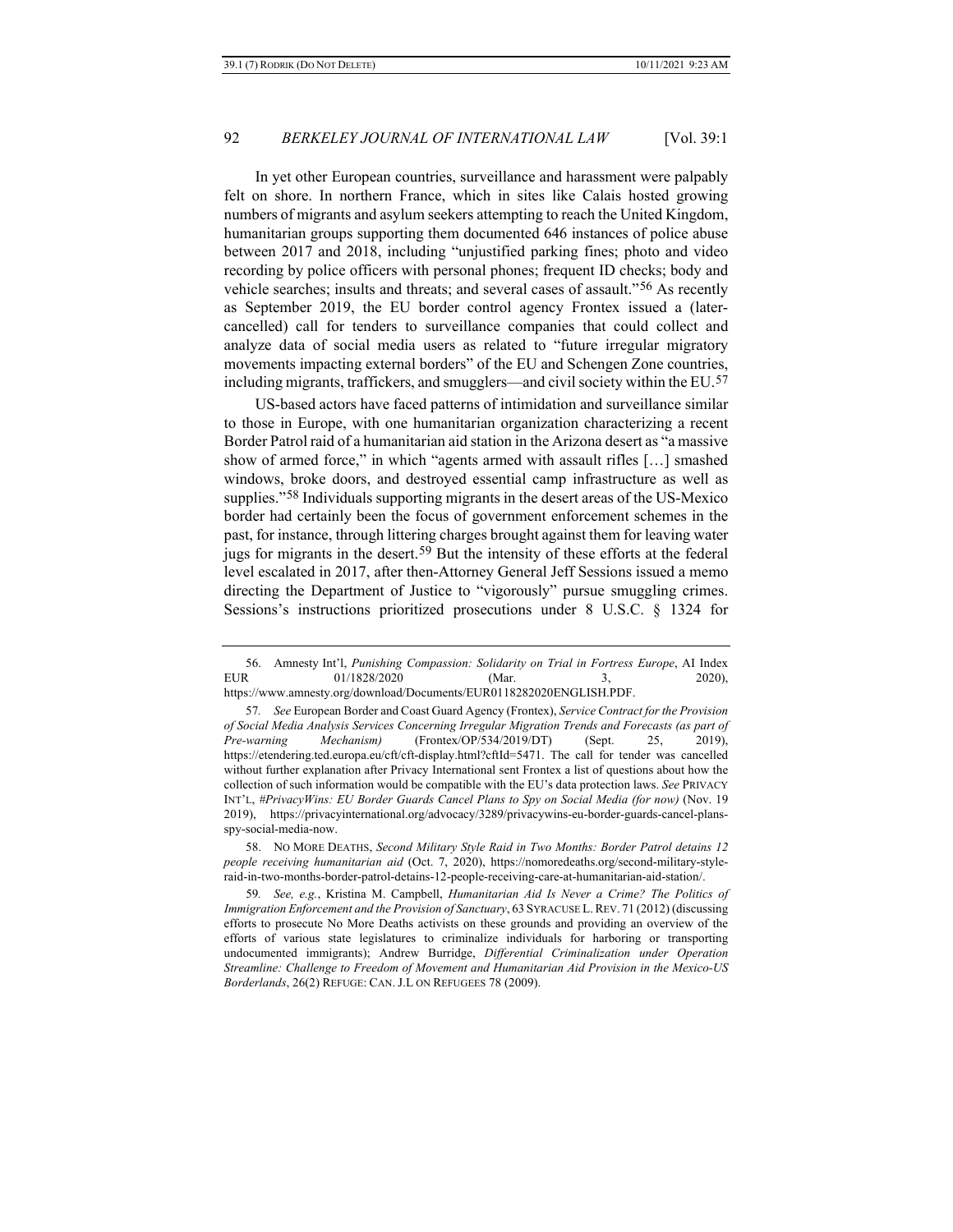In yet other European countries, surveillance and harassment were palpably felt on shore. In northern France, which in sites like Calais hosted growing numbers of migrants and asylum seekers attempting to reach the United Kingdom, humanitarian groups supporting them documented 646 instances of police abuse between 2017 and 2018, including "unjustified parking fines; photo and video recording by police officers with personal phones; frequent ID checks; body and vehicle searches; insults and threats; and several cases of assault."[56] As recently as September 2019, the EU border control agency Frontex issued a (later-cancelled) call for tenders to surveillance companies that could collect and analyze data of social media users as related to "future irregular migratory movements impacting external borders" of the EU and Schengen Zone countries, including migrants, traffickers, and smugglers—and civil society within the EU.[57]

US-based actors have faced patterns of intimidation and surveillance similar to those in Europe, with one humanitarian organization characterizing a recent Border Patrol raid of a humanitarian aid station in the Arizona desert as "a massive show of armed force," in which "agents armed with assault rifles […] smashed windows, broke doors, and destroyed essential camp infrastructure as well as supplies."[58] Individuals supporting migrants in the desert areas of the US-Mexico border had certainly been the focus of government enforcement schemes in the past, for instance, through littering charges brought against them for leaving water jugs for migrants in the desert.[59] But the intensity of these efforts at the federal level escalated in 2017, after then-Attorney General Jeff Sessions issued a memo directing the Department of Justice to "vigorously" pursue smuggling crimes. Sessions's instructions prioritized prosecutions under 8 U.S.C. § 1324 for

---

56. Amnesty Int'l, *Punishing Compassion: Solidarity on Trial in Fortress Europe*, AI Index EUR 01/1828/2020 (Mar. 3, 2020), https://www.amnesty.org/download/Documents/EUR0118282020ENGLISH.PDF.

57. *See* European Border and Coast Guard Agency (Frontex), *Service Contract for the Provision of Social Media Analysis Services Concerning Irregular Migration Trends and Forecasts (as part of Pre-warning Mechanism)* (Frontex/OP/534/2019/DT) (Sept. 25, 2019), https://etendering.ted.europa.eu/cft/cft-display.html?cftId=5471. The call for tender was cancelled without further explanation after Privacy International sent Frontex a list of questions about how the collection of such information would be compatible with the EU's data protection laws. *See* PRIVACY INT'L, *#PrivacyWins: EU Border Guards Cancel Plans to Spy on Social Media (for now)* (Nov. 19 2019), https://privacyinternational.org/advocacy/3289/privacywins-eu-border-guards-cancel-plans-spy-social-media-now.

58. NO MORE DEATHS, *Second Military Style Raid in Two Months: Border Patrol detains 12 people receiving humanitarian aid* (Oct. 7, 2020), https://nomoredeaths.org/second-military-style-raid-in-two-months-border-patrol-detains-12-people-receiving-care-at-humanitarian-aid-station/.

59. *See, e.g.*, Kristina M. Campbell, *Humanitarian Aid Is Never a Crime? The Politics of Immigration Enforcement and the Provision of Sanctuary*, 63 SYRACUSE L. REV. 71 (2012) (discussing efforts to prosecute No More Deaths activists on these grounds and providing an overview of the efforts of various state legislatures to criminalize individuals for harboring or transporting undocumented immigrants); Andrew Burridge, *Differential Criminalization under Operation Streamline: Challenge to Freedom of Movement and Humanitarian Aid Provision in the Mexico-US Borderlands*, 26(2) REFUGE: CAN. J.L ON REFUGEES 78 (2009).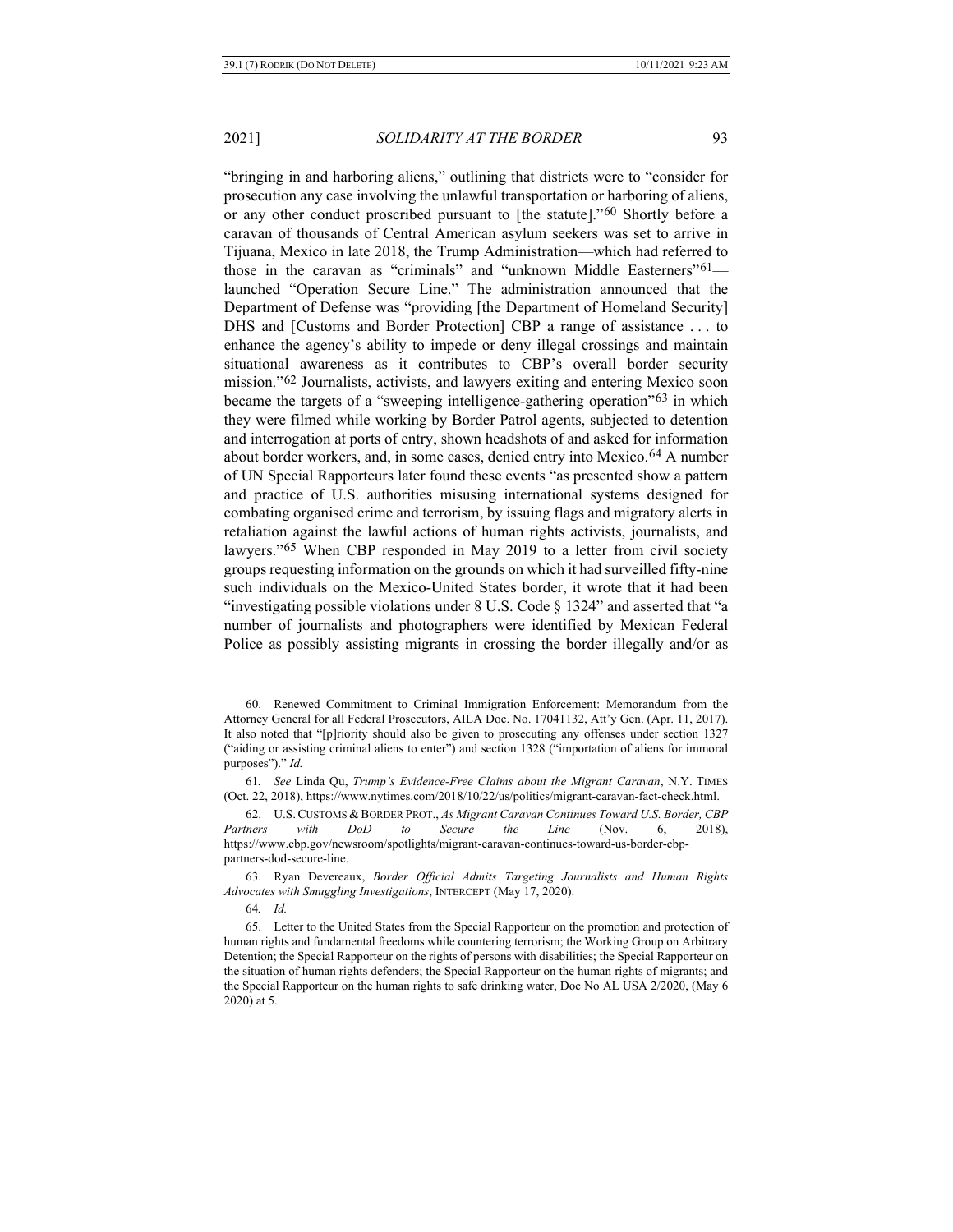"bringing in and harboring aliens," outlining that districts were to "consider for prosecution any case involving the unlawful transportation or harboring of aliens, or any other conduct proscribed pursuant to [the statute]."[60] Shortly before a caravan of thousands of Central American asylum seekers was set to arrive in Tijuana, Mexico in late 2018, the Trump Administration—which had referred to those in the caravan as "criminals" and "unknown Middle Easterners"[61]—launched "Operation Secure Line." The administration announced that the Department of Defense was "providing [the Department of Homeland Security] DHS and [Customs and Border Protection] CBP a range of assistance . . . to enhance the agency's ability to impede or deny illegal crossings and maintain situational awareness as it contributes to CBP's overall border security mission."[62] Journalists, activists, and lawyers exiting and entering Mexico soon became the targets of a "sweeping intelligence-gathering operation"[63] in which they were filmed while working by Border Patrol agents, subjected to detention and interrogation at ports of entry, shown headshots of and asked for information about border workers, and, in some cases, denied entry into Mexico.[64] A number of UN Special Rapporteurs later found these events "as presented show a pattern and practice of U.S. authorities misusing international systems designed for combating organised crime and terrorism, by issuing flags and migratory alerts in retaliation against the lawful actions of human rights activists, journalists, and lawyers."[65] When CBP responded in May 2019 to a letter from civil society groups requesting information on the grounds on which it had surveilled fifty-nine such individuals on the Mexico-United States border, it wrote that it had been "investigating possible violations under 8 U.S. Code § 1324" and asserted that "a number of journalists and photographers were identified by Mexican Federal Police as possibly assisting migrants in crossing the border illegally and/or as

---

60. Renewed Commitment to Criminal Immigration Enforcement: Memorandum from the Attorney General for all Federal Prosecutors, AILA Doc. No. 17041132, Att'y Gen. (Apr. 11, 2017). It also noted that "[p]riority should also be given to prosecuting any offenses under section 1327 ("aiding or assisting criminal aliens to enter") and section 1328 ("importation of aliens for immoral purposes")." *Id.*

61. *See* Linda Qu, *Trump's Evidence-Free Claims about the Migrant Caravan*, N.Y. TIMES (Oct. 22, 2018), https://www.nytimes.com/2018/10/22/us/politics/migrant-caravan-fact-check.html.

62. U.S. CUSTOMS & BORDER PROT., *As Migrant Caravan Continues Toward U.S. Border, CBP Partners with DoD to Secure the Line* (Nov. 6, 2018), https://www.cbp.gov/newsroom/spotlights/migrant-caravan-continues-toward-us-border-cbp-partners-dod-secure-line.

63. Ryan Devereaux, *Border Official Admits Targeting Journalists and Human Rights Advocates with Smuggling Investigations*, INTERCEPT (May 17, 2020).

64. *Id.*

65. Letter to the United States from the Special Rapporteur on the promotion and protection of human rights and fundamental freedoms while countering terrorism; the Working Group on Arbitrary Detention; the Special Rapporteur on the rights of persons with disabilities; the Special Rapporteur on the situation of human rights defenders; the Special Rapporteur on the human rights of migrants; and the Special Rapporteur on the human rights to safe drinking water, Doc No AL USA 2/2020, (May 6 2020) at 5.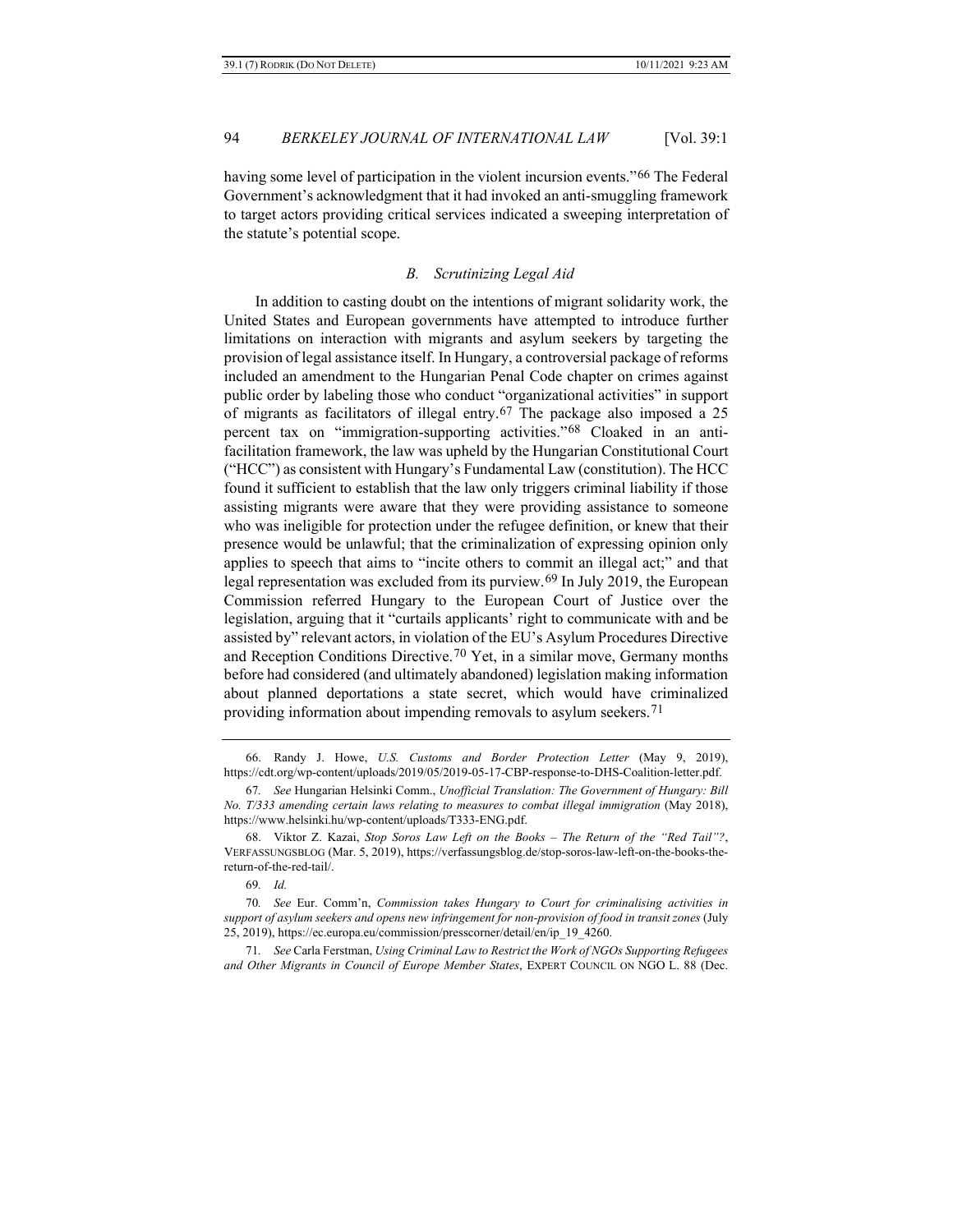having some level of participation in the violent incursion events."[66] The Federal Government's acknowledgment that it had invoked an anti-smuggling framework to target actors providing critical services indicated a sweeping interpretation of the statute's potential scope.

### *B. Scrutinizing Legal Aid*

In addition to casting doubt on the intentions of migrant solidarity work, the United States and European governments have attempted to introduce further limitations on interaction with migrants and asylum seekers by targeting the provision of legal assistance itself. In Hungary, a controversial package of reforms included an amendment to the Hungarian Penal Code chapter on crimes against public order by labeling those who conduct "organizational activities" in support of migrants as facilitators of illegal entry.[67] The package also imposed a 25 percent tax on "immigration-supporting activities."[68] Cloaked in an anti-facilitation framework, the law was upheld by the Hungarian Constitutional Court ("HCC") as consistent with Hungary's Fundamental Law (constitution). The HCC found it sufficient to establish that the law only triggers criminal liability if those assisting migrants were aware that they were providing assistance to someone who was ineligible for protection under the refugee definition, or knew that their presence would be unlawful; that the criminalization of expressing opinion only applies to speech that aims to "incite others to commit an illegal act;" and that legal representation was excluded from its purview.[69] In July 2019, the European Commission referred Hungary to the European Court of Justice over the legislation, arguing that it "curtails applicants' right to communicate with and be assisted by" relevant actors, in violation of the EU's Asylum Procedures Directive and Reception Conditions Directive.[70] Yet, in a similar move, Germany months before had considered (and ultimately abandoned) legislation making information about planned deportations a state secret, which would have criminalized providing information about impending removals to asylum seekers.[71]

---

66. Randy J. Howe, *U.S. Customs and Border Protection Letter* (May 9, 2019), https://cdt.org/wp-content/uploads/2019/05/2019-05-17-CBP-response-to-DHS-Coalition-letter.pdf.

67. *See* Hungarian Helsinki Comm., *Unofficial Translation: The Government of Hungary: Bill No. T/333 amending certain laws relating to measures to combat illegal immigration* (May 2018), https://www.helsinki.hu/wp-content/uploads/T333-ENG.pdf.

68. Viktor Z. Kazai, *Stop Soros Law Left on the Books – The Return of the "Red Tail"?*, VERFASSUNGSBLOG (Mar. 5, 2019), https://verfassungsblog.de/stop-soros-law-left-on-the-books-the-return-of-the-red-tail/.

69. *Id.*

70. *See* Eur. Comm'n, *Commission takes Hungary to Court for criminalising activities in support of asylum seekers and opens new infringement for non-provision of food in transit zones* (July 25, 2019), https://ec.europa.eu/commission/presscorner/detail/en/ip_19_4260.

71. *See* Carla Ferstman, *Using Criminal Law to Restrict the Work of NGOs Supporting Refugees and Other Migrants in Council of Europe Member States*, EXPERT COUNCIL ON NGO L. 88 (Dec.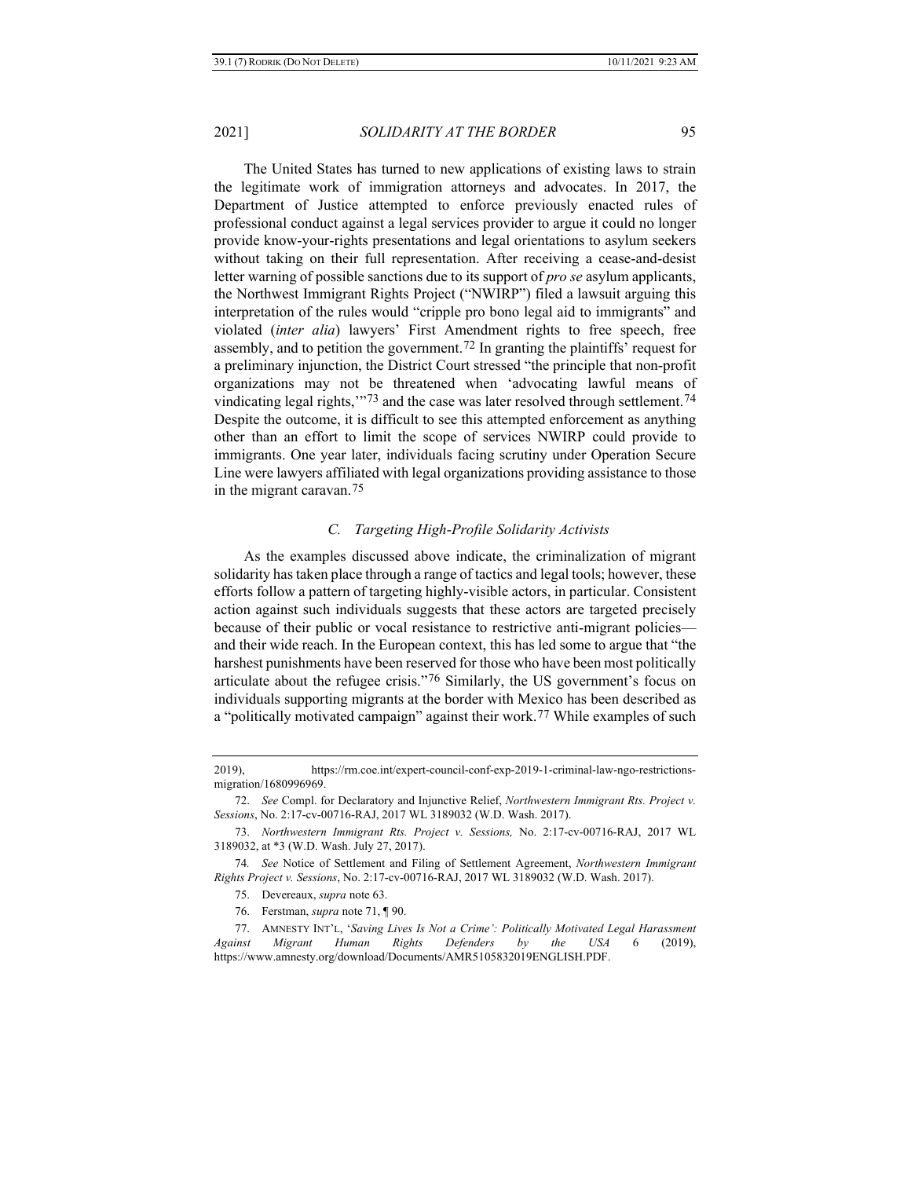The United States has turned to new applications of existing laws to strain the legitimate work of immigration attorneys and advocates. In 2017, the Department of Justice attempted to enforce previously enacted rules of professional conduct against a legal services provider to argue it could no longer provide know-your-rights presentations and legal orientations to asylum seekers without taking on their full representation. After receiving a cease-and-desist letter warning of possible sanctions due to its support of *pro se* asylum applicants, the Northwest Immigrant Rights Project ("NWIRP") filed a lawsuit arguing this interpretation of the rules would "cripple pro bono legal aid to immigrants" and violated (*inter alia*) lawyers' First Amendment rights to free speech, free assembly, and to petition the government.[72] In granting the plaintiffs' request for a preliminary injunction, the District Court stressed "the principle that non-profit organizations may not be threatened when 'advocating lawful means of vindicating legal rights,'"[73] and the case was later resolved through settlement.[74] Despite the outcome, it is difficult to see this attempted enforcement as anything other than an effort to limit the scope of services NWIRP could provide to immigrants. One year later, individuals facing scrutiny under Operation Secure Line were lawyers affiliated with legal organizations providing assistance to those in the migrant caravan.[75]

### *C. Targeting High-Profile Solidarity Activists*

As the examples discussed above indicate, the criminalization of migrant solidarity has taken place through a range of tactics and legal tools; however, these efforts follow a pattern of targeting highly-visible actors, in particular. Consistent action against such individuals suggests that these actors are targeted precisely because of their public or vocal resistance to restrictive anti-migrant policies—and their wide reach. In the European context, this has led some to argue that "the harshest punishments have been reserved for those who have been most politically articulate about the refugee crisis."[76] Similarly, the US government's focus on individuals supporting migrants at the border with Mexico has been described as a "politically motivated campaign" against their work.[77] While examples of such

---

2019), https://rm.coe.int/expert-council-conf-exp-2019-1-criminal-law-ngo-restrictions-migration/1680996969.

72. *See* Compl. for Declaratory and Injunctive Relief, *Northwestern Immigrant Rts. Project v. Sessions*, No. 2:17-cv-00716-RAJ, 2017 WL 3189032 (W.D. Wash. 2017).

73. *Northwestern Immigrant Rts. Project v. Sessions,* No. 2:17-cv-00716-RAJ, 2017 WL 3189032, at *3 (W.D. Wash. July 27, 2017).

74. *See* Notice of Settlement and Filing of Settlement Agreement, *Northwestern Immigrant Rights Project v. Sessions*, No. 2:17-cv-00716-RAJ, 2017 WL 3189032 (W.D. Wash. 2017).

75. Devereaux, *supra* note 63.

76. Ferstman, *supra* note 71, ¶ 90.

77. AMNESTY INT'L, *'Saving Lives Is Not a Crime': Politically Motivated Legal Harassment Against Migrant Human Rights Defenders by the USA* 6 (2019), https://www.amnesty.org/download/Documents/AMR5105832019ENGLISH.PDF.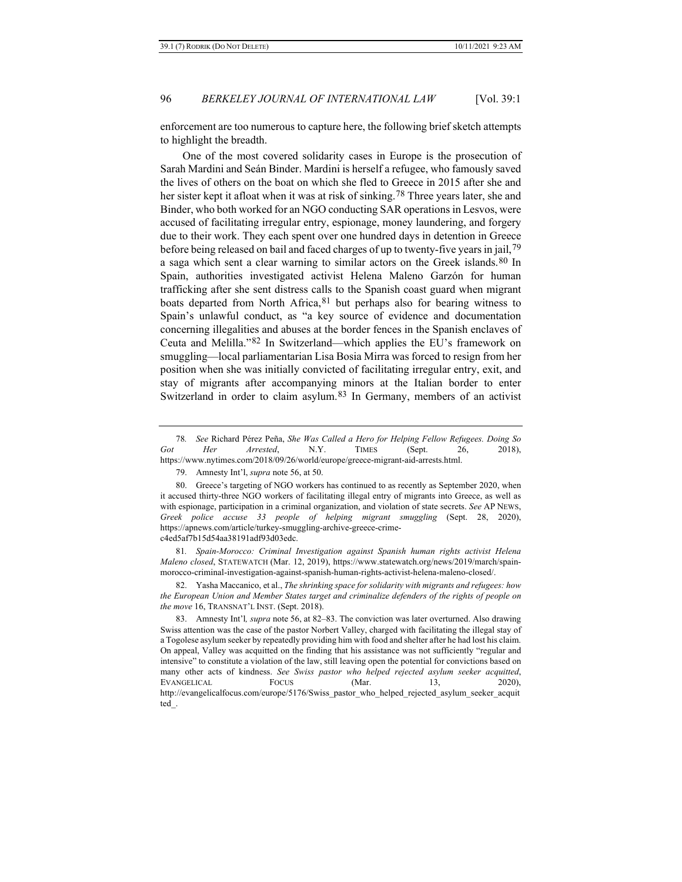enforcement are too numerous to capture here, the following brief sketch attempts to highlight the breadth.

One of the most covered solidarity cases in Europe is the prosecution of Sarah Mardini and Seán Binder. Mardini is herself a refugee, who famously saved the lives of others on the boat on which she fled to Greece in 2015 after she and her sister kept it afloat when it was at risk of sinking.[78] Three years later, she and Binder, who both worked for an NGO conducting SAR operations in Lesvos, were accused of facilitating irregular entry, espionage, money laundering, and forgery due to their work. They each spent over one hundred days in detention in Greece before being released on bail and faced charges of up to twenty-five years in jail,[79] a saga which sent a clear warning to similar actors on the Greek islands.[80] In Spain, authorities investigated activist Helena Maleno Garzón for human trafficking after she sent distress calls to the Spanish coast guard when migrant boats departed from North Africa,[81] but perhaps also for bearing witness to Spain's unlawful conduct, as "a key source of evidence and documentation concerning illegalities and abuses at the border fences in the Spanish enclaves of Ceuta and Melilla."[82] In Switzerland—which applies the EU's framework on smuggling—local parliamentarian Lisa Bosia Mirra was forced to resign from her position when she was initially convicted of facilitating irregular entry, exit, and stay of migrants after accompanying minors at the Italian border to enter Switzerland in order to claim asylum.[83] In Germany, members of an activist

---

78. *See* Richard Pérez Peña, *She Was Called a Hero for Helping Fellow Refugees. Doing So Got Her Arrested*, N.Y. TIMES (Sept. 26, 2018), https://www.nytimes.com/2018/09/26/world/europe/greece-migrant-aid-arrests.html.

79. Amnesty Int'l, *supra* note 56, at 50.

80. Greece's targeting of NGO workers has continued to as recently as September 2020, when it accused thirty-three NGO workers of facilitating illegal entry of migrants into Greece, as well as with espionage, participation in a criminal organization, and violation of state secrets. *See* AP NEWS, *Greek police accuse 33 people of helping migrant smuggling* (Sept. 28, 2020), https://apnews.com/article/turkey-smuggling-archive-greece-crime-c4ed5af7b15d54aa38191adf93d03edc.

81. *Spain-Morocco: Criminal Investigation against Spanish human rights activist Helena Maleno closed*, STATEWATCH (Mar. 12, 2019), https://www.statewatch.org/news/2019/march/spain-morocco-criminal-investigation-against-spanish-human-rights-activist-helena-maleno-closed/.

82. Yasha Maccanico, et al., *The shrinking space for solidarity with migrants and refugees: how the European Union and Member States target and criminalize defenders of the rights of people on the move* 16, TRANSNAT'L INST. (Sept. 2018).

83. Amnesty Int'l*, supra* note 56, at 82–83. The conviction was later overturned. Also drawing Swiss attention was the case of the pastor Norbert Valley, charged with facilitating the illegal stay of a Togolese asylum seeker by repeatedly providing him with food and shelter after he had lost his claim. On appeal, Valley was acquitted on the finding that his assistance was not sufficiently "regular and intensive" to constitute a violation of the law, still leaving open the potential for convictions based on many other acts of kindness. *See Swiss pastor who helped rejected asylum seeker acquitted*, EVANGELICAL FOCUS (Mar. 13, 2020), http://evangelicalfocus.com/europe/5176/Swiss_pastor_who_helped_rejected_asylum_seeker_acquitted_.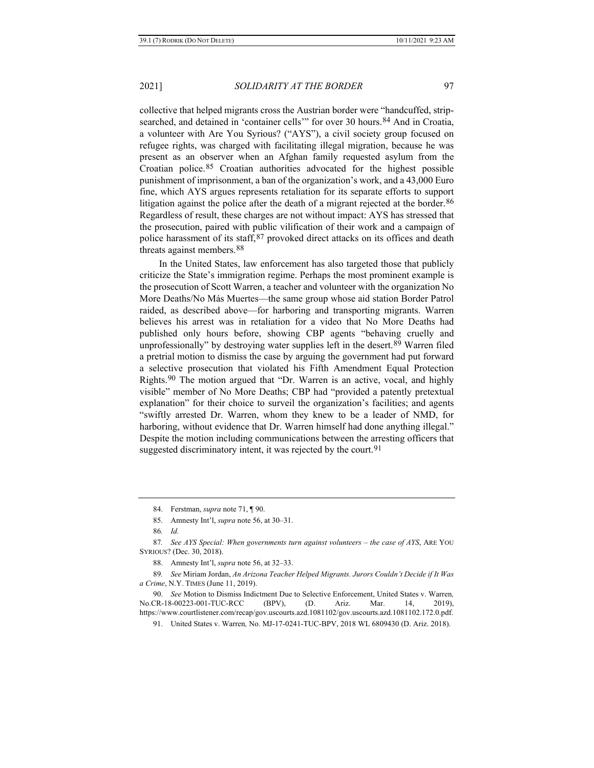collective that helped migrants cross the Austrian border were "handcuffed, strip-searched, and detained in 'container cells'" for over 30 hours.[84] And in Croatia, a volunteer with Are You Syrious? ("AYS"), a civil society group focused on refugee rights, was charged with facilitating illegal migration, because he was present as an observer when an Afghan family requested asylum from the Croatian police.[85] Croatian authorities advocated for the highest possible punishment of imprisonment, a ban of the organization's work, and a 43,000 Euro fine, which AYS argues represents retaliation for its separate efforts to support litigation against the police after the death of a migrant rejected at the border.[86] Regardless of result, these charges are not without impact: AYS has stressed that the prosecution, paired with public vilification of their work and a campaign of police harassment of its staff,[87] provoked direct attacks on its offices and death threats against members.[88]

In the United States, law enforcement has also targeted those that publicly criticize the State's immigration regime. Perhaps the most prominent example is the prosecution of Scott Warren, a teacher and volunteer with the organization No More Deaths/No Más Muertes—the same group whose aid station Border Patrol raided, as described above—for harboring and transporting migrants. Warren believes his arrest was in retaliation for a video that No More Deaths had published only hours before, showing CBP agents "behaving cruelly and unprofessionally" by destroying water supplies left in the desert.[89] Warren filed a pretrial motion to dismiss the case by arguing the government had put forward a selective prosecution that violated his Fifth Amendment Equal Protection Rights.[90] The motion argued that "Dr. Warren is an active, vocal, and highly visible" member of No More Deaths; CBP had "provided a patently pretextual explanation" for their choice to surveil the organization's facilities; and agents "swiftly arrested Dr. Warren, whom they knew to be a leader of NMD, for harboring, without evidence that Dr. Warren himself had done anything illegal." Despite the motion including communications between the arresting officers that suggested discriminatory intent, it was rejected by the court.[91]

---

84. Ferstman, *supra* note 71, ¶ 90.

85. Amnesty Int'l, *supra* note 56, at 30–31.

86. *Id.*

87. *See AYS Special: When governments turn against volunteers – the case of AYS*, ARE YOU SYRIOUS? (Dec. 30, 2018).

88. Amnesty Int'l, *supra* note 56, at 32–33.

89. *See* Miriam Jordan, *An Arizona Teacher Helped Migrants. Jurors Couldn't Decide if It Was a Crime*, N.Y. TIMES (June 11, 2019).

90. *See* Motion to Dismiss Indictment Due to Selective Enforcement, United States v. Warren, No.CR-18-00223-001-TUC-RCC (BPV), (D. Ariz. Mar. 14, 2019), https://www.courtlistener.com/recap/gov.uscourts.azd.1081102/gov.uscourts.azd.1081102.172.0.pdf.

91. United States v. Warren*,* No. MJ-17-0241-TUC-BPV, 2018 WL 6809430 (D. Ariz. 2018).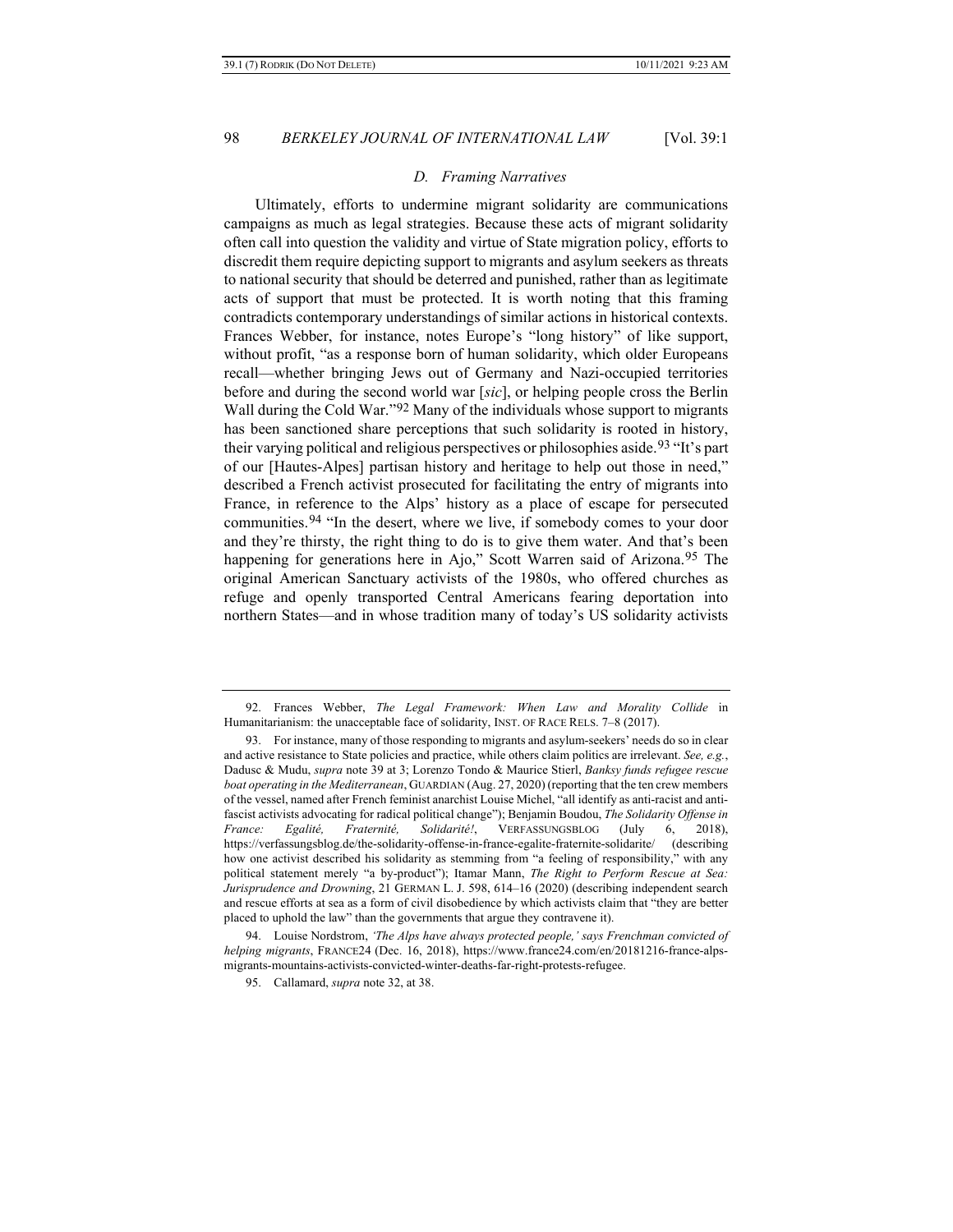### *D. Framing Narratives*

Ultimately, efforts to undermine migrant solidarity are communications campaigns as much as legal strategies. Because these acts of migrant solidarity often call into question the validity and virtue of State migration policy, efforts to discredit them require depicting support to migrants and asylum seekers as threats to national security that should be deterred and punished, rather than as legitimate acts of support that must be protected. It is worth noting that this framing contradicts contemporary understandings of similar actions in historical contexts. Frances Webber, for instance, notes Europe's "long history" of like support, without profit, "as a response born of human solidarity, which older Europeans recall—whether bringing Jews out of Germany and Nazi-occupied territories before and during the second world war [*sic*], or helping people cross the Berlin Wall during the Cold War."[92] Many of the individuals whose support to migrants has been sanctioned share perceptions that such solidarity is rooted in history, their varying political and religious perspectives or philosophies aside.[93] "It's part of our [Hautes-Alpes] partisan history and heritage to help out those in need," described a French activist prosecuted for facilitating the entry of migrants into France, in reference to the Alps' history as a place of escape for persecuted communities.[94] "In the desert, where we live, if somebody comes to your door and they're thirsty, the right thing to do is to give them water. And that's been happening for generations here in Ajo," Scott Warren said of Arizona.[95] The original American Sanctuary activists of the 1980s, who offered churches as refuge and openly transported Central Americans fearing deportation into northern States—and in whose tradition many of today's US solidarity activists

---

92. Frances Webber, *The Legal Framework: When Law and Morality Collide* in Humanitarianism: the unacceptable face of solidarity, INST. OF RACE RELS. 7–8 (2017).

93. For instance, many of those responding to migrants and asylum-seekers' needs do so in clear and active resistance to State policies and practice, while others claim politics are irrelevant. *See, e.g.*, Dadusc & Mudu, *supra* note 39 at 3; Lorenzo Tondo & Maurice Stierl, *Banksy funds refugee rescue boat operating in the Mediterranean*, GUARDIAN (Aug. 27, 2020) (reporting that the ten crew members of the vessel, named after French feminist anarchist Louise Michel, "all identify as anti-racist and anti-fascist activists advocating for radical political change"); Benjamin Boudou, *The Solidarity Offense in France: Egalité, Fraternité, Solidarité!*, VERFASSUNGSBLOG (July 6, 2018), https://verfassungsblog.de/the-solidarity-offense-in-france-egalite-fraternite-solidarite/ (describing how one activist described his solidarity as stemming from "a feeling of responsibility," with any political statement merely "a by-product"); Itamar Mann, *The Right to Perform Rescue at Sea: Jurisprudence and Drowning*, 21 GERMAN L. J. 598, 614–16 (2020) (describing independent search and rescue efforts at sea as a form of civil disobedience by which activists claim that "they are better placed to uphold the law" than the governments that argue they contravene it).

94. Louise Nordstrom, *'The Alps have always protected people,' says Frenchman convicted of helping migrants*, FRANCE24 (Dec. 16, 2018), https://www.france24.com/en/20181216-france-alps-migrants-mountains-activists-convicted-winter-deaths-far-right-protests-refugee.

95. Callamard, *supra* note 32, at 38.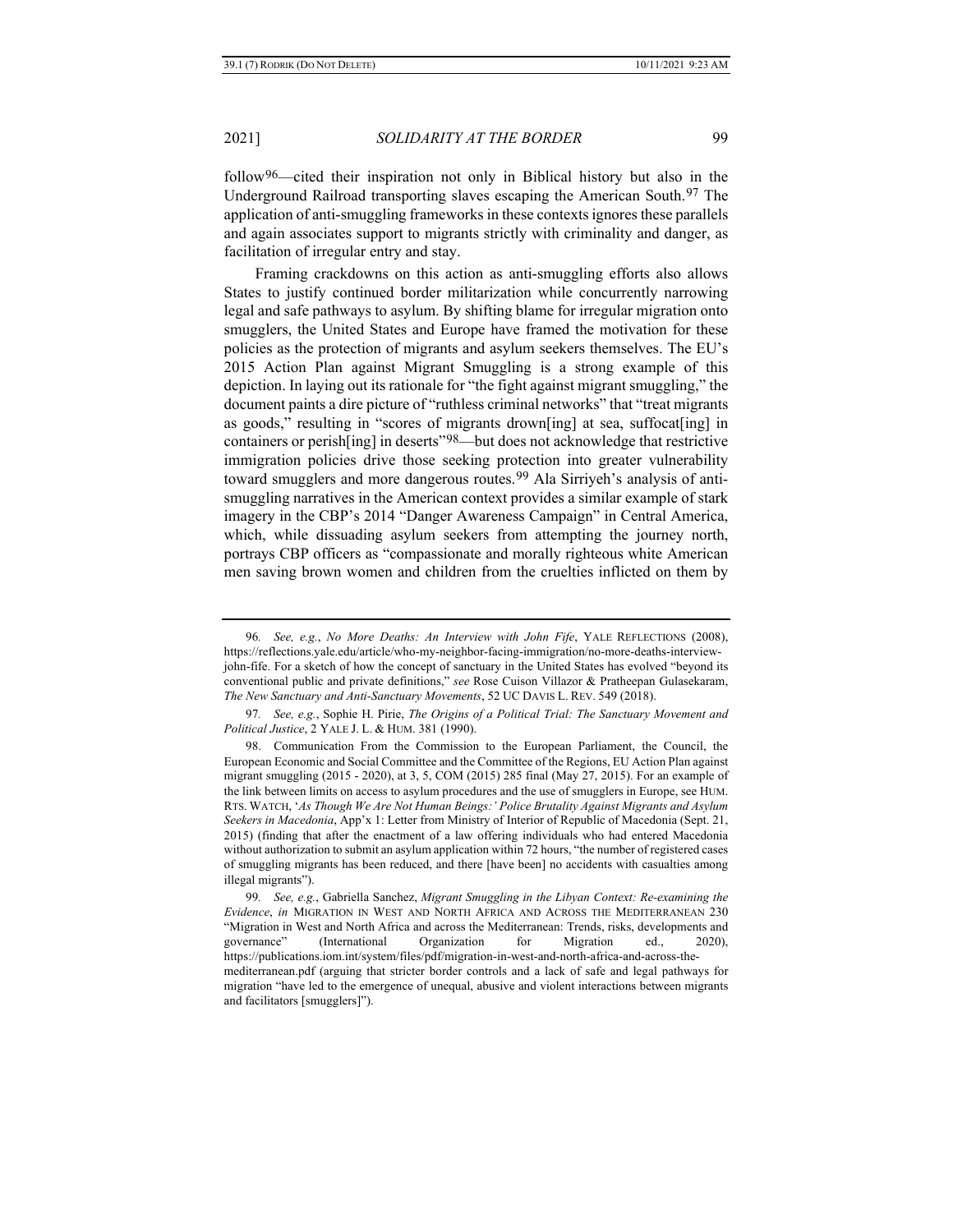follow[96]—cited their inspiration not only in Biblical history but also in the Underground Railroad transporting slaves escaping the American South.[97] The application of anti-smuggling frameworks in these contexts ignores these parallels and again associates support to migrants strictly with criminality and danger, as facilitation of irregular entry and stay.

Framing crackdowns on this action as anti-smuggling efforts also allows States to justify continued border militarization while concurrently narrowing legal and safe pathways to asylum. By shifting blame for irregular migration onto smugglers, the United States and Europe have framed the motivation for these policies as the protection of migrants and asylum seekers themselves. The EU's 2015 Action Plan against Migrant Smuggling is a strong example of this depiction. In laying out its rationale for "the fight against migrant smuggling," the document paints a dire picture of "ruthless criminal networks" that "treat migrants as goods," resulting in "scores of migrants drown[ing] at sea, suffocat[ing] in containers or perish[ing] in deserts"[98]—but does not acknowledge that restrictive immigration policies drive those seeking protection into greater vulnerability toward smugglers and more dangerous routes.[99] Ala Sirriyeh's analysis of anti-smuggling narratives in the American context provides a similar example of stark imagery in the CBP's 2014 "Danger Awareness Campaign" in Central America, which, while dissuading asylum seekers from attempting the journey north, portrays CBP officers as "compassionate and morally righteous white American men saving brown women and children from the cruelties inflicted on them by

---

96. *See, e.g.*, *No More Deaths: An Interview with John Fife*, YALE REFLECTIONS (2008), https://reflections.yale.edu/article/who-my-neighbor-facing-immigration/no-more-deaths-interview-john-fife. For a sketch of how the concept of sanctuary in the United States has evolved "beyond its conventional public and private definitions," *see* Rose Cuison Villazor & Pratheepan Gulasekaram, *The New Sanctuary and Anti-Sanctuary Movements*, 52 UC DAVIS L. REV. 549 (2018).

97. *See, e.g.*, Sophie H. Pirie, *The Origins of a Political Trial: The Sanctuary Movement and Political Justice*, 2 YALE J. L. & HUM. 381 (1990).

98. Communication From the Commission to the European Parliament, the Council, the European Economic and Social Committee and the Committee of the Regions, EU Action Plan against migrant smuggling (2015 - 2020), at 3, 5, COM (2015) 285 final (May 27, 2015). For an example of the link between limits on access to asylum procedures and the use of smugglers in Europe, see HUM. RTS. WATCH, '*As Though We Are Not Human Beings:' Police Brutality Against Migrants and Asylum Seekers in Macedonia*, App'x 1: Letter from Ministry of Interior of Republic of Macedonia (Sept. 21, 2015) (finding that after the enactment of a law offering individuals who had entered Macedonia without authorization to submit an asylum application within 72 hours, "the number of registered cases of smuggling migrants has been reduced, and there [have been] no accidents with casualties among illegal migrants").

99. *See, e.g.*, Gabriella Sanchez, *Migrant Smuggling in the Libyan Context: Re-examining the Evidence*, *in* MIGRATION IN WEST AND NORTH AFRICA AND ACROSS THE MEDITERRANEAN 230 "Migration in West and North Africa and across the Mediterranean: Trends, risks, developments and governance" (International Organization for Migration ed., 2020), https://publications.iom.int/system/files/pdf/migration-in-west-and-north-africa-and-across-the-mediterranean.pdf (arguing that stricter border controls and a lack of safe and legal pathways for migration "have led to the emergence of unequal, abusive and violent interactions between migrants and facilitators [smugglers]").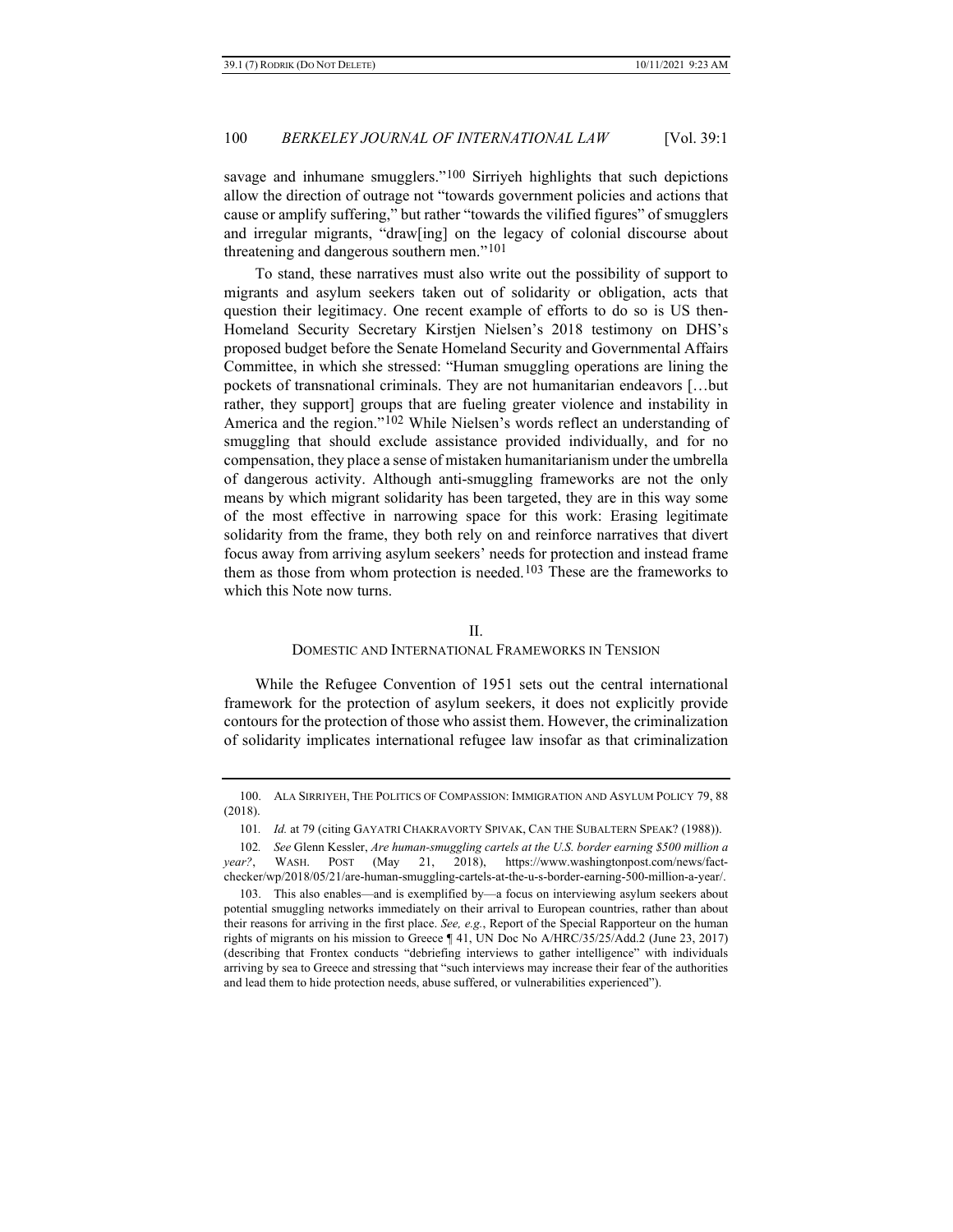savage and inhumane smugglers."[100] Sirriyeh highlights that such depictions allow the direction of outrage not "towards government policies and actions that cause or amplify suffering," but rather "towards the vilified figures" of smugglers and irregular migrants, "draw[ing] on the legacy of colonial discourse about threatening and dangerous southern men."[101]

To stand, these narratives must also write out the possibility of support to migrants and asylum seekers taken out of solidarity or obligation, acts that question their legitimacy. One recent example of efforts to do so is US then-Homeland Security Secretary Kirstjen Nielsen's 2018 testimony on DHS's proposed budget before the Senate Homeland Security and Governmental Affairs Committee, in which she stressed: "Human smuggling operations are lining the pockets of transnational criminals. They are not humanitarian endeavors […but rather, they support] groups that are fueling greater violence and instability in America and the region."[102] While Nielsen's words reflect an understanding of smuggling that should exclude assistance provided individually, and for no compensation, they place a sense of mistaken humanitarianism under the umbrella of dangerous activity. Although anti-smuggling frameworks are not the only means by which migrant solidarity has been targeted, they are in this way some of the most effective in narrowing space for this work: Erasing legitimate solidarity from the frame, they both rely on and reinforce narratives that divert focus away from arriving asylum seekers' needs for protection and instead frame them as those from whom protection is needed.[103] These are the frameworks to which this Note now turns.

## II.
## DOMESTIC AND INTERNATIONAL FRAMEWORKS IN TENSION

While the Refugee Convention of 1951 sets out the central international framework for the protection of asylum seekers, it does not explicitly provide contours for the protection of those who assist them. However, the criminalization of solidarity implicates international refugee law insofar as that criminalization

---

100. ALA SIRRIYEH, THE POLITICS OF COMPASSION: IMMIGRATION AND ASYLUM POLICY 79, 88 (2018).

101. *Id.* at 79 (citing GAYATRI CHAKRAVORTY SPIVAK, CAN THE SUBALTERN SPEAK? (1988)).

102. *See* Glenn Kessler, *Are human-smuggling cartels at the U.S. border earning $500 million a year?*, WASH. POST (May 21, 2018), https://www.washingtonpost.com/news/fact-checker/wp/2018/05/21/are-human-smuggling-cartels-at-the-u-s-border-earning-500-million-a-year/.

103. This also enables—and is exemplified by—a focus on interviewing asylum seekers about potential smuggling networks immediately on their arrival to European countries, rather than about their reasons for arriving in the first place. *See, e.g.*, Report of the Special Rapporteur on the human rights of migrants on his mission to Greece ¶ 41, UN Doc No A/HRC/35/25/Add.2 (June 23, 2017) (describing that Frontex conducts "debriefing interviews to gather intelligence" with individuals arriving by sea to Greece and stressing that "such interviews may increase their fear of the authorities and lead them to hide protection needs, abuse suffered, or vulnerabilities experienced").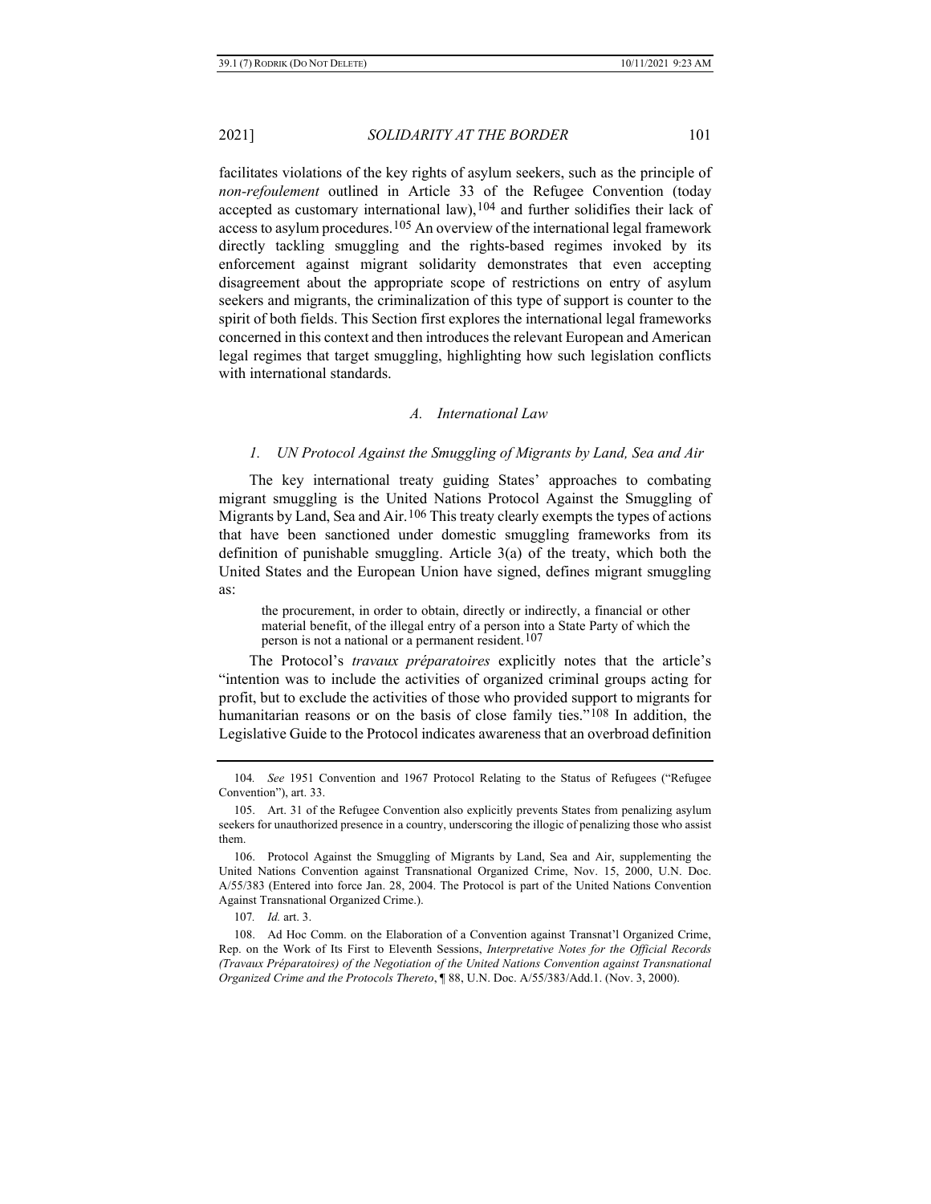facilitates violations of the key rights of asylum seekers, such as the principle of *non-refoulement* outlined in Article 33 of the Refugee Convention (today accepted as customary international law),[104] and further solidifies their lack of access to asylum procedures.[105] An overview of the international legal framework directly tackling smuggling and the rights-based regimes invoked by its enforcement against migrant solidarity demonstrates that even accepting disagreement about the appropriate scope of restrictions on entry of asylum seekers and migrants, the criminalization of this type of support is counter to the spirit of both fields. This Section first explores the international legal frameworks concerned in this context and then introduces the relevant European and American legal regimes that target smuggling, highlighting how such legislation conflicts with international standards.

### *A. International Law*

#### *1. UN Protocol Against the Smuggling of Migrants by Land, Sea and Air*

The key international treaty guiding States' approaches to combating migrant smuggling is the United Nations Protocol Against the Smuggling of Migrants by Land, Sea and Air.[106] This treaty clearly exempts the types of actions that have been sanctioned under domestic smuggling frameworks from its definition of punishable smuggling. Article 3(a) of the treaty, which both the United States and the European Union have signed, defines migrant smuggling as:

> the procurement, in order to obtain, directly or indirectly, a financial or other material benefit, of the illegal entry of a person into a State Party of which the person is not a national or a permanent resident.[107]

The Protocol's *travaux préparatoires* explicitly notes that the article's "intention was to include the activities of organized criminal groups acting for profit, but to exclude the activities of those who provided support to migrants for humanitarian reasons or on the basis of close family ties."[108] In addition, the Legislative Guide to the Protocol indicates awareness that an overbroad definition

---

104. *See* 1951 Convention and 1967 Protocol Relating to the Status of Refugees ("Refugee Convention"), art. 33.

105. Art. 31 of the Refugee Convention also explicitly prevents States from penalizing asylum seekers for unauthorized presence in a country, underscoring the illogic of penalizing those who assist them.

106. Protocol Against the Smuggling of Migrants by Land, Sea and Air, supplementing the United Nations Convention against Transnational Organized Crime, Nov. 15, 2000, U.N. Doc. A/55/383 (Entered into force Jan. 28, 2004. The Protocol is part of the United Nations Convention Against Transnational Organized Crime.).

107. *Id.* art. 3.

108. Ad Hoc Comm. on the Elaboration of a Convention against Transnat'l Organized Crime, Rep. on the Work of Its First to Eleventh Sessions, *Interpretative Notes for the Official Records (Travaux Préparatoires) of the Negotiation of the United Nations Convention against Transnational Organized Crime and the Protocols Thereto*, ¶ 88, U.N. Doc. A/55/383/Add.1. (Nov. 3, 2000).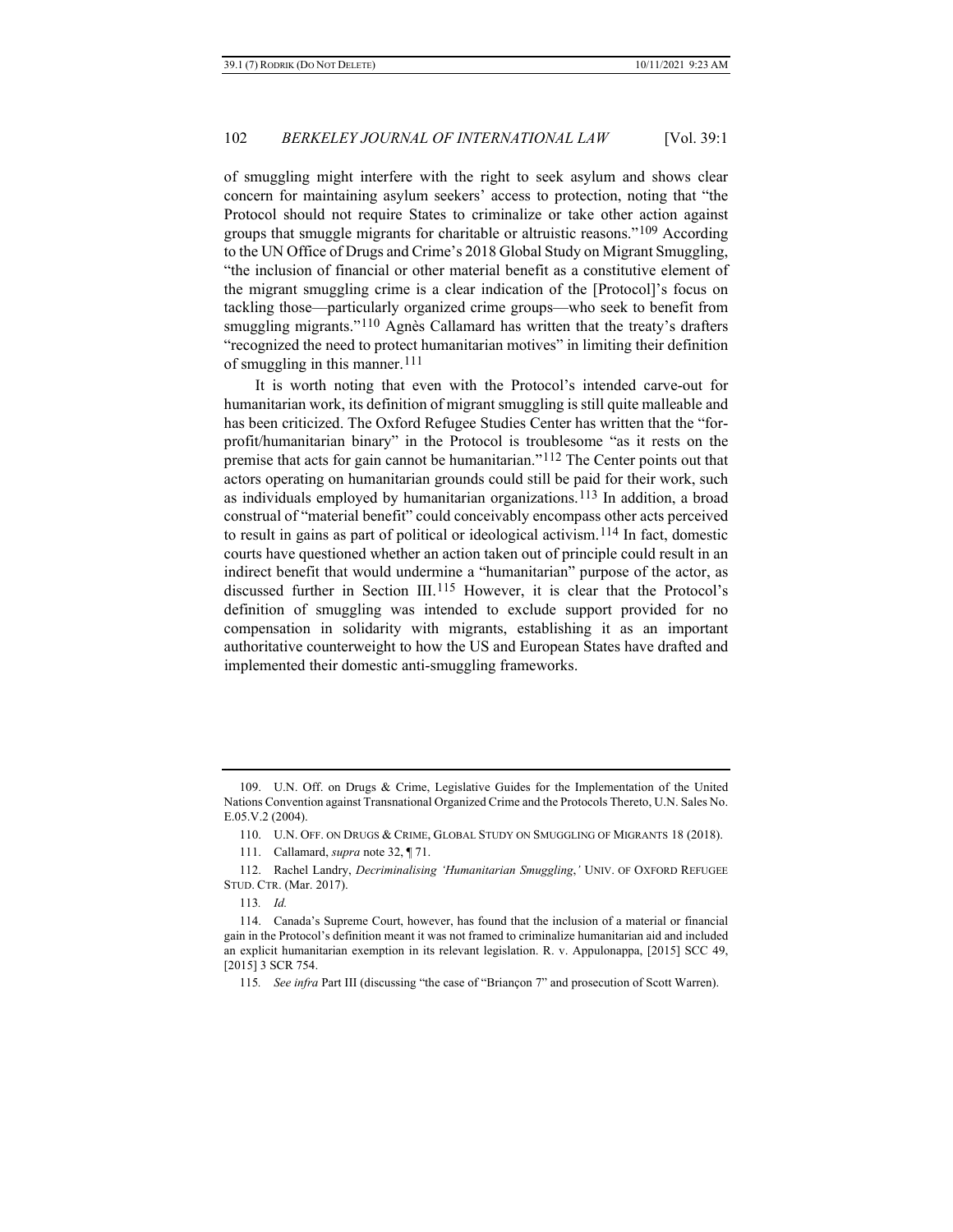of smuggling might interfere with the right to seek asylum and shows clear concern for maintaining asylum seekers' access to protection, noting that "the Protocol should not require States to criminalize or take other action against groups that smuggle migrants for charitable or altruistic reasons."[109] According to the UN Office of Drugs and Crime's 2018 Global Study on Migrant Smuggling, "the inclusion of financial or other material benefit as a constitutive element of the migrant smuggling crime is a clear indication of the [Protocol]'s focus on tackling those—particularly organized crime groups—who seek to benefit from smuggling migrants."[110] Agnès Callamard has written that the treaty's drafters "recognized the need to protect humanitarian motives" in limiting their definition of smuggling in this manner.[111]

It is worth noting that even with the Protocol's intended carve-out for humanitarian work, its definition of migrant smuggling is still quite malleable and has been criticized. The Oxford Refugee Studies Center has written that the "for-profit/humanitarian binary" in the Protocol is troublesome "as it rests on the premise that acts for gain cannot be humanitarian."[112] The Center points out that actors operating on humanitarian grounds could still be paid for their work, such as individuals employed by humanitarian organizations.[113] In addition, a broad construal of "material benefit" could conceivably encompass other acts perceived to result in gains as part of political or ideological activism.[114] In fact, domestic courts have questioned whether an action taken out of principle could result in an indirect benefit that would undermine a "humanitarian" purpose of the actor, as discussed further in Section III.[115] However, it is clear that the Protocol's definition of smuggling was intended to exclude support provided for no compensation in solidarity with migrants, establishing it as an important authoritative counterweight to how the US and European States have drafted and implemented their domestic anti-smuggling frameworks.

---

109. U.N. Off. on Drugs & Crime, Legislative Guides for the Implementation of the United Nations Convention against Transnational Organized Crime and the Protocols Thereto, U.N. Sales No. E.05.V.2 (2004).

110. U.N. OFF. ON DRUGS & CRIME, GLOBAL STUDY ON SMUGGLING OF MIGRANTS 18 (2018).

111. Callamard, *supra* note 32, ¶ 71.

112. Rachel Landry, *Decriminalising 'Humanitarian Smuggling*,*'* UNIV. OF OXFORD REFUGEE STUD. CTR. (Mar. 2017).

113. *Id.*

114. Canada's Supreme Court, however, has found that the inclusion of a material or financial gain in the Protocol's definition meant it was not framed to criminalize humanitarian aid and included an explicit humanitarian exemption in its relevant legislation. R. v. Appulonappa, [2015] SCC 49, [2015] 3 SCR 754.

115. *See infra* Part III (discussing "the case of "Briançon 7" and prosecution of Scott Warren).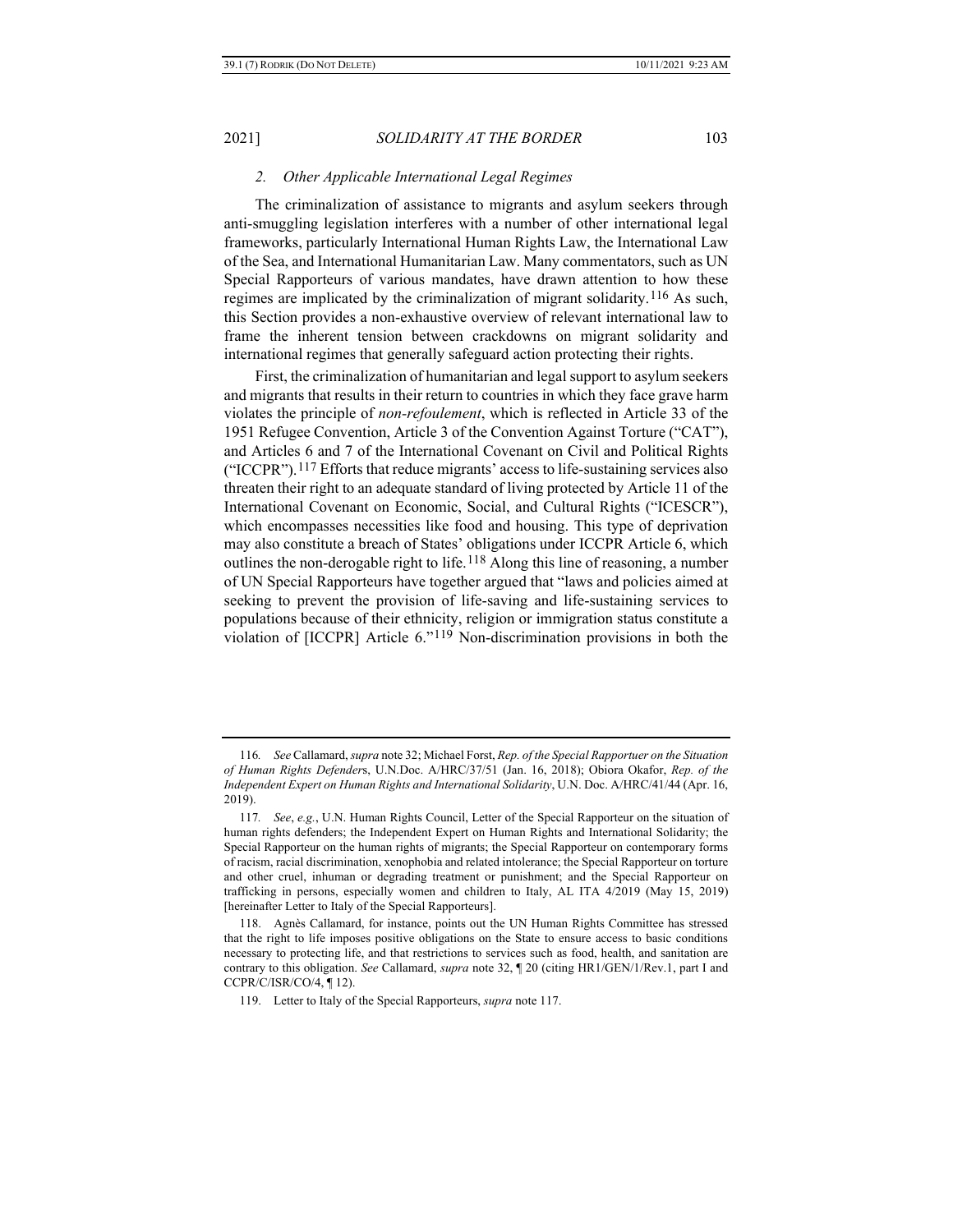### *2. Other Applicable International Legal Regimes*

The criminalization of assistance to migrants and asylum seekers through anti-smuggling legislation interferes with a number of other international legal frameworks, particularly International Human Rights Law, the International Law of the Sea, and International Humanitarian Law. Many commentators, such as UN Special Rapporteurs of various mandates, have drawn attention to how these regimes are implicated by the criminalization of migrant solidarity.[116] As such, this Section provides a non-exhaustive overview of relevant international law to frame the inherent tension between crackdowns on migrant solidarity and international regimes that generally safeguard action protecting their rights.

First, the criminalization of humanitarian and legal support to asylum seekers and migrants that results in their return to countries in which they face grave harm violates the principle of *non-refoulement*, which is reflected in Article 33 of the 1951 Refugee Convention, Article 3 of the Convention Against Torture ("CAT"), and Articles 6 and 7 of the International Covenant on Civil and Political Rights ("ICCPR").[117] Efforts that reduce migrants' access to life-sustaining services also threaten their right to an adequate standard of living protected by Article 11 of the International Covenant on Economic, Social, and Cultural Rights ("ICESCR"), which encompasses necessities like food and housing. This type of deprivation may also constitute a breach of States' obligations under ICCPR Article 6, which outlines the non-derogable right to life.[118] Along this line of reasoning, a number of UN Special Rapporteurs have together argued that "laws and policies aimed at seeking to prevent the provision of life-saving and life-sustaining services to populations because of their ethnicity, religion or immigration status constitute a violation of [ICCPR] Article 6."[119] Non-discrimination provisions in both the

---

116. *See* Callamard, *supra* note 32; Michael Forst, *Rep. of the Special Rapportuer on the Situation of Human Rights Defender*s, U.N.Doc. A/HRC/37/51 (Jan. 16, 2018); Obiora Okafor, *Rep. of the Independent Expert on Human Rights and International Solidarity*, U.N. Doc. A/HRC/41/44 (Apr. 16, 2019).

117. *See*, *e.g.*, U.N. Human Rights Council, Letter of the Special Rapporteur on the situation of human rights defenders; the Independent Expert on Human Rights and International Solidarity; the Special Rapporteur on the human rights of migrants; the Special Rapporteur on contemporary forms of racism, racial discrimination, xenophobia and related intolerance; the Special Rapporteur on torture and other cruel, inhuman or degrading treatment or punishment; and the Special Rapporteur on trafficking in persons, especially women and children to Italy, AL ITA 4/2019 (May 15, 2019) [hereinafter Letter to Italy of the Special Rapporteurs].

118. Agnès Callamard, for instance, points out the UN Human Rights Committee has stressed that the right to life imposes positive obligations on the State to ensure access to basic conditions necessary to protecting life, and that restrictions to services such as food, health, and sanitation are contrary to this obligation. *See* Callamard, *supra* note 32, ¶ 20 (citing HR1/GEN/1/Rev.1, part I and CCPR/C/ISR/CO/4, ¶ 12).

119. Letter to Italy of the Special Rapporteurs, *supra* note 117.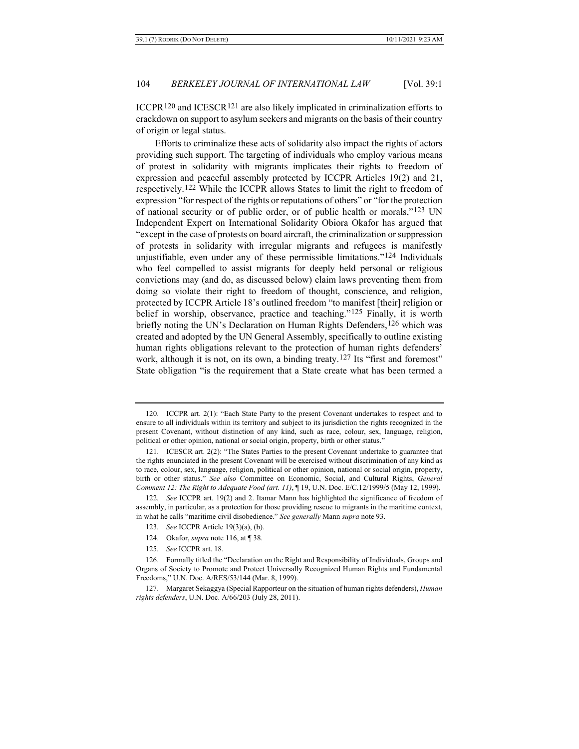ICCPR[120] and ICESCR[121] are also likely implicated in criminalization efforts to crackdown on support to asylum seekers and migrants on the basis of their country of origin or legal status.

Efforts to criminalize these acts of solidarity also impact the rights of actors providing such support. The targeting of individuals who employ various means of protest in solidarity with migrants implicates their rights to freedom of expression and peaceful assembly protected by ICCPR Articles 19(2) and 21, respectively.[122] While the ICCPR allows States to limit the right to freedom of expression "for respect of the rights or reputations of others" or "for the protection of national security or of public order, or of public health or morals,"[123] UN Independent Expert on International Solidarity Obiora Okafor has argued that "except in the case of protests on board aircraft, the criminalization or suppression of protests in solidarity with irregular migrants and refugees is manifestly unjustifiable, even under any of these permissible limitations."[124] Individuals who feel compelled to assist migrants for deeply held personal or religious convictions may (and do, as discussed below) claim laws preventing them from doing so violate their right to freedom of thought, conscience, and religion, protected by ICCPR Article 18's outlined freedom "to manifest [their] religion or belief in worship, observance, practice and teaching."[125] Finally, it is worth briefly noting the UN's Declaration on Human Rights Defenders,[126] which was created and adopted by the UN General Assembly, specifically to outline existing human rights obligations relevant to the protection of human rights defenders' work, although it is not, on its own, a binding treaty.[127] Its "first and foremost" State obligation "is the requirement that a State create what has been termed a

---

120. ICCPR art. 2(1): "Each State Party to the present Covenant undertakes to respect and to ensure to all individuals within its territory and subject to its jurisdiction the rights recognized in the present Covenant, without distinction of any kind, such as race, colour, sex, language, religion, political or other opinion, national or social origin, property, birth or other status."

121. ICESCR art. 2(2): "The States Parties to the present Covenant undertake to guarantee that the rights enunciated in the present Covenant will be exercised without discrimination of any kind as to race, colour, sex, language, religion, political or other opinion, national or social origin, property, birth or other status." *See also* Committee on Economic, Social, and Cultural Rights, *General Comment 12: The Right to Adequate Food (art. 11)*, ¶ 19, U.N. Doc. E/C.12/1999/5 (May 12, 1999).

122. *See* ICCPR art. 19(2) and 2. Itamar Mann has highlighted the significance of freedom of assembly, in particular, as a protection for those providing rescue to migrants in the maritime context, in what he calls "maritime civil disobedience." *See generally* Mann *supra* note 93.

123. *See* ICCPR Article 19(3)(a), (b).

124. Okafor, *supra* note 116, at ¶ 38.

125. *See* ICCPR art. 18.

126. Formally titled the "Declaration on the Right and Responsibility of Individuals, Groups and Organs of Society to Promote and Protect Universally Recognized Human Rights and Fundamental Freedoms," U.N. Doc. A/RES/53/144 (Mar. 8, 1999).

127. Margaret Sekaggya (Special Rapporteur on the situation of human rights defenders), *Human rights defenders*, U.N. Doc. A/66/203 (July 28, 2011).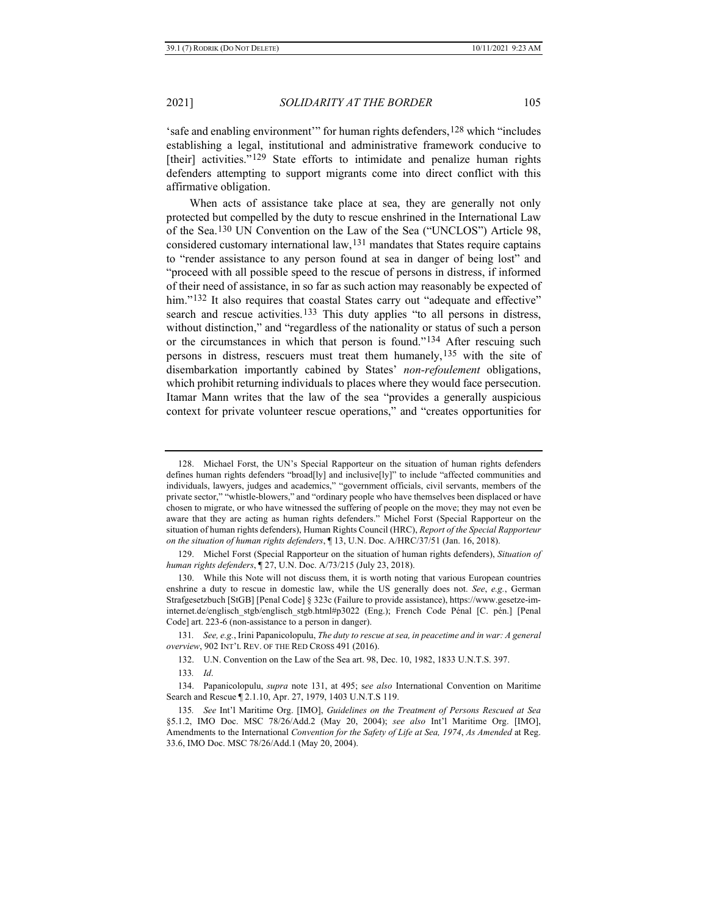'safe and enabling environment'" for human rights defenders,[128] which "includes establishing a legal, institutional and administrative framework conducive to [their] activities."[129] State efforts to intimidate and penalize human rights defenders attempting to support migrants come into direct conflict with this affirmative obligation.

When acts of assistance take place at sea, they are generally not only protected but compelled by the duty to rescue enshrined in the International Law of the Sea.[130] UN Convention on the Law of the Sea ("UNCLOS") Article 98, considered customary international law,[131] mandates that States require captains to "render assistance to any person found at sea in danger of being lost" and "proceed with all possible speed to the rescue of persons in distress, if informed of their need of assistance, in so far as such action may reasonably be expected of him."[132] It also requires that coastal States carry out "adequate and effective" search and rescue activities.[133] This duty applies "to all persons in distress, without distinction," and "regardless of the nationality or status of such a person or the circumstances in which that person is found."[134] After rescuing such persons in distress, rescuers must treat them humanely,[135] with the site of disembarkation importantly cabined by States' *non-refoulement* obligations, which prohibit returning individuals to places where they would face persecution. Itamar Mann writes that the law of the sea "provides a generally auspicious context for private volunteer rescue operations," and "creates opportunities for

---

128. Michael Forst, the UN's Special Rapporteur on the situation of human rights defenders defines human rights defenders "broad[ly] and inclusive[ly]" to include "affected communities and individuals, lawyers, judges and academics," "government officials, civil servants, members of the private sector," "whistle-blowers," and "ordinary people who have themselves been displaced or have chosen to migrate, or who have witnessed the suffering of people on the move; they may not even be aware that they are acting as human rights defenders." Michel Forst (Special Rapporteur on the situation of human rights defenders), Human Rights Council (HRC), *Report of the Special Rapporteur on the situation of human rights defenders*, ¶ 13, U.N. Doc. A/HRC/37/51 (Jan. 16, 2018).

129. Michel Forst (Special Rapporteur on the situation of human rights defenders), *Situation of human rights defenders*, ¶ 27, U.N. Doc. A/73/215 (July 23, 2018).

130. While this Note will not discuss them, it is worth noting that various European countries enshrine a duty to rescue in domestic law, while the US generally does not. *See*, *e.g.*, German Strafgesetzbuch [StGB] [Penal Code] § 323c (Failure to provide assistance), https://www.gesetze-im-internet.de/englisch_stgb/englisch_stgb.html#p3022 (Eng.); French Code Pénal [C. pén.] [Penal Code] art. 223-6 (non-assistance to a person in danger).

131. *See, e.g.*, Irini Papanicolopulu, *The duty to rescue at sea, in peacetime and in war: A general overview*, 902 INT'L REV. OF THE RED CROSS 491 (2016).

132. U.N. Convention on the Law of the Sea art. 98, Dec. 10, 1982, 1833 U.N.T.S. 397.

133. *Id*.

134. Papanicolopulu, *supra* note 131, at 495; s*ee also* International Convention on Maritime Search and Rescue ¶ 2.1.10, Apr. 27, 1979, 1403 U.N.T.S 119.

135. *See* Int'l Maritime Org. [IMO], *Guidelines on the Treatment of Persons Rescued at Sea* §5.1.2, IMO Doc. MSC 78/26/Add.2 (May 20, 2004); *see also* Int'l Maritime Org. [IMO], Amendments to the International *Convention for the Safety of Life at Sea, 1974*, *As Amended* at Reg. 33.6, IMO Doc. MSC 78/26/Add.1 (May 20, 2004).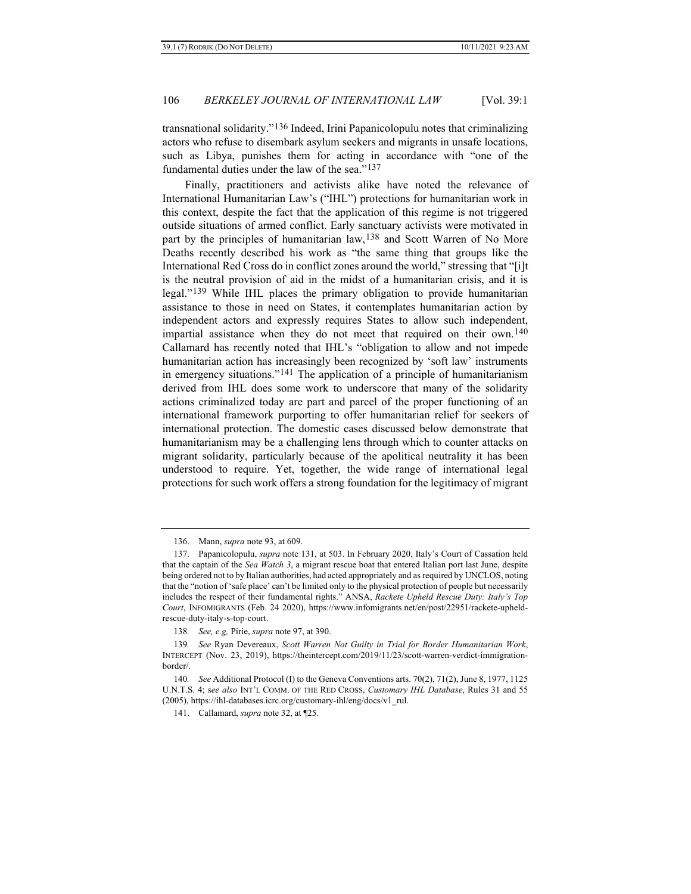transnational solidarity."[136] Indeed, Irini Papanicolopulu notes that criminalizing actors who refuse to disembark asylum seekers and migrants in unsafe locations, such as Libya, punishes them for acting in accordance with "one of the fundamental duties under the law of the sea."[137]

Finally, practitioners and activists alike have noted the relevance of International Humanitarian Law's ("IHL") protections for humanitarian work in this context, despite the fact that the application of this regime is not triggered outside situations of armed conflict. Early sanctuary activists were motivated in part by the principles of humanitarian law,[138] and Scott Warren of No More Deaths recently described his work as "the same thing that groups like the International Red Cross do in conflict zones around the world," stressing that "[i]t is the neutral provision of aid in the midst of a humanitarian crisis, and it is legal."[139] While IHL places the primary obligation to provide humanitarian assistance to those in need on States, it contemplates humanitarian action by independent actors and expressly requires States to allow such independent, impartial assistance when they do not meet that required on their own.[140] Callamard has recently noted that IHL's "obligation to allow and not impede humanitarian action has increasingly been recognized by 'soft law' instruments in emergency situations."[141] The application of a principle of humanitarianism derived from IHL does some work to underscore that many of the solidarity actions criminalized today are part and parcel of the proper functioning of an international framework purporting to offer humanitarian relief for seekers of international protection. The domestic cases discussed below demonstrate that humanitarianism may be a challenging lens through which to counter attacks on migrant solidarity, particularly because of the apolitical neutrality it has been understood to require. Yet, together, the wide range of international legal protections for such work offers a strong foundation for the legitimacy of migrant

---

136. Mann, *supra* note 93, at 609.

137. Papanicolopulu, *supra* note 131, at 503. In February 2020, Italy's Court of Cassation held that the captain of the *Sea Watch 3*, a migrant rescue boat that entered Italian port last June, despite being ordered not to by Italian authorities, had acted appropriately and as required by UNCLOS, noting that the "notion of 'safe place' can't be limited only to the physical protection of people but necessarily includes the respect of their fundamental rights." ANSA, *Rackete Upheld Rescue Duty: Italy's Top Court*, INFOMIGRANTS (Feb. 24 2020), https://www.infomigrants.net/en/post/22951/rackete-upheld-rescue-duty-italy-s-top-court.

138. *See, e.g,* Pirie, *supra* note 97, at 390.

139. *See* Ryan Devereaux, *Scott Warren Not Guilty in Trial for Border Humanitarian Work*, INTERCEPT (Nov. 23, 2019), https://theintercept.com/2019/11/23/scott-warren-verdict-immigration-border/.

140. *See* Additional Protocol (I) to the Geneva Conventions arts. 70(2), 71(2), June 8, 1977, 1125 U.N.T.S. 4; s*ee also* INT'L COMM. OF THE RED CROSS, *Customary IHL Database*, Rules 31 and 55 (2005), https://ihl-databases.icrc.org/customary-ihl/eng/docs/v1_rul.

141. Callamard, *supra* note 32, at ¶25.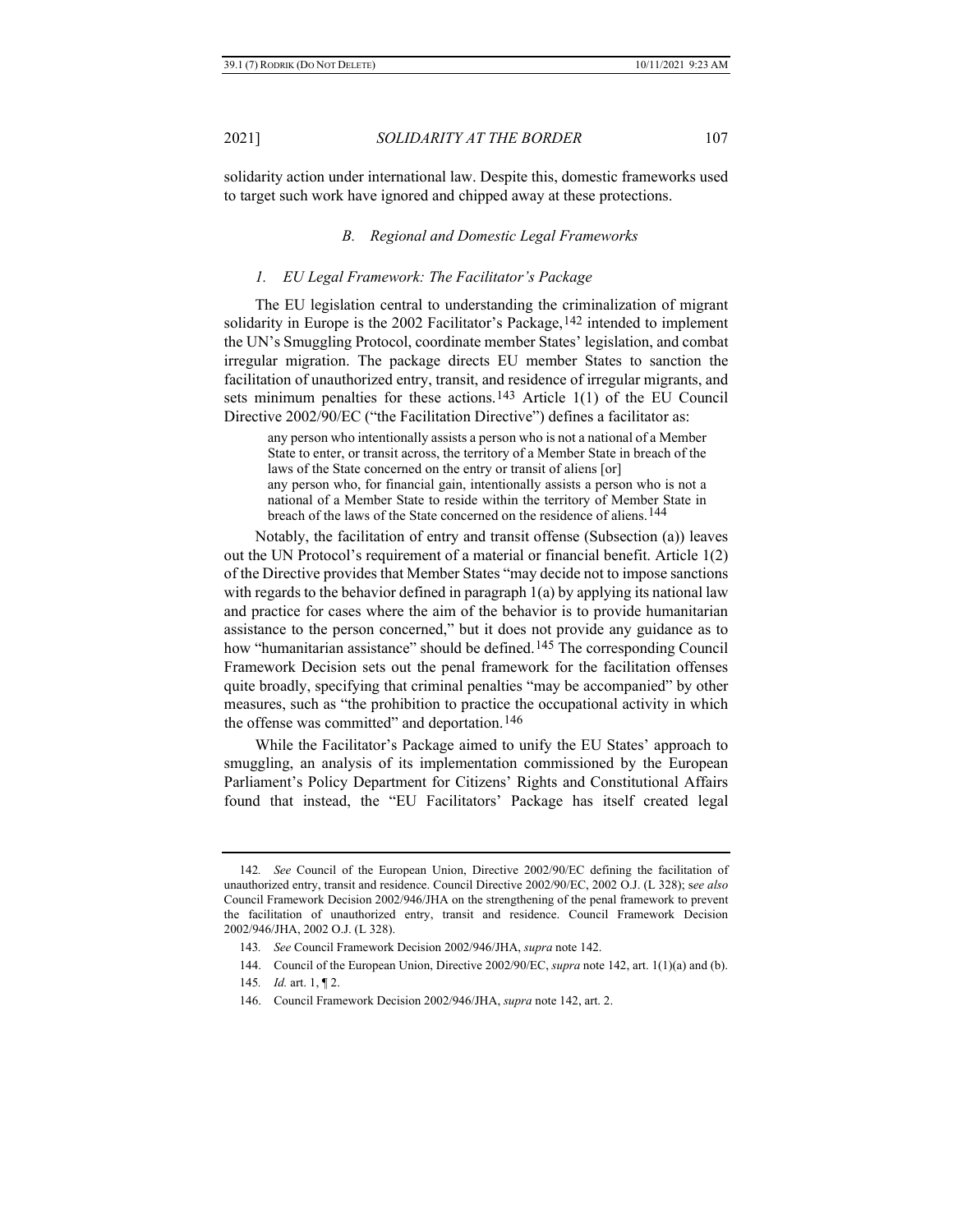solidarity action under international law. Despite this, domestic frameworks used to target such work have ignored and chipped away at these protections.

### *B. Regional and Domestic Legal Frameworks*

#### *1. EU Legal Framework: The Facilitator's Package*

The EU legislation central to understanding the criminalization of migrant solidarity in Europe is the 2002 Facilitator's Package,[142] intended to implement the UN's Smuggling Protocol, coordinate member States' legislation, and combat irregular migration. The package directs EU member States to sanction the facilitation of unauthorized entry, transit, and residence of irregular migrants, and sets minimum penalties for these actions.[143] Article 1(1) of the EU Council Directive 2002/90/EC ("the Facilitation Directive") defines a facilitator as:

> any person who intentionally assists a person who is not a national of a Member State to enter, or transit across, the territory of a Member State in breach of the laws of the State concerned on the entry or transit of aliens [or]
> any person who, for financial gain, intentionally assists a person who is not a national of a Member State to reside within the territory of Member State in breach of the laws of the State concerned on the residence of aliens.[144]

Notably, the facilitation of entry and transit offense (Subsection (a)) leaves out the UN Protocol's requirement of a material or financial benefit. Article 1(2) of the Directive provides that Member States "may decide not to impose sanctions with regards to the behavior defined in paragraph 1(a) by applying its national law and practice for cases where the aim of the behavior is to provide humanitarian assistance to the person concerned," but it does not provide any guidance as to how "humanitarian assistance" should be defined.[145] The corresponding Council Framework Decision sets out the penal framework for the facilitation offenses quite broadly, specifying that criminal penalties "may be accompanied" by other measures, such as "the prohibition to practice the occupational activity in which the offense was committed" and deportation.[146]

While the Facilitator's Package aimed to unify the EU States' approach to smuggling, an analysis of its implementation commissioned by the European Parliament's Policy Department for Citizens' Rights and Constitutional Affairs found that instead, the "EU Facilitators' Package has itself created legal

---

142. *See* Council of the European Union, Directive 2002/90/EC defining the facilitation of unauthorized entry, transit and residence. Council Directive 2002/90/EC, 2002 O.J. (L 328); s*ee also* Council Framework Decision 2002/946/JHA on the strengthening of the penal framework to prevent the facilitation of unauthorized entry, transit and residence. Council Framework Decision 2002/946/JHA, 2002 O.J. (L 328).

143. *See* Council Framework Decision 2002/946/JHA, *supra* note 142.

144. Council of the European Union, Directive 2002/90/EC, *supra* note 142, art. 1(1)(a) and (b).

145. *Id.* art. 1, ¶ 2.

146. Council Framework Decision 2002/946/JHA, *supra* note 142, art. 2.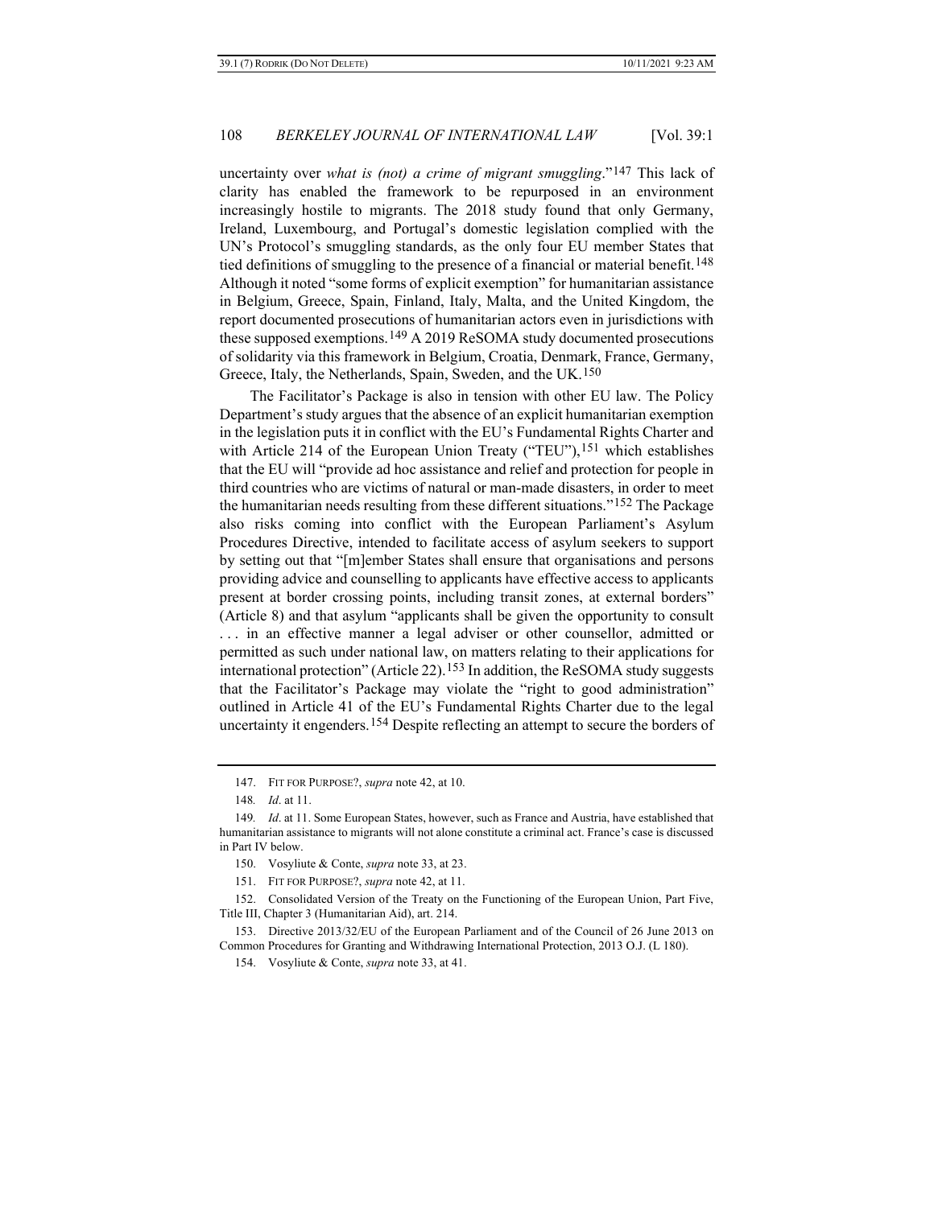uncertainty over *what is (not) a crime of migrant smuggling*."[147] This lack of clarity has enabled the framework to be repurposed in an environment increasingly hostile to migrants. The 2018 study found that only Germany, Ireland, Luxembourg, and Portugal's domestic legislation complied with the UN's Protocol's smuggling standards, as the only four EU member States that tied definitions of smuggling to the presence of a financial or material benefit.[148] Although it noted "some forms of explicit exemption" for humanitarian assistance in Belgium, Greece, Spain, Finland, Italy, Malta, and the United Kingdom, the report documented prosecutions of humanitarian actors even in jurisdictions with these supposed exemptions.[149] A 2019 ReSOMA study documented prosecutions of solidarity via this framework in Belgium, Croatia, Denmark, France, Germany, Greece, Italy, the Netherlands, Spain, Sweden, and the UK.[150]

The Facilitator's Package is also in tension with other EU law. The Policy Department's study argues that the absence of an explicit humanitarian exemption in the legislation puts it in conflict with the EU's Fundamental Rights Charter and with Article 214 of the European Union Treaty ("TEU"),[151] which establishes that the EU will "provide ad hoc assistance and relief and protection for people in third countries who are victims of natural or man-made disasters, in order to meet the humanitarian needs resulting from these different situations."[152] The Package also risks coming into conflict with the European Parliament's Asylum Procedures Directive, intended to facilitate access of asylum seekers to support by setting out that "[m]ember States shall ensure that organisations and persons providing advice and counselling to applicants have effective access to applicants present at border crossing points, including transit zones, at external borders" (Article 8) and that asylum "applicants shall be given the opportunity to consult . . . in an effective manner a legal adviser or other counsellor, admitted or permitted as such under national law, on matters relating to their applications for international protection" (Article 22).[153] In addition, the ReSOMA study suggests that the Facilitator's Package may violate the "right to good administration" outlined in Article 41 of the EU's Fundamental Rights Charter due to the legal uncertainty it engenders.[154] Despite reflecting an attempt to secure the borders of

---

147. FIT FOR PURPOSE?, *supra* note 42, at 10.

148. *Id*. at 11.

149. *Id*. at 11. Some European States, however, such as France and Austria, have established that humanitarian assistance to migrants will not alone constitute a criminal act. France's case is discussed in Part IV below.

150. Vosyliute & Conte, *supra* note 33, at 23.

151. FIT FOR PURPOSE?, *supra* note 42, at 11.

152. Consolidated Version of the Treaty on the Functioning of the European Union, Part Five, Title III, Chapter 3 (Humanitarian Aid), art. 214.

153. Directive 2013/32/EU of the European Parliament and of the Council of 26 June 2013 on Common Procedures for Granting and Withdrawing International Protection, 2013 O.J. (L 180).

154. Vosyliute & Conte, *supra* note 33, at 41.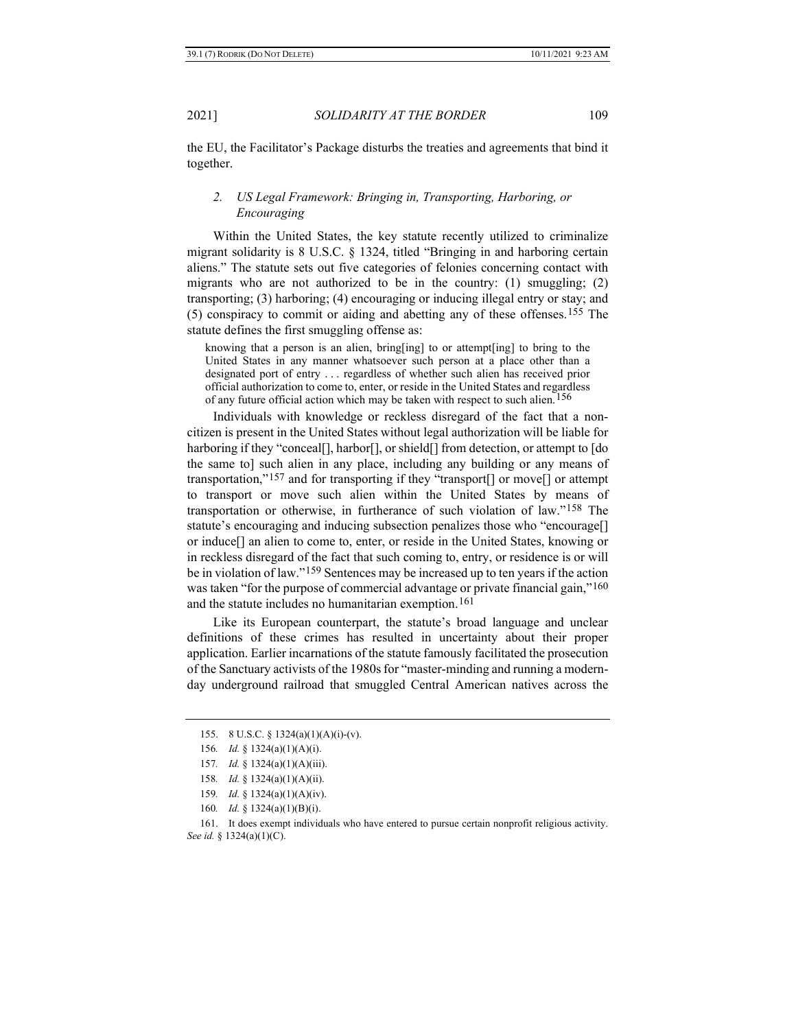the EU, the Facilitator's Package disturbs the treaties and agreements that bind it together.

### *2. US Legal Framework: Bringing in, Transporting, Harboring, or Encouraging*

Within the United States, the key statute recently utilized to criminalize migrant solidarity is 8 U.S.C. § 1324, titled "Bringing in and harboring certain aliens." The statute sets out five categories of felonies concerning contact with migrants who are not authorized to be in the country: (1) smuggling; (2) transporting; (3) harboring; (4) encouraging or inducing illegal entry or stay; and (5) conspiracy to commit or aiding and abetting any of these offenses.[155] The statute defines the first smuggling offense as:

> knowing that a person is an alien, bring[ing] to or attempt[ing] to bring to the United States in any manner whatsoever such person at a place other than a designated port of entry . . . regardless of whether such alien has received prior official authorization to come to, enter, or reside in the United States and regardless of any future official action which may be taken with respect to such alien.[156]

Individuals with knowledge or reckless disregard of the fact that a non-citizen is present in the United States without legal authorization will be liable for harboring if they "conceal[], harbor[], or shield[] from detection, or attempt to [do the same to] such alien in any place, including any building or any means of transportation,"[157] and for transporting if they "transport[] or move[] or attempt to transport or move such alien within the United States by means of transportation or otherwise, in furtherance of such violation of law."[158] The statute's encouraging and inducing subsection penalizes those who "encourage[] or induce[] an alien to come to, enter, or reside in the United States, knowing or in reckless disregard of the fact that such coming to, entry, or residence is or will be in violation of law."[159] Sentences may be increased up to ten years if the action was taken "for the purpose of commercial advantage or private financial gain,"[160] and the statute includes no humanitarian exemption.[161]

Like its European counterpart, the statute's broad language and unclear definitions of these crimes has resulted in uncertainty about their proper application. Earlier incarnations of the statute famously facilitated the prosecution of the Sanctuary activists of the 1980s for "master-minding and running a modern-day underground railroad that smuggled Central American natives across the

---

155. 8 U.S.C. § 1324(a)(1)(A)(i)-(v).

156. *Id.* § 1324(a)(1)(A)(i).

157. *Id.* § 1324(a)(1)(A)(iii).

158. *Id.* § 1324(a)(1)(A)(ii).

159. *Id.* § 1324(a)(1)(A)(iv).

160. *Id.* § 1324(a)(1)(B)(i).

161. It does exempt individuals who have entered to pursue certain nonprofit religious activity. *See id.* § 1324(a)(1)(C).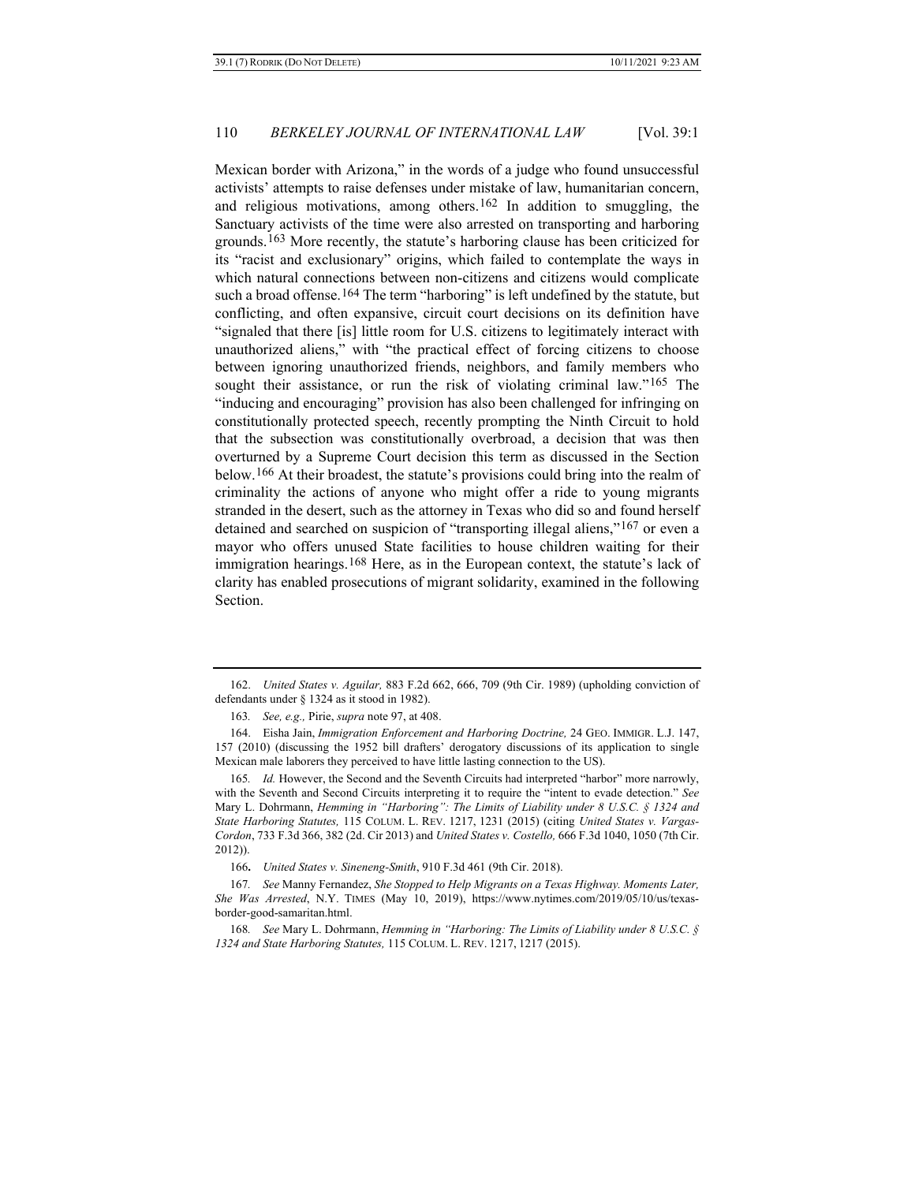Mexican border with Arizona," in the words of a judge who found unsuccessful activists' attempts to raise defenses under mistake of law, humanitarian concern, and religious motivations, among others.[162] In addition to smuggling, the Sanctuary activists of the time were also arrested on transporting and harboring grounds.[163] More recently, the statute's harboring clause has been criticized for its "racist and exclusionary" origins, which failed to contemplate the ways in which natural connections between non-citizens and citizens would complicate such a broad offense.[164] The term "harboring" is left undefined by the statute, but conflicting, and often expansive, circuit court decisions on its definition have "signaled that there [is] little room for U.S. citizens to legitimately interact with unauthorized aliens," with "the practical effect of forcing citizens to choose between ignoring unauthorized friends, neighbors, and family members who sought their assistance, or run the risk of violating criminal law."[165] The "inducing and encouraging" provision has also been challenged for infringing on constitutionally protected speech, recently prompting the Ninth Circuit to hold that the subsection was constitutionally overbroad, a decision that was then overturned by a Supreme Court decision this term as discussed in the Section below.[166] At their broadest, the statute's provisions could bring into the realm of criminality the actions of anyone who might offer a ride to young migrants stranded in the desert, such as the attorney in Texas who did so and found herself detained and searched on suspicion of "transporting illegal aliens,"[167] or even a mayor who offers unused State facilities to house children waiting for their immigration hearings.[168] Here, as in the European context, the statute's lack of clarity has enabled prosecutions of migrant solidarity, examined in the following Section.

---

162. *United States v. Aguilar,* 883 F.2d 662, 666, 709 (9th Cir. 1989) (upholding conviction of defendants under § 1324 as it stood in 1982).

163. *See, e.g.,* Pirie, *supra* note 97, at 408.

164. Eisha Jain, *Immigration Enforcement and Harboring Doctrine,* 24 GEO. IMMIGR. L.J. 147, 157 (2010) (discussing the 1952 bill drafters' derogatory discussions of its application to single Mexican male laborers they perceived to have little lasting connection to the US).

165. *Id.* However, the Second and the Seventh Circuits had interpreted "harbor" more narrowly, with the Seventh and Second Circuits interpreting it to require the "intent to evade detection." *See* Mary L. Dohrmann, *Hemming in "Harboring": The Limits of Liability under 8 U.S.C. § 1324 and State Harboring Statutes,* 115 COLUM. L. REV. 1217, 1231 (2015) (citing *United States v. Vargas-Cordon*, 733 F.3d 366, 382 (2d. Cir 2013) and *United States v. Costello,* 666 F.3d 1040, 1050 (7th Cir. 2012)).

166. *United States v. Sineneng-Smith*, 910 F.3d 461 (9th Cir. 2018).

167. *See* Manny Fernandez, *She Stopped to Help Migrants on a Texas Highway. Moments Later, She Was Arrested*, N.Y. TIMES (May 10, 2019), https://www.nytimes.com/2019/05/10/us/texas-border-good-samaritan.html.

168. *See* Mary L. Dohrmann, *Hemming in "Harboring: The Limits of Liability under 8 U.S.C. § 1324 and State Harboring Statutes,* 115 COLUM. L. REV. 1217, 1217 (2015).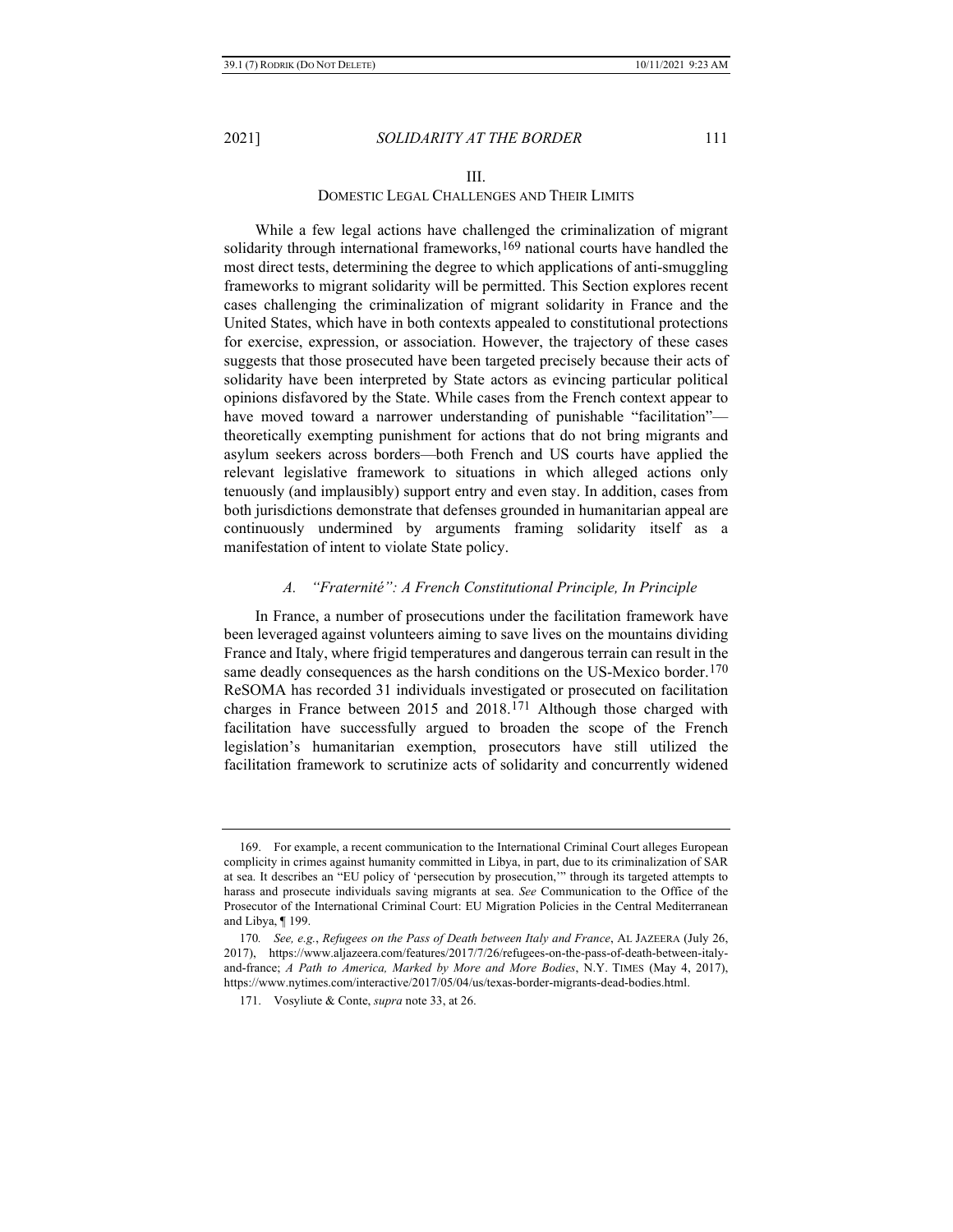## III.
## DOMESTIC LEGAL CHALLENGES AND THEIR LIMITS

While a few legal actions have challenged the criminalization of migrant solidarity through international frameworks,[169] national courts have handled the most direct tests, determining the degree to which applications of anti-smuggling frameworks to migrant solidarity will be permitted. This Section explores recent cases challenging the criminalization of migrant solidarity in France and the United States, which have in both contexts appealed to constitutional protections for exercise, expression, or association. However, the trajectory of these cases suggests that those prosecuted have been targeted precisely because their acts of solidarity have been interpreted by State actors as evincing particular political opinions disfavored by the State. While cases from the French context appear to have moved toward a narrower understanding of punishable "facilitation"—theoretically exempting punishment for actions that do not bring migrants and asylum seekers across borders—both French and US courts have applied the relevant legislative framework to situations in which alleged actions only tenuously (and implausibly) support entry and even stay. In addition, cases from both jurisdictions demonstrate that defenses grounded in humanitarian appeal are continuously undermined by arguments framing solidarity itself as a manifestation of intent to violate State policy.

### *A. "Fraternité": A French Constitutional Principle, In Principle*

In France, a number of prosecutions under the facilitation framework have been leveraged against volunteers aiming to save lives on the mountains dividing France and Italy, where frigid temperatures and dangerous terrain can result in the same deadly consequences as the harsh conditions on the US-Mexico border.[170] ReSOMA has recorded 31 individuals investigated or prosecuted on facilitation charges in France between 2015 and 2018.[171] Although those charged with facilitation have successfully argued to broaden the scope of the French legislation's humanitarian exemption, prosecutors have still utilized the facilitation framework to scrutinize acts of solidarity and concurrently widened

---

169. For example, a recent communication to the International Criminal Court alleges European complicity in crimes against humanity committed in Libya, in part, due to its criminalization of SAR at sea. It describes an "EU policy of 'persecution by prosecution,'" through its targeted attempts to harass and prosecute individuals saving migrants at sea. *See* Communication to the Office of the Prosecutor of the International Criminal Court: EU Migration Policies in the Central Mediterranean and Libya, ¶ 199.

170. *See, e.g.*, *Refugees on the Pass of Death between Italy and France*, AL JAZEERA (July 26, 2017), https://www.aljazeera.com/features/2017/7/26/refugees-on-the-pass-of-death-between-italy-and-france; *A Path to America, Marked by More and More Bodies*, N.Y. TIMES (May 4, 2017), https://www.nytimes.com/interactive/2017/05/04/us/texas-border-migrants-dead-bodies.html.

171. Vosyliute & Conte, *supra* note 33, at 26.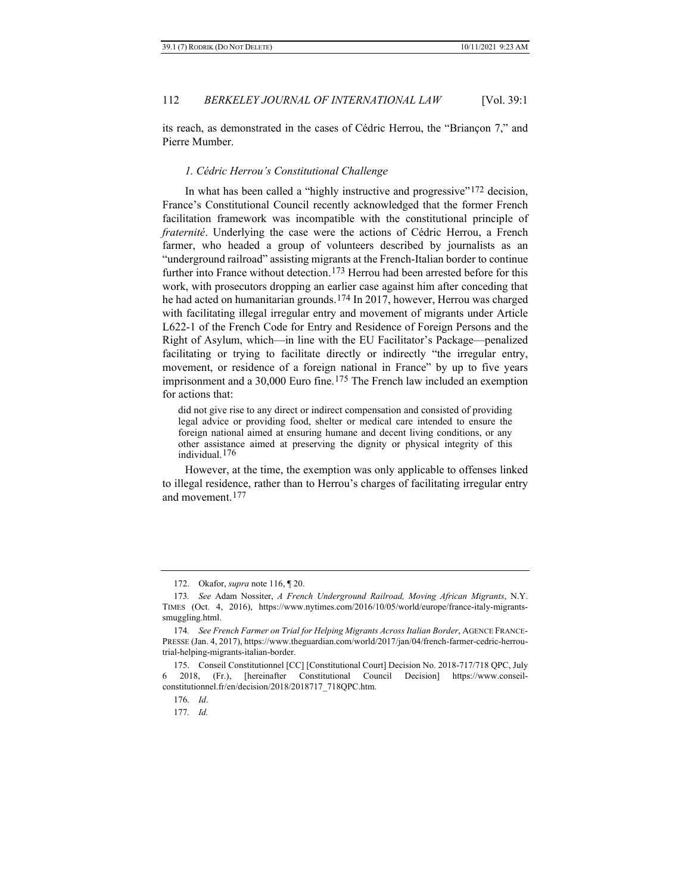its reach, as demonstrated in the cases of Cédric Herrou, the "Briançon 7," and Pierre Mumber.

### *1. Cédric Herrou's Constitutional Challenge*

In what has been called a "highly instructive and progressive"[172] decision, France's Constitutional Council recently acknowledged that the former French facilitation framework was incompatible with the constitutional principle of *fraternité*. Underlying the case were the actions of Cédric Herrou, a French farmer, who headed a group of volunteers described by journalists as an "underground railroad" assisting migrants at the French-Italian border to continue further into France without detection.[173] Herrou had been arrested before for this work, with prosecutors dropping an earlier case against him after conceding that he had acted on humanitarian grounds.[174] In 2017, however, Herrou was charged with facilitating illegal irregular entry and movement of migrants under Article L622-1 of the French Code for Entry and Residence of Foreign Persons and the Right of Asylum, which—in line with the EU Facilitator's Package—penalized facilitating or trying to facilitate directly or indirectly "the irregular entry, movement, or residence of a foreign national in France" by up to five years imprisonment and a 30,000 Euro fine.[175] The French law included an exemption for actions that:

> did not give rise to any direct or indirect compensation and consisted of providing legal advice or providing food, shelter or medical care intended to ensure the foreign national aimed at ensuring humane and decent living conditions, or any other assistance aimed at preserving the dignity or physical integrity of this individual.[176]

However, at the time, the exemption was only applicable to offenses linked to illegal residence, rather than to Herrou's charges of facilitating irregular entry and movement.[177]

---

172. Okafor, *supra* note 116, ¶ 20.

173. *See* Adam Nossiter, *A French Underground Railroad, Moving African Migrants*, N.Y. TIMES (Oct. 4, 2016), https://www.nytimes.com/2016/10/05/world/europe/france-italy-migrants-smuggling.html.

174. *See French Farmer on Trial for Helping Migrants Across Italian Border*, AGENCE FRANCE-PRESSE (Jan. 4, 2017), https://www.theguardian.com/world/2017/jan/04/french-farmer-cedric-herrou-trial-helping-migrants-italian-border.

175. Conseil Constitutionnel [CC] [Constitutional Court] Decision No. 2018-717/718 QPC, July 6 2018, (Fr.), [hereinafter Constitutional Council Decision] https://www.conseil-constitutionnel.fr/en/decision/2018/2018717_718QPC.htm.

176. *Id*.

177. *Id.*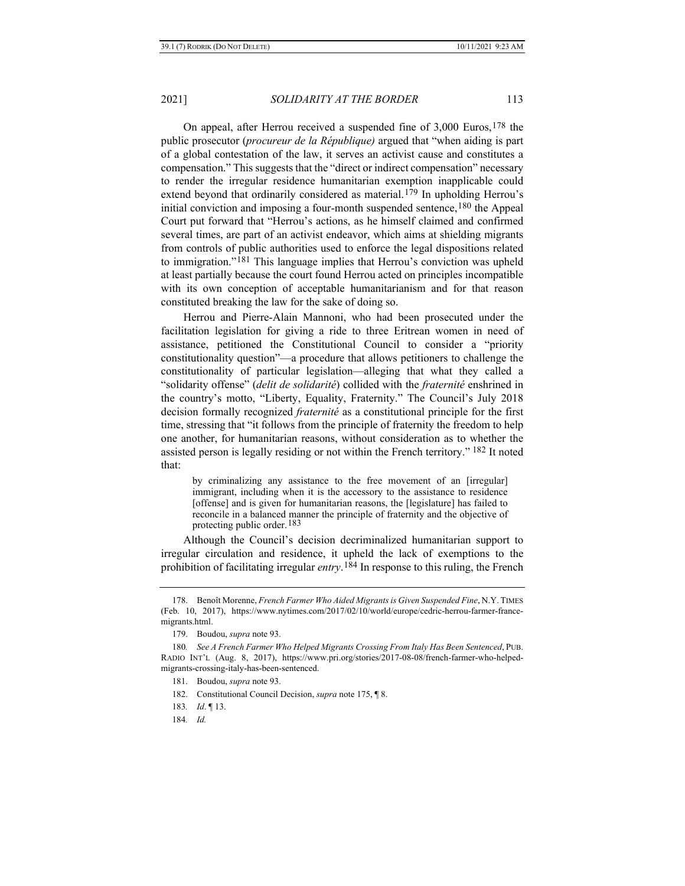On appeal, after Herrou received a suspended fine of 3,000 Euros,[178] the public prosecutor (*procureur de la République)* argued that "when aiding is part of a global contestation of the law, it serves an activist cause and constitutes a compensation." This suggests that the "direct or indirect compensation" necessary to render the irregular residence humanitarian exemption inapplicable could extend beyond that ordinarily considered as material.[179] In upholding Herrou's initial conviction and imposing a four-month suspended sentence,[180] the Appeal Court put forward that "Herrou's actions, as he himself claimed and confirmed several times, are part of an activist endeavor, which aims at shielding migrants from controls of public authorities used to enforce the legal dispositions related to immigration."[181] This language implies that Herrou's conviction was upheld at least partially because the court found Herrou acted on principles incompatible with its own conception of acceptable humanitarianism and for that reason constituted breaking the law for the sake of doing so.

Herrou and Pierre-Alain Mannoni, who had been prosecuted under the facilitation legislation for giving a ride to three Eritrean women in need of assistance, petitioned the Constitutional Council to consider a "priority constitutionality question"—a procedure that allows petitioners to challenge the constitutionality of particular legislation—alleging that what they called a "solidarity offense" (*delit de solidarité*) collided with the *fraternité* enshrined in the country's motto, "Liberty, Equality, Fraternity." The Council's July 2018 decision formally recognized *fraternité* as a constitutional principle for the first time, stressing that "it follows from the principle of fraternity the freedom to help one another, for humanitarian reasons, without consideration as to whether the assisted person is legally residing or not within the French territory." [182] It noted that:

> by criminalizing any assistance to the free movement of an [irregular] immigrant, including when it is the accessory to the assistance to residence [offense] and is given for humanitarian reasons, the [legislature] has failed to reconcile in a balanced manner the principle of fraternity and the objective of protecting public order.[183]

Although the Council's decision decriminalized humanitarian support to irregular circulation and residence, it upheld the lack of exemptions to the prohibition of facilitating irregular *entry*.[184] In response to this ruling, the French

---

178. Benoît Morenne, *French Farmer Who Aided Migrants is Given Suspended Fine*, N.Y. TIMES (Feb. 10, 2017), https://www.nytimes.com/2017/02/10/world/europe/cedric-herrou-farmer-france-migrants.html.

179. Boudou, *supra* note 93.

180. *See A French Farmer Who Helped Migrants Crossing From Italy Has Been Sentenced*, PUB. RADIO INT'L (Aug. 8, 2017), https://www.pri.org/stories/2017-08-08/french-farmer-who-helped-migrants-crossing-italy-has-been-sentenced.

181. Boudou, *supra* note 93.

182. Constitutional Council Decision, *supra* note 175, ¶ 8.

183. *Id*. ¶ 13.

184. *Id.*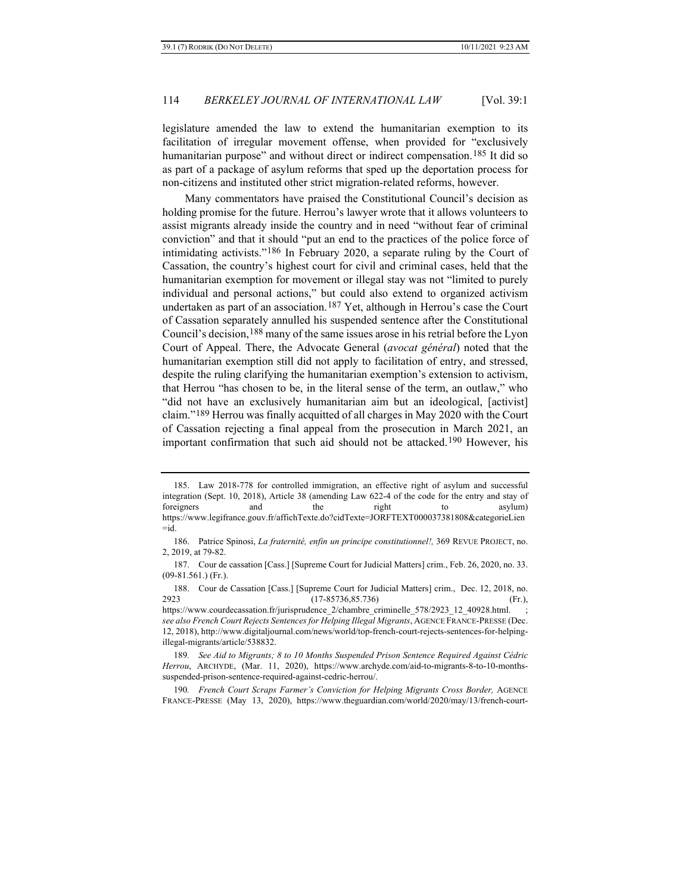legislature amended the law to extend the humanitarian exemption to its facilitation of irregular movement offense, when provided for "exclusively humanitarian purpose" and without direct or indirect compensation.[185] It did so as part of a package of asylum reforms that sped up the deportation process for non-citizens and instituted other strict migration-related reforms, however.

Many commentators have praised the Constitutional Council's decision as holding promise for the future. Herrou's lawyer wrote that it allows volunteers to assist migrants already inside the country and in need "without fear of criminal conviction" and that it should "put an end to the practices of the police force of intimidating activists."[186] In February 2020, a separate ruling by the Court of Cassation, the country's highest court for civil and criminal cases, held that the humanitarian exemption for movement or illegal stay was not "limited to purely individual and personal actions," but could also extend to organized activism undertaken as part of an association.[187] Yet, although in Herrou's case the Court of Cassation separately annulled his suspended sentence after the Constitutional Council's decision,[188] many of the same issues arose in his retrial before the Lyon Court of Appeal. There, the Advocate General (*avocat général*) noted that the humanitarian exemption still did not apply to facilitation of entry, and stressed, despite the ruling clarifying the humanitarian exemption's extension to activism, that Herrou "has chosen to be, in the literal sense of the term, an outlaw," who "did not have an exclusively humanitarian aim but an ideological, [activist] claim."[189] Herrou was finally acquitted of all charges in May 2020 with the Court of Cassation rejecting a final appeal from the prosecution in March 2021, an important confirmation that such aid should not be attacked.[190] However, his

---

185. Law 2018-778 for controlled immigration, an effective right of asylum and successful integration (Sept. 10, 2018), Article 38 (amending Law 622-4 of the code for the entry and stay of foreigners and the right to asylum) https://www.legifrance.gouv.fr/affichTexte.do?cidTexte=JORFTEXT000037381808&categorieLien=id.

186. Patrice Spinosi, *La fraternité, enfin un principe constitutionnel!,* 369 REVUE PROJECT, no. 2, 2019, at 79-82.

187. Cour de cassation [Cass.] [Supreme Court for Judicial Matters] crim., Feb. 26, 2020, no. 33. (09-81.561.) (Fr.).

188. Cour de Cassation [Cass.] [Supreme Court for Judicial Matters] crim., Dec. 12, 2018, no. 2923 (17-85736,85.736) (Fr.), https://www.courdecassation.fr/jurisprudence_2/chambre_criminelle_578/2923_12_40928.html. ; *see also French Court Rejects Sentences for Helping Illegal Migrants*, AGENCE FRANCE-PRESSE (Dec. 12, 2018), http://www.digitaljournal.com/news/world/top-french-court-rejects-sentences-for-helping-illegal-migrants/article/538832.

189. *See Aid to Migrants; 8 to 10 Months Suspended Prison Sentence Required Against Cédric Herrou*, ARCHYDE, (Mar. 11, 2020), https://www.archyde.com/aid-to-migrants-8-to-10-months-suspended-prison-sentence-required-against-cedric-herrou/.

190. *French Court Scraps Farmer's Conviction for Helping Migrants Cross Border,* AGENCE FRANCE-PRESSE (May 13, 2020), https://www.theguardian.com/world/2020/may/13/french-court-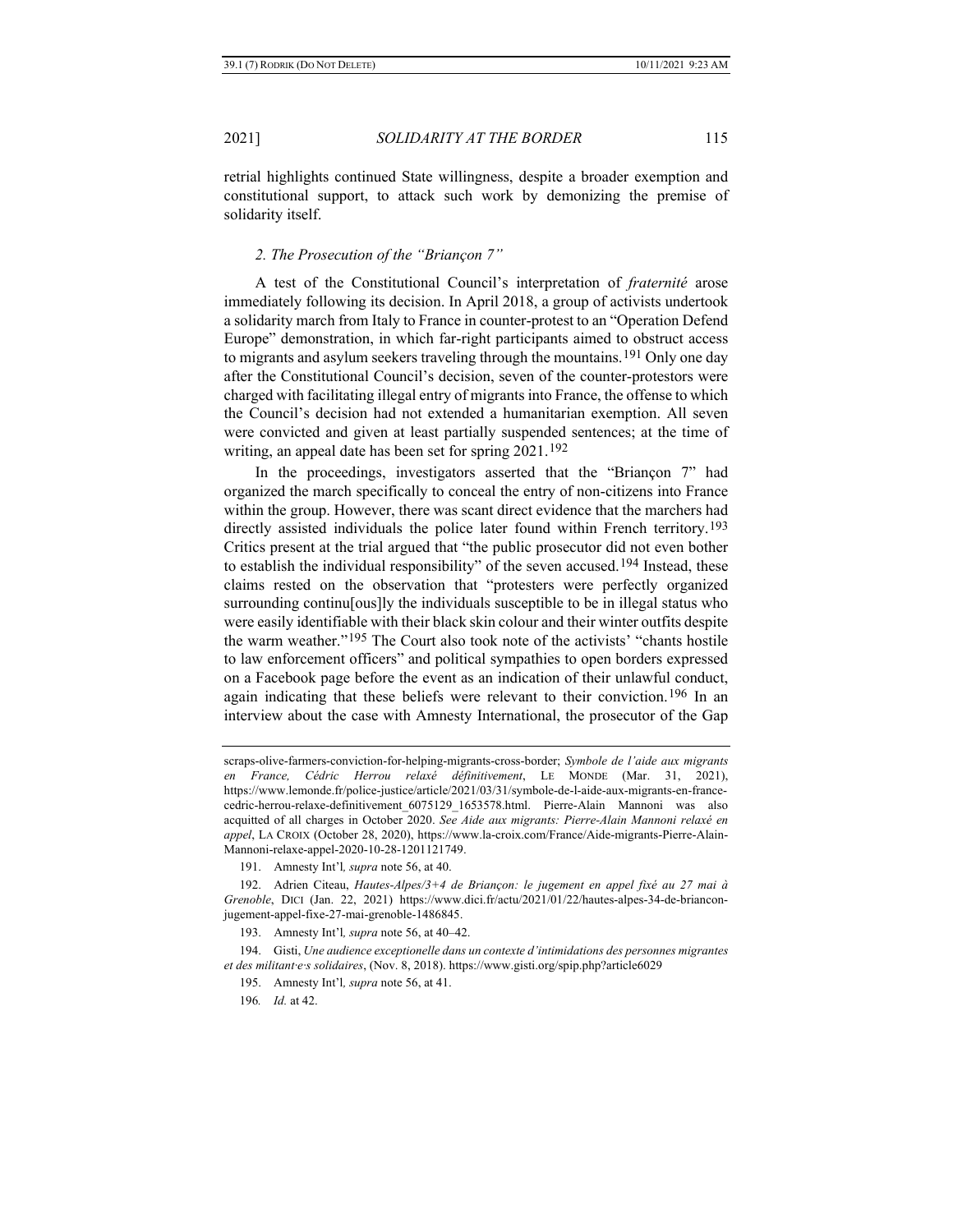retrial highlights continued State willingness, despite a broader exemption and constitutional support, to attack such work by demonizing the premise of solidarity itself.

### *2. The Prosecution of the "Briançon 7"*

A test of the Constitutional Council's interpretation of *fraternité* arose immediately following its decision. In April 2018, a group of activists undertook a solidarity march from Italy to France in counter-protest to an "Operation Defend Europe" demonstration, in which far-right participants aimed to obstruct access to migrants and asylum seekers traveling through the mountains.[191] Only one day after the Constitutional Council's decision, seven of the counter-protestors were charged with facilitating illegal entry of migrants into France, the offense to which the Council's decision had not extended a humanitarian exemption. All seven were convicted and given at least partially suspended sentences; at the time of writing, an appeal date has been set for spring 2021.[192]

In the proceedings, investigators asserted that the "Briançon 7" had organized the march specifically to conceal the entry of non-citizens into France within the group. However, there was scant direct evidence that the marchers had directly assisted individuals the police later found within French territory.[193] Critics present at the trial argued that "the public prosecutor did not even bother to establish the individual responsibility" of the seven accused.[194] Instead, these claims rested on the observation that "protesters were perfectly organized surrounding continu[ous]ly the individuals susceptible to be in illegal status who were easily identifiable with their black skin colour and their winter outfits despite the warm weather."[195] The Court also took note of the activists' "chants hostile to law enforcement officers" and political sympathies to open borders expressed on a Facebook page before the event as an indication of their unlawful conduct, again indicating that these beliefs were relevant to their conviction.[196] In an interview about the case with Amnesty International, the prosecutor of the Gap

---

scraps-olive-farmers-conviction-for-helping-migrants-cross-border; *Symbole de l'aide aux migrants en France, Cédric Herrou relaxé définitivement*, LE MONDE (Mar. 31, 2021), https://www.lemonde.fr/police-justice/article/2021/03/31/symbole-de-l-aide-aux-migrants-en-france-cedric-herrou-relaxe-definitivement_6075129_1653578.html. Pierre-Alain Mannoni was also acquitted of all charges in October 2020. *See Aide aux migrants: Pierre-Alain Mannoni relaxé en appel*, LA CROIX (October 28, 2020), https://www.la-croix.com/France/Aide-migrants-Pierre-Alain-Mannoni-relaxe-appel-2020-10-28-1201121749.

191. Amnesty Int'l*, supra* note 56, at 40.

192. Adrien Citeau, *Hautes-Alpes/3+4 de Briançon: le jugement en appel fixé au 27 mai à Grenoble*, DICI (Jan. 22, 2021) https://www.dici.fr/actu/2021/01/22/hautes-alpes-34-de-briancon-jugement-appel-fixe-27-mai-grenoble-1486845.

193. Amnesty Int'l*, supra* note 56, at 40–42.

194. Gisti, *Une audience exceptionelle dans un contexte d'intimidations des personnes migrantes et des militant·e·s solidaires*, (Nov. 8, 2018). https://www.gisti.org/spip.php?article6029

195. Amnesty Int'l*, supra* note 56, at 41.

196*. Id.* at 42.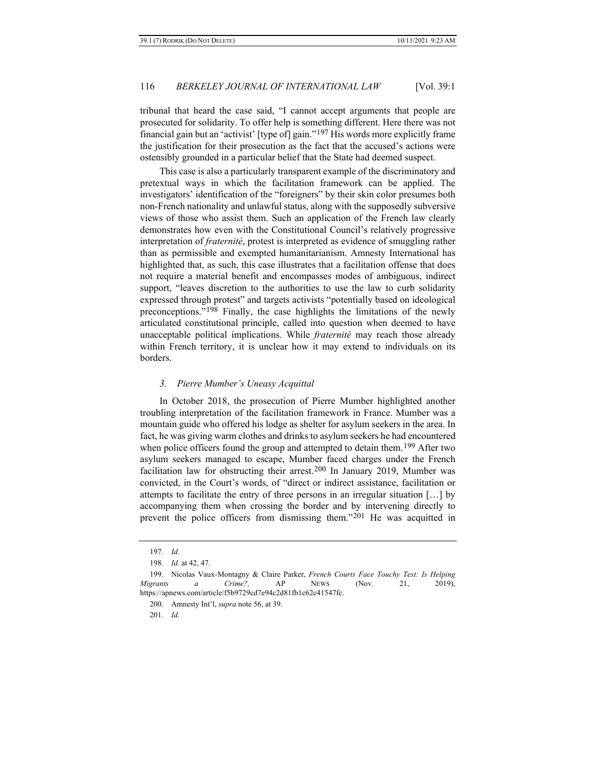tribunal that heard the case said, "I cannot accept arguments that people are prosecuted for solidarity. To offer help is something different. Here there was not financial gain but an 'activist' [type of] gain."[197] His words more explicitly frame the justification for their prosecution as the fact that the accused's actions were ostensibly grounded in a particular belief that the State had deemed suspect.

This case is also a particularly transparent example of the discriminatory and pretextual ways in which the facilitation framework can be applied. The investigators' identification of the "foreigners" by their skin color presumes both non-French nationality and unlawful status, along with the supposedly subversive views of those who assist them. Such an application of the French law clearly demonstrates how even with the Constitutional Council's relatively progressive interpretation of *fraternité*, protest is interpreted as evidence of smuggling rather than as permissible and exempted humanitarianism. Amnesty International has highlighted that, as such, this case illustrates that a facilitation offense that does not require a material benefit and encompasses modes of ambiguous, indirect support, "leaves discretion to the authorities to use the law to curb solidarity expressed through protest" and targets activists "potentially based on ideological preconceptions."[198] Finally, the case highlights the limitations of the newly articulated constitutional principle, called into question when deemed to have unacceptable political implications. While *fraternité* may reach those already within French territory, it is unclear how it may extend to individuals on its borders.

### *3. Pierre Mumber's Uneasy Acquittal*

In October 2018, the prosecution of Pierre Mumber highlighted another troubling interpretation of the facilitation framework in France. Mumber was a mountain guide who offered his lodge as shelter for asylum seekers in the area. In fact, he was giving warm clothes and drinks to asylum seekers he had encountered when police officers found the group and attempted to detain them.[199] After two asylum seekers managed to escape, Mumber faced charges under the French facilitation law for obstructing their arrest.[200] In January 2019, Mumber was convicted, in the Court's words, of "direct or indirect assistance, facilitation or attempts to facilitate the entry of three persons in an irregular situation […] by accompanying them when crossing the border and by intervening directly to prevent the police officers from dismissing them."[201] He was acquitted in

197. *Id.*

198. *Id.* at 42, 47.

199. Nicolas Vaux-Montagny & Claire Parker, *French Courts Face Touchy Test: Is Helping Migrants a Crime?,* AP NEWS (Nov. 21, 2019), https://apnews.com/article/f5b9729cd7e94c2d81fb1c62c41547fc.

200. Amnesty Int'l, *supra* note 56, at 39.

201. *Id.*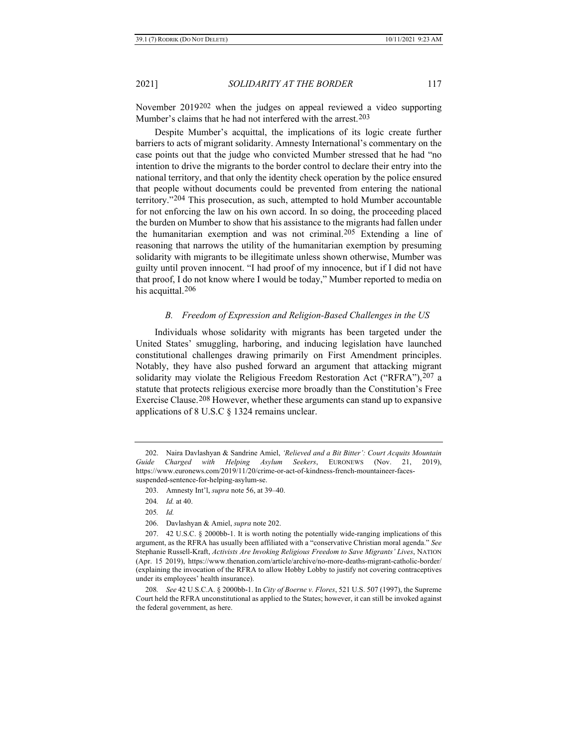November 2019[202] when the judges on appeal reviewed a video supporting Mumber's claims that he had not interfered with the arrest.[203]

Despite Mumber's acquittal, the implications of its logic create further barriers to acts of migrant solidarity. Amnesty International's commentary on the case points out that the judge who convicted Mumber stressed that he had "no intention to drive the migrants to the border control to declare their entry into the national territory, and that only the identity check operation by the police ensured that people without documents could be prevented from entering the national territory."[204] This prosecution, as such, attempted to hold Mumber accountable for not enforcing the law on his own accord. In so doing, the proceeding placed the burden on Mumber to show that his assistance to the migrants had fallen under the humanitarian exemption and was not criminal.[205] Extending a line of reasoning that narrows the utility of the humanitarian exemption by presuming solidarity with migrants to be illegitimate unless shown otherwise, Mumber was guilty until proven innocent. "I had proof of my innocence, but if I did not have that proof, I do not know where I would be today," Mumber reported to media on his acquittal.[206]

### *B. Freedom of Expression and Religion-Based Challenges in the US*

Individuals whose solidarity with migrants has been targeted under the United States' smuggling, harboring, and inducing legislation have launched constitutional challenges drawing primarily on First Amendment principles. Notably, they have also pushed forward an argument that attacking migrant solidarity may violate the Religious Freedom Restoration Act ("RFRA"),[207] a statute that protects religious exercise more broadly than the Constitution's Free Exercise Clause.[208] However, whether these arguments can stand up to expansive applications of 8 U.S.C § 1324 remains unclear.

---

202. Naira Davlashyan & Sandrine Amiel, *'Relieved and a Bit Bitter': Court Acquits Mountain Guide Charged with Helping Asylum Seekers*, EURONEWS (Nov. 21, 2019), https://www.euronews.com/2019/11/20/crime-or-act-of-kindness-french-mountaineer-faces-suspended-sentence-for-helping-asylum-se.

203. Amnesty Int'l, *supra* note 56, at 39–40.

204. *Id.* at 40.

205. *Id.*

206. Davlashyan & Amiel, *supra* note 202.

207. 42 U.S.C. § 2000bb-1. It is worth noting the potentially wide-ranging implications of this argument, as the RFRA has usually been affiliated with a "conservative Christian moral agenda." *See* Stephanie Russell-Kraft, *Activists Are Invoking Religious Freedom to Save Migrants' Lives*, NATION (Apr. 15 2019), https://www.thenation.com/article/archive/no-more-deaths-migrant-catholic-border/ (explaining the invocation of the RFRA to allow Hobby Lobby to justify not covering contraceptives under its employees' health insurance).

208. *See* 42 U.S.C.A. § 2000bb-1. In *City of Boerne v. Flores*, 521 U.S. 507 (1997), the Supreme Court held the RFRA unconstitutional as applied to the States; however, it can still be invoked against the federal government, as here.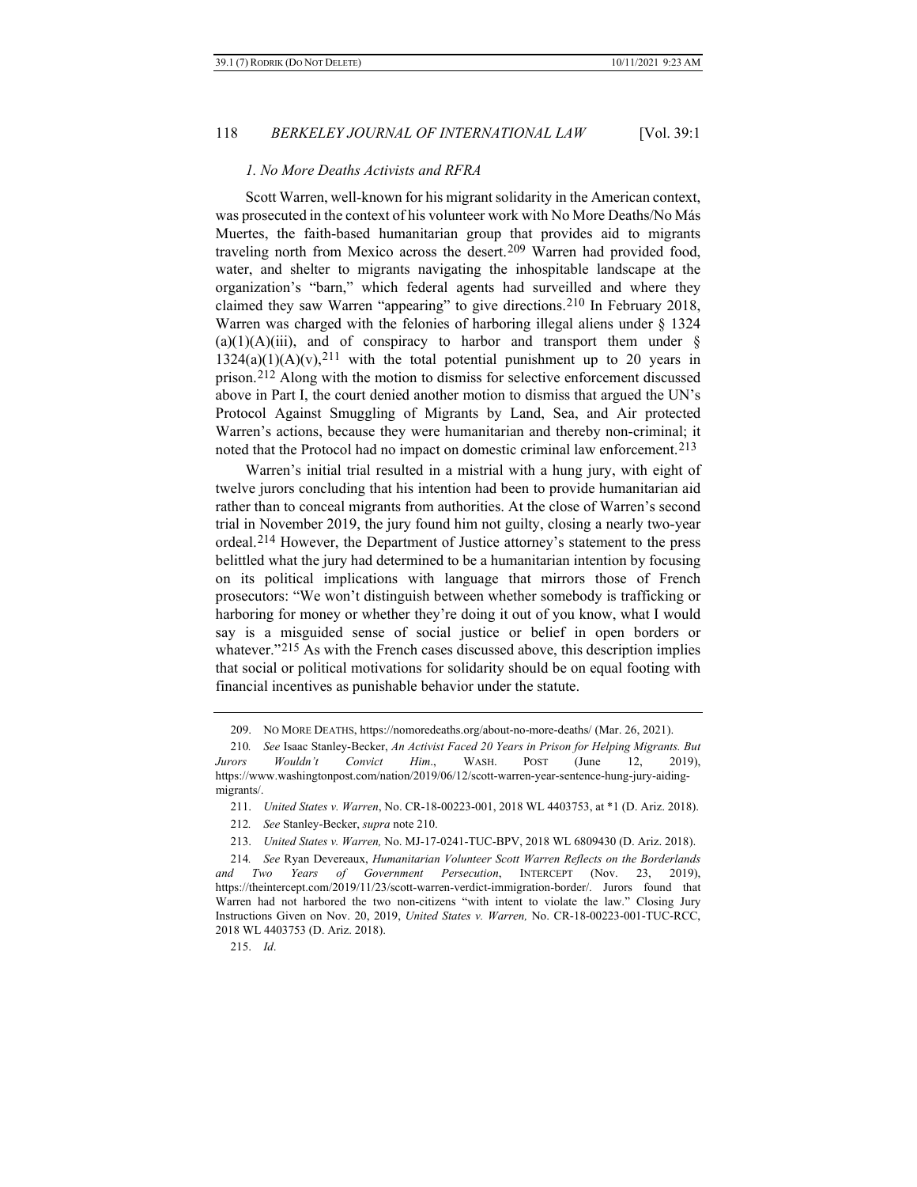### *1. No More Deaths Activists and RFRA*

Scott Warren, well-known for his migrant solidarity in the American context, was prosecuted in the context of his volunteer work with No More Deaths/No Más Muertes, the faith-based humanitarian group that provides aid to migrants traveling north from Mexico across the desert.[209] Warren had provided food, water, and shelter to migrants navigating the inhospitable landscape at the organization's "barn," which federal agents had surveilled and where they claimed they saw Warren "appearing" to give directions.[210] In February 2018, Warren was charged with the felonies of harboring illegal aliens under § 1324 (a)(1)(A)(iii), and of conspiracy to harbor and transport them under § 1324(a)(1)(A)(v),[211] with the total potential punishment up to 20 years in prison.[212] Along with the motion to dismiss for selective enforcement discussed above in Part I, the court denied another motion to dismiss that argued the UN's Protocol Against Smuggling of Migrants by Land, Sea, and Air protected Warren's actions, because they were humanitarian and thereby non-criminal; it noted that the Protocol had no impact on domestic criminal law enforcement.[213]

Warren's initial trial resulted in a mistrial with a hung jury, with eight of twelve jurors concluding that his intention had been to provide humanitarian aid rather than to conceal migrants from authorities. At the close of Warren's second trial in November 2019, the jury found him not guilty, closing a nearly two-year ordeal.[214] However, the Department of Justice attorney's statement to the press belittled what the jury had determined to be a humanitarian intention by focusing on its political implications with language that mirrors those of French prosecutors: "We won't distinguish between whether somebody is trafficking or harboring for money or whether they're doing it out of you know, what I would say is a misguided sense of social justice or belief in open borders or whatever."[215] As with the French cases discussed above, this description implies that social or political motivations for solidarity should be on equal footing with financial incentives as punishable behavior under the statute.

---

209. NO MORE DEATHS, https://nomoredeaths.org/about-no-more-deaths/ (Mar. 26, 2021).

210. *See* Isaac Stanley-Becker, *An Activist Faced 20 Years in Prison for Helping Migrants. But Jurors Wouldn't Convict Him*., WASH. POST (June 12, 2019), https://www.washingtonpost.com/nation/2019/06/12/scott-warren-year-sentence-hung-jury-aiding-migrants/.

211. *United States v. Warren*, No. CR-18-00223-001, 2018 WL 4403753, at *1 (D. Ariz. 2018).

212. *See* Stanley-Becker, *supra* note 210.

213. *United States v. Warren,* No. MJ-17-0241-TUC-BPV, 2018 WL 6809430 (D. Ariz. 2018).

214. *See* Ryan Devereaux, *Humanitarian Volunteer Scott Warren Reflects on the Borderlands and Two Years of Government Persecution*, INTERCEPT (Nov. 23, 2019), https://theintercept.com/2019/11/23/scott-warren-verdict-immigration-border/. Jurors found that Warren had not harbored the two non-citizens "with intent to violate the law." Closing Jury Instructions Given on Nov. 20, 2019, *United States v. Warren,* No. CR-18-00223-001-TUC-RCC, 2018 WL 4403753 (D. Ariz. 2018).

215. *Id*.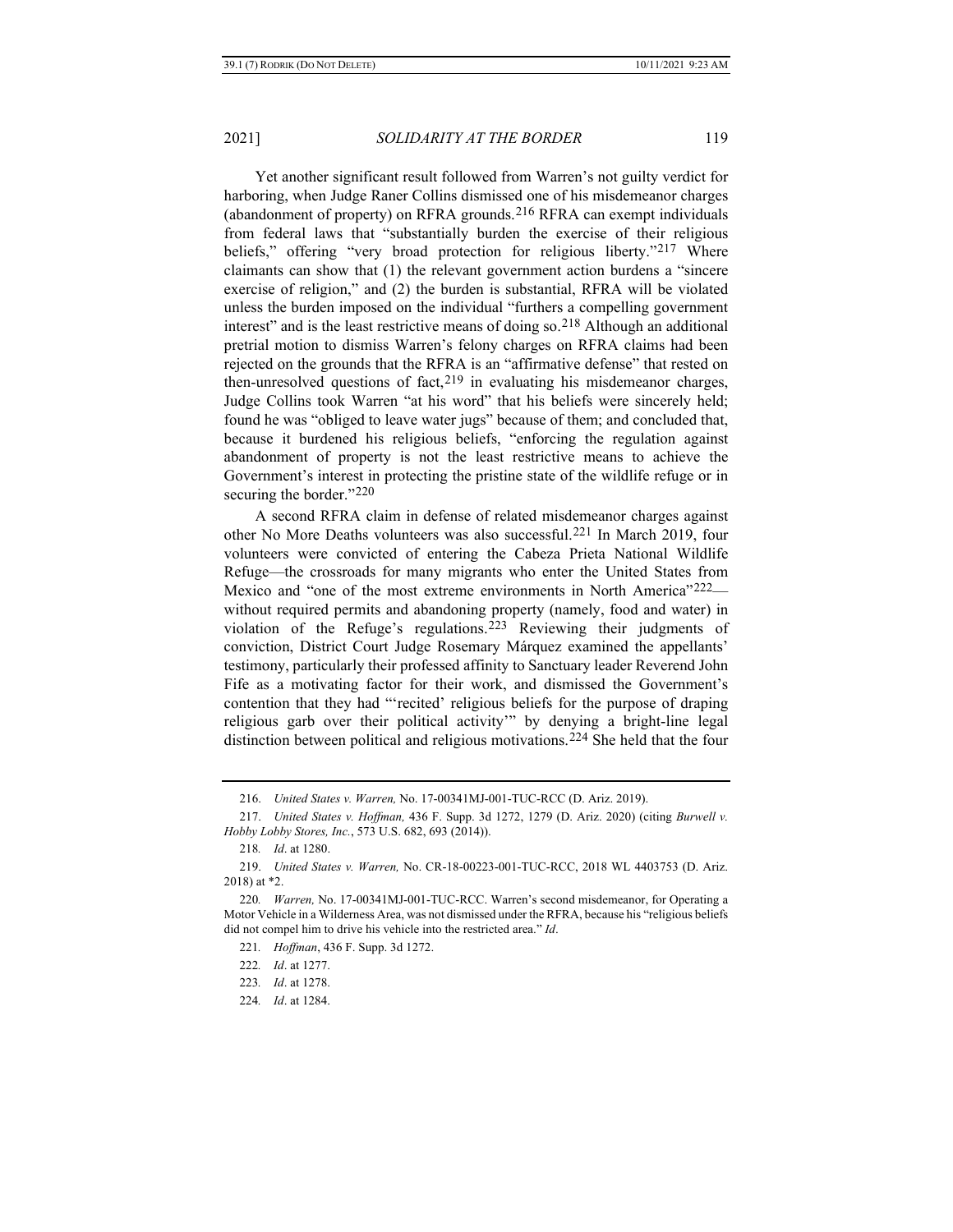Yet another significant result followed from Warren's not guilty verdict for harboring, when Judge Raner Collins dismissed one of his misdemeanor charges (abandonment of property) on RFRA grounds.[216] RFRA can exempt individuals from federal laws that "substantially burden the exercise of their religious beliefs," offering "very broad protection for religious liberty."[217] Where claimants can show that (1) the relevant government action burdens a "sincere exercise of religion," and (2) the burden is substantial, RFRA will be violated unless the burden imposed on the individual "furthers a compelling government interest" and is the least restrictive means of doing so.[218] Although an additional pretrial motion to dismiss Warren's felony charges on RFRA claims had been rejected on the grounds that the RFRA is an "affirmative defense" that rested on then-unresolved questions of fact,[219] in evaluating his misdemeanor charges, Judge Collins took Warren "at his word" that his beliefs were sincerely held; found he was "obliged to leave water jugs" because of them; and concluded that, because it burdened his religious beliefs, "enforcing the regulation against abandonment of property is not the least restrictive means to achieve the Government's interest in protecting the pristine state of the wildlife refuge or in securing the border."[220]

A second RFRA claim in defense of related misdemeanor charges against other No More Deaths volunteers was also successful.[221] In March 2019, four volunteers were convicted of entering the Cabeza Prieta National Wildlife Refuge—the crossroads for many migrants who enter the United States from Mexico and "one of the most extreme environments in North America"[222]—without required permits and abandoning property (namely, food and water) in violation of the Refuge's regulations.[223] Reviewing their judgments of conviction, District Court Judge Rosemary Márquez examined the appellants' testimony, particularly their professed affinity to Sanctuary leader Reverend John Fife as a motivating factor for their work, and dismissed the Government's contention that they had "'recited' religious beliefs for the purpose of draping religious garb over their political activity'" by denying a bright-line legal distinction between political and religious motivations.[224] She held that the four

---

216. *United States v. Warren,* No. 17-00341MJ-001-TUC-RCC (D. Ariz. 2019).

217. *United States v. Hoffman,* 436 F. Supp. 3d 1272, 1279 (D. Ariz. 2020) (citing *Burwell v. Hobby Lobby Stores, Inc.*, 573 U.S. 682, 693 (2014)).

218. *Id*. at 1280.

219. *United States v. Warren,* No. CR-18-00223-001-TUC-RCC, 2018 WL 4403753 (D. Ariz. 2018) at *2.

220. *Warren,* No. 17-00341MJ-001-TUC-RCC. Warren's second misdemeanor, for Operating a Motor Vehicle in a Wilderness Area, was not dismissed under the RFRA, because his "religious beliefs did not compel him to drive his vehicle into the restricted area." *Id*.

221. *Hoffman*, 436 F. Supp. 3d 1272.

222. *Id*. at 1277.

223. *Id*. at 1278.

224. *Id*. at 1284.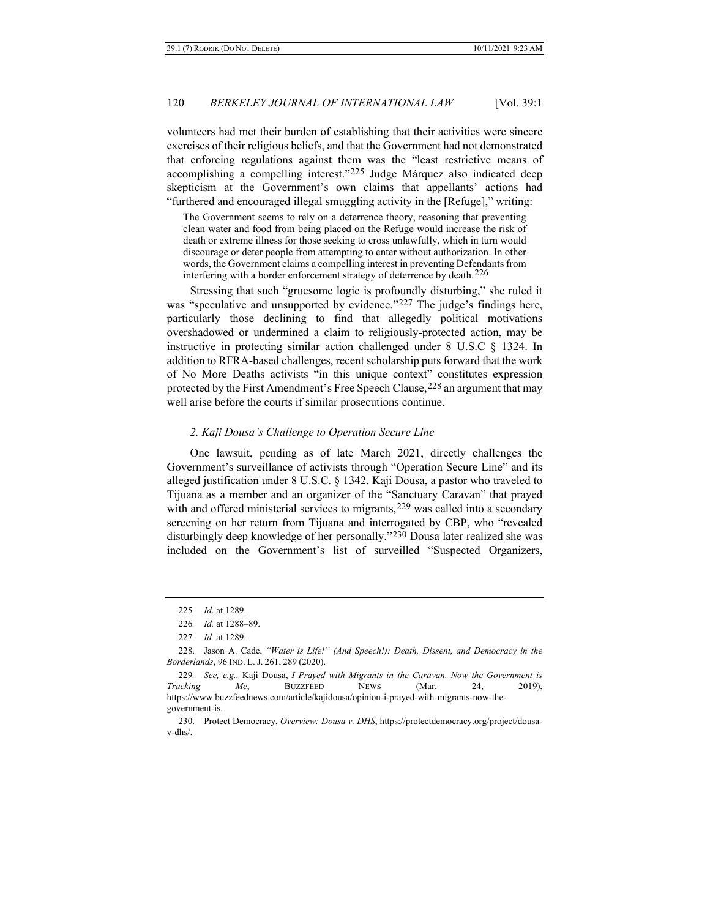volunteers had met their burden of establishing that their activities were sincere exercises of their religious beliefs, and that the Government had not demonstrated that enforcing regulations against them was the "least restrictive means of accomplishing a compelling interest."[225] Judge Márquez also indicated deep skepticism at the Government's own claims that appellants' actions had "furthered and encouraged illegal smuggling activity in the [Refuge]," writing:

> The Government seems to rely on a deterrence theory, reasoning that preventing clean water and food from being placed on the Refuge would increase the risk of death or extreme illness for those seeking to cross unlawfully, which in turn would discourage or deter people from attempting to enter without authorization. In other words, the Government claims a compelling interest in preventing Defendants from interfering with a border enforcement strategy of deterrence by death.[226]

Stressing that such "gruesome logic is profoundly disturbing," she ruled it was "speculative and unsupported by evidence."[227] The judge's findings here, particularly those declining to find that allegedly political motivations overshadowed or undermined a claim to religiously-protected action, may be instructive in protecting similar action challenged under 8 U.S.C § 1324. In addition to RFRA-based challenges, recent scholarship puts forward that the work of No More Deaths activists "in this unique context" constitutes expression protected by the First Amendment's Free Speech Clause,[228] an argument that may well arise before the courts if similar prosecutions continue.

### *2. Kaji Dousa's Challenge to Operation Secure Line*

One lawsuit, pending as of late March 2021, directly challenges the Government's surveillance of activists through "Operation Secure Line" and its alleged justification under 8 U.S.C. § 1342. Kaji Dousa, a pastor who traveled to Tijuana as a member and an organizer of the "Sanctuary Caravan" that prayed with and offered ministerial services to migrants,[229] was called into a secondary screening on her return from Tijuana and interrogated by CBP, who "revealed disturbingly deep knowledge of her personally."[230] Dousa later realized she was included on the Government's list of surveilled "Suspected Organizers,

---

225. *Id*. at 1289.

226. *Id.* at 1288–89.

227. *Id.* at 1289.

228. Jason A. Cade, *"Water is Life!" (And Speech!): Death, Dissent, and Democracy in the Borderlands*, 96 IND. L. J. 261, 289 (2020).

229. *See, e.g.,* Kaji Dousa, *I Prayed with Migrants in the Caravan. Now the Government is Tracking Me*, BUZZFEED NEWS (Mar. 24, 2019), https://www.buzzfeednews.com/article/kajidousa/opinion-i-prayed-with-migrants-now-the-government-is.

230. Protect Democracy, *Overview: Dousa v. DHS*, https://protectdemocracy.org/project/dousa-v-dhs/.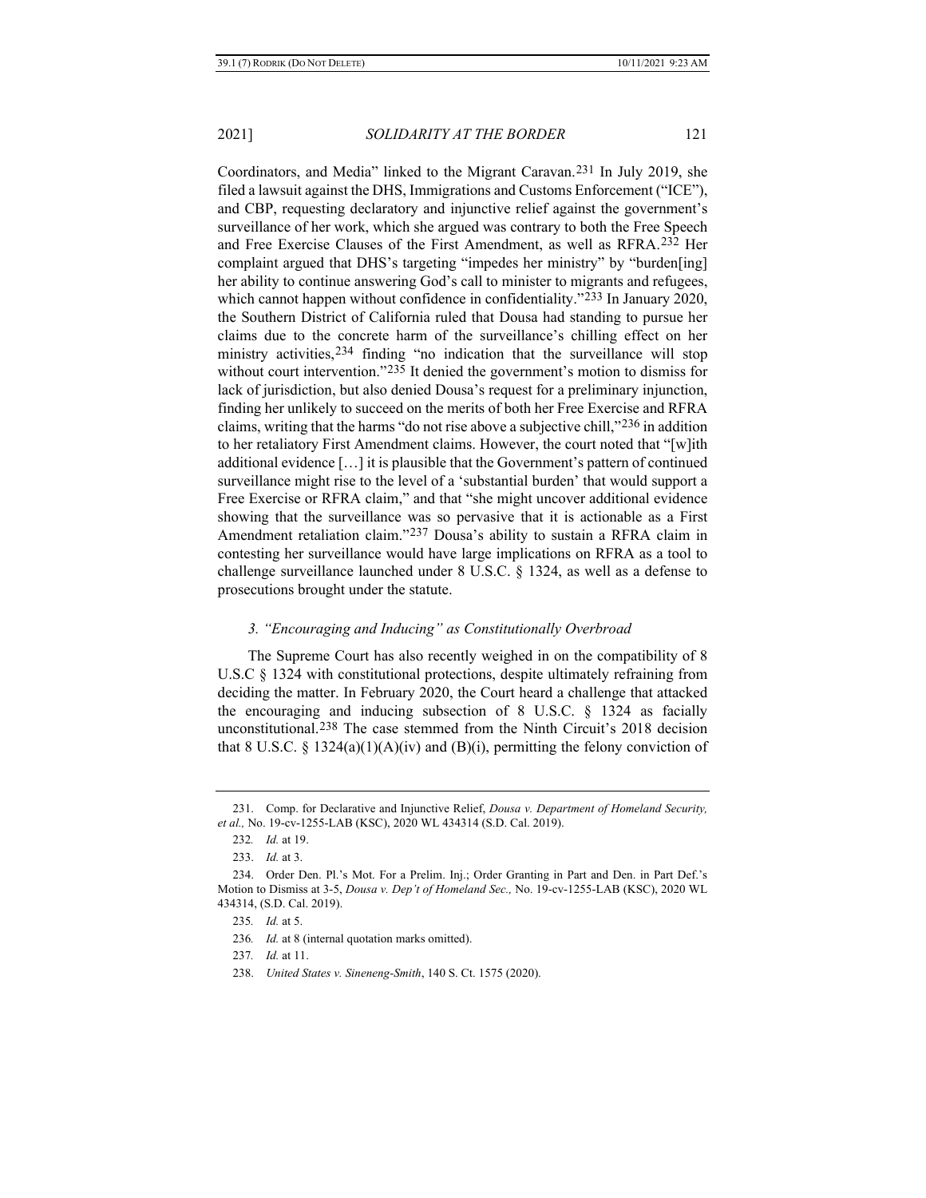Coordinators, and Media" linked to the Migrant Caravan.[231] In July 2019, she filed a lawsuit against the DHS, Immigrations and Customs Enforcement ("ICE"), and CBP, requesting declaratory and injunctive relief against the government's surveillance of her work, which she argued was contrary to both the Free Speech and Free Exercise Clauses of the First Amendment, as well as RFRA.[232] Her complaint argued that DHS's targeting "impedes her ministry" by "burden[ing] her ability to continue answering God's call to minister to migrants and refugees, which cannot happen without confidence in confidentiality."[233] In January 2020, the Southern District of California ruled that Dousa had standing to pursue her claims due to the concrete harm of the surveillance's chilling effect on her ministry activities,[234] finding "no indication that the surveillance will stop without court intervention."[235] It denied the government's motion to dismiss for lack of jurisdiction, but also denied Dousa's request for a preliminary injunction, finding her unlikely to succeed on the merits of both her Free Exercise and RFRA claims, writing that the harms "do not rise above a subjective chill,"[236] in addition to her retaliatory First Amendment claims. However, the court noted that "[w]ith additional evidence […] it is plausible that the Government's pattern of continued surveillance might rise to the level of a 'substantial burden' that would support a Free Exercise or RFRA claim," and that "she might uncover additional evidence showing that the surveillance was so pervasive that it is actionable as a First Amendment retaliation claim."[237] Dousa's ability to sustain a RFRA claim in contesting her surveillance would have large implications on RFRA as a tool to challenge surveillance launched under 8 U.S.C. § 1324, as well as a defense to prosecutions brought under the statute.

### *3. "Encouraging and Inducing" as Constitutionally Overbroad*

The Supreme Court has also recently weighed in on the compatibility of 8 U.S.C § 1324 with constitutional protections, despite ultimately refraining from deciding the matter. In February 2020, the Court heard a challenge that attacked the encouraging and inducing subsection of 8 U.S.C. § 1324 as facially unconstitutional.[238] The case stemmed from the Ninth Circuit's 2018 decision that 8 U.S.C. § 1324(a)(1)(A)(iv) and (B)(i), permitting the felony conviction of

---

231. Comp. for Declarative and Injunctive Relief, *Dousa v. Department of Homeland Security, et al.,* No. 19-cv-1255-LAB (KSC), 2020 WL 434314 (S.D. Cal. 2019).

232. *Id.* at 19.

233. *Id.* at 3.

234. Order Den. Pl.'s Mot. For a Prelim. Inj.; Order Granting in Part and Den. in Part Def.'s Motion to Dismiss at 3-5, *Dousa v. Dep't of Homeland Sec.,* No. 19-cv-1255-LAB (KSC), 2020 WL 434314, (S.D. Cal. 2019).

235. *Id.* at 5.

236. *Id.* at 8 (internal quotation marks omitted).

237. *Id.* at 11.

238. *United States v. Sineneng-Smith*, 140 S. Ct. 1575 (2020).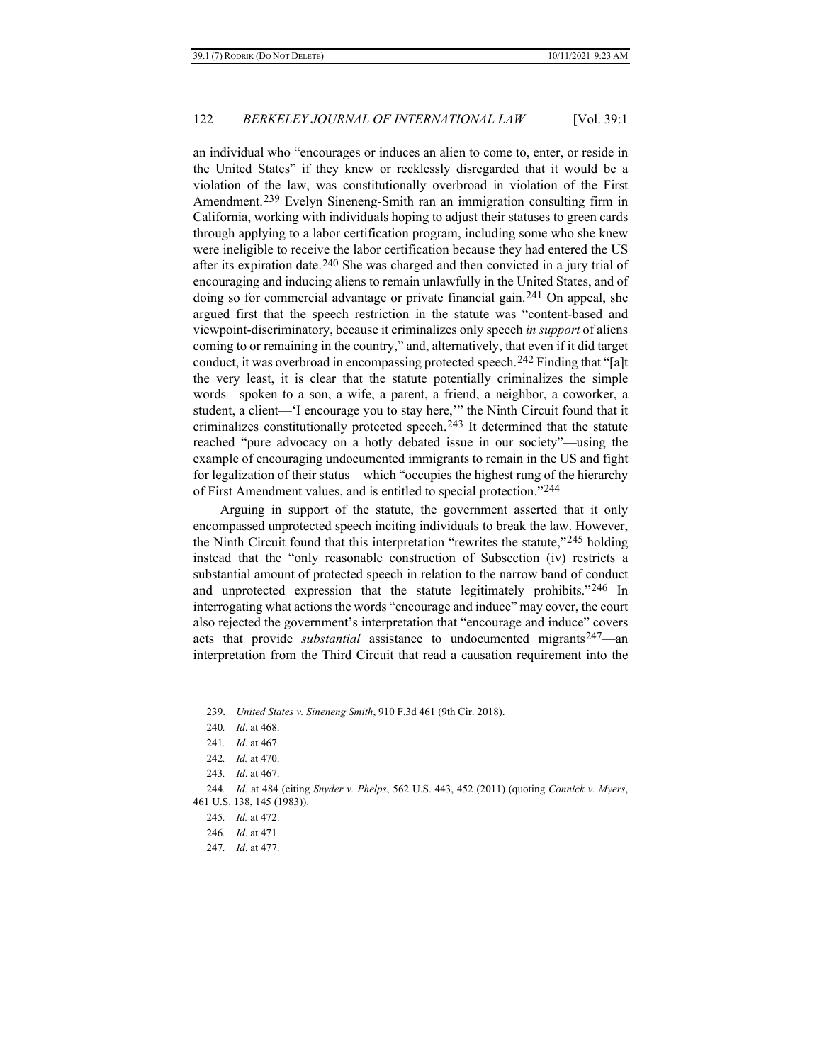an individual who "encourages or induces an alien to come to, enter, or reside in the United States" if they knew or recklessly disregarded that it would be a violation of the law, was constitutionally overbroad in violation of the First Amendment.[239] Evelyn Sineneng-Smith ran an immigration consulting firm in California, working with individuals hoping to adjust their statuses to green cards through applying to a labor certification program, including some who she knew were ineligible to receive the labor certification because they had entered the US after its expiration date.[240] She was charged and then convicted in a jury trial of encouraging and inducing aliens to remain unlawfully in the United States, and of doing so for commercial advantage or private financial gain.[241] On appeal, she argued first that the speech restriction in the statute was "content-based and viewpoint-discriminatory, because it criminalizes only speech *in support* of aliens coming to or remaining in the country," and, alternatively, that even if it did target conduct, it was overbroad in encompassing protected speech.[242] Finding that "[a]t the very least, it is clear that the statute potentially criminalizes the simple words—spoken to a son, a wife, a parent, a friend, a neighbor, a coworker, a student, a client—'I encourage you to stay here,'" the Ninth Circuit found that it criminalizes constitutionally protected speech.[243] It determined that the statute reached "pure advocacy on a hotly debated issue in our society"—using the example of encouraging undocumented immigrants to remain in the US and fight for legalization of their status—which "occupies the highest rung of the hierarchy of First Amendment values, and is entitled to special protection."[244]

Arguing in support of the statute, the government asserted that it only encompassed unprotected speech inciting individuals to break the law. However, the Ninth Circuit found that this interpretation "rewrites the statute,"[245] holding instead that the "only reasonable construction of Subsection (iv) restricts a substantial amount of protected speech in relation to the narrow band of conduct and unprotected expression that the statute legitimately prohibits."[246] In interrogating what actions the words "encourage and induce" may cover, the court also rejected the government's interpretation that "encourage and induce" covers acts that provide *substantial* assistance to undocumented migrants[247]—an interpretation from the Third Circuit that read a causation requirement into the

239. *United States v. Sineneng Smith*, 910 F.3d 461 (9th Cir. 2018).

240. *Id*. at 468.

241. *Id*. at 467.

242. *Id.* at 470.

243. *Id*. at 467.

244. *Id.* at 484 (citing *Snyder v. Phelps*, 562 U.S. 443, 452 (2011) (quoting *Connick v. Myers*, 461 U.S. 138, 145 (1983)).

245. *Id.* at 472.

246. *Id*. at 471.

247. *Id*. at 477.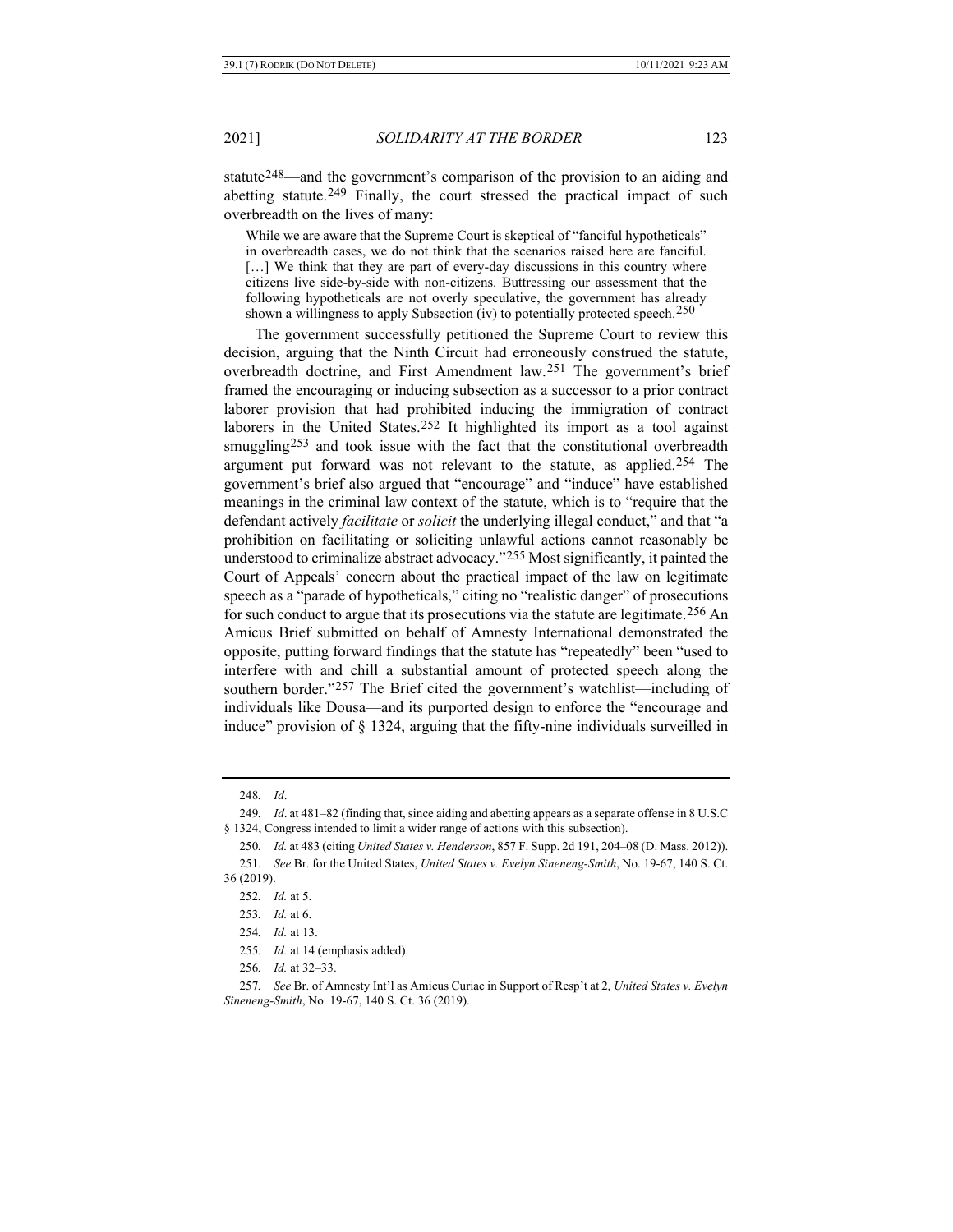statute[248]—and the government's comparison of the provision to an aiding and abetting statute.[249] Finally, the court stressed the practical impact of such overbreadth on the lives of many:

> While we are aware that the Supreme Court is skeptical of "fanciful hypotheticals" in overbreadth cases, we do not think that the scenarios raised here are fanciful. […] We think that they are part of every-day discussions in this country where citizens live side-by-side with non-citizens. Buttressing our assessment that the following hypotheticals are not overly speculative, the government has already shown a willingness to apply Subsection (iv) to potentially protected speech.[250]

The government successfully petitioned the Supreme Court to review this decision, arguing that the Ninth Circuit had erroneously construed the statute, overbreadth doctrine, and First Amendment law.[251] The government's brief framed the encouraging or inducing subsection as a successor to a prior contract laborer provision that had prohibited inducing the immigration of contract laborers in the United States.[252] It highlighted its import as a tool against smuggling[253] and took issue with the fact that the constitutional overbreadth argument put forward was not relevant to the statute, as applied.[254] The government's brief also argued that "encourage" and "induce" have established meanings in the criminal law context of the statute, which is to "require that the defendant actively *facilitate* or *solicit* the underlying illegal conduct," and that "a prohibition on facilitating or soliciting unlawful actions cannot reasonably be understood to criminalize abstract advocacy."[255] Most significantly, it painted the Court of Appeals' concern about the practical impact of the law on legitimate speech as a "parade of hypotheticals," citing no "realistic danger" of prosecutions for such conduct to argue that its prosecutions via the statute are legitimate.[256] An Amicus Brief submitted on behalf of Amnesty International demonstrated the opposite, putting forward findings that the statute has "repeatedly" been "used to interfere with and chill a substantial amount of protected speech along the southern border."[257] The Brief cited the government's watchlist—including of individuals like Dousa—and its purported design to enforce the "encourage and induce" provision of § 1324, arguing that the fifty-nine individuals surveilled in

---

248. *Id*.

249. *Id*. at 481–82 (finding that, since aiding and abetting appears as a separate offense in 8 U.S.C § 1324, Congress intended to limit a wider range of actions with this subsection).

250. *Id.* at 483 (citing *United States v. Henderson*, 857 F. Supp. 2d 191, 204–08 (D. Mass. 2012)).

251. *See* Br. for the United States, *United States v. Evelyn Sineneng-Smith*, No. 19-67, 140 S. Ct. 36 (2019).

252. *Id.* at 5.

253. *Id.* at 6.

254. *Id.* at 13.

255. *Id.* at 14 (emphasis added).

256. *Id.* at 32–33.

257. *See* Br. of Amnesty Int'l as Amicus Curiae in Support of Resp't at 2*, United States v. Evelyn Sineneng-Smith*, No. 19-67, 140 S. Ct. 36 (2019).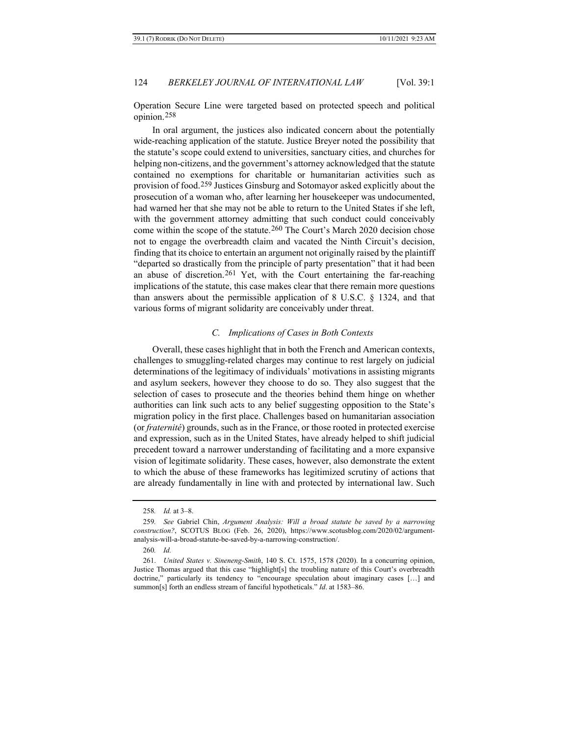Operation Secure Line were targeted based on protected speech and political opinion.[258]

In oral argument, the justices also indicated concern about the potentially wide-reaching application of the statute. Justice Breyer noted the possibility that the statute's scope could extend to universities, sanctuary cities, and churches for helping non-citizens, and the government's attorney acknowledged that the statute contained no exemptions for charitable or humanitarian activities such as provision of food.[259] Justices Ginsburg and Sotomayor asked explicitly about the prosecution of a woman who, after learning her housekeeper was undocumented, had warned her that she may not be able to return to the United States if she left, with the government attorney admitting that such conduct could conceivably come within the scope of the statute.[260] The Court's March 2020 decision chose not to engage the overbreadth claim and vacated the Ninth Circuit's decision, finding that its choice to entertain an argument not originally raised by the plaintiff "departed so drastically from the principle of party presentation" that it had been an abuse of discretion.[261] Yet, with the Court entertaining the far-reaching implications of the statute, this case makes clear that there remain more questions than answers about the permissible application of 8 U.S.C. § 1324, and that various forms of migrant solidarity are conceivably under threat.

### *C. Implications of Cases in Both Contexts*

Overall, these cases highlight that in both the French and American contexts, challenges to smuggling-related charges may continue to rest largely on judicial determinations of the legitimacy of individuals' motivations in assisting migrants and asylum seekers, however they choose to do so. They also suggest that the selection of cases to prosecute and the theories behind them hinge on whether authorities can link such acts to any belief suggesting opposition to the State's migration policy in the first place. Challenges based on humanitarian association (or *fraternité*) grounds, such as in the France, or those rooted in protected exercise and expression, such as in the United States, have already helped to shift judicial precedent toward a narrower understanding of facilitating and a more expansive vision of legitimate solidarity. These cases, however, also demonstrate the extent to which the abuse of these frameworks has legitimized scrutiny of actions that are already fundamentally in line with and protected by international law. Such

---

258. *Id.* at 3–8.

259. *See* Gabriel Chin, *Argument Analysis: Will a broad statute be saved by a narrowing construction?*, SCOTUS BLOG (Feb. 26, 2020), https://www.scotusblog.com/2020/02/argument-analysis-will-a-broad-statute-be-saved-by-a-narrowing-construction/.

260. *Id.*

261. *United States v. Sineneng-Smith*, 140 S. Ct. 1575, 1578 (2020). In a concurring opinion, Justice Thomas argued that this case "highlight[s] the troubling nature of this Court's overbreadth doctrine," particularly its tendency to "encourage speculation about imaginary cases […] and summon[s] forth an endless stream of fanciful hypotheticals." *Id*. at 1583–86.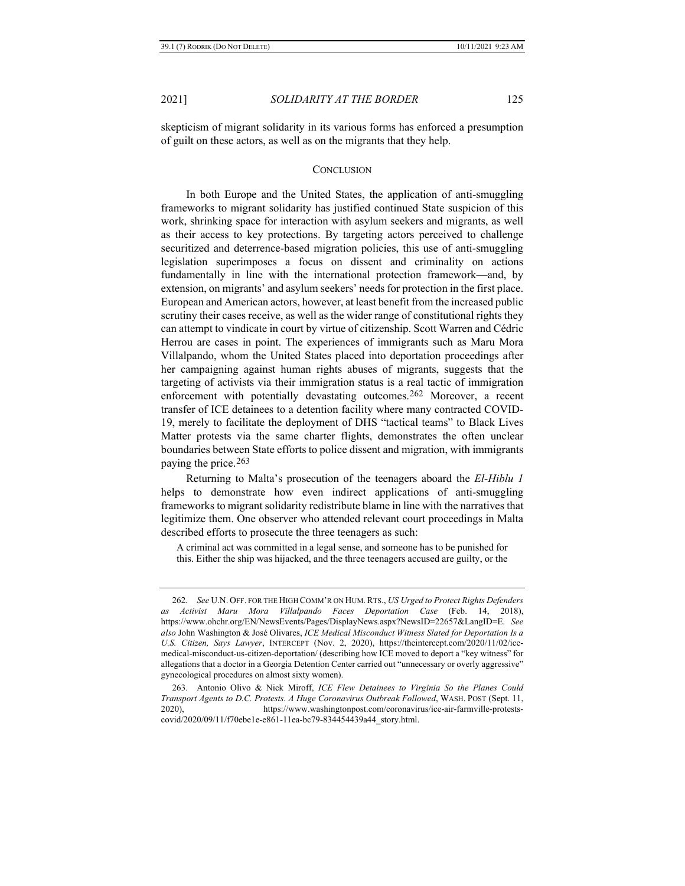skepticism of migrant solidarity in its various forms has enforced a presumption of guilt on these actors, as well as on the migrants that they help.

## CONCLUSION

In both Europe and the United States, the application of anti-smuggling frameworks to migrant solidarity has justified continued State suspicion of this work, shrinking space for interaction with asylum seekers and migrants, as well as their access to key protections. By targeting actors perceived to challenge securitized and deterrence-based migration policies, this use of anti-smuggling legislation superimposes a focus on dissent and criminality on actions fundamentally in line with the international protection framework—and, by extension, on migrants' and asylum seekers' needs for protection in the first place. European and American actors, however, at least benefit from the increased public scrutiny their cases receive, as well as the wider range of constitutional rights they can attempt to vindicate in court by virtue of citizenship. Scott Warren and Cédric Herrou are cases in point. The experiences of immigrants such as Maru Mora Villalpando, whom the United States placed into deportation proceedings after her campaigning against human rights abuses of migrants, suggests that the targeting of activists via their immigration status is a real tactic of immigration enforcement with potentially devastating outcomes.[262] Moreover, a recent transfer of ICE detainees to a detention facility where many contracted COVID-19, merely to facilitate the deployment of DHS "tactical teams" to Black Lives Matter protests via the same charter flights, demonstrates the often unclear boundaries between State efforts to police dissent and migration, with immigrants paying the price.[263]

Returning to Malta's prosecution of the teenagers aboard the *El-Hiblu 1* helps to demonstrate how even indirect applications of anti-smuggling frameworks to migrant solidarity redistribute blame in line with the narratives that legitimize them. One observer who attended relevant court proceedings in Malta described efforts to prosecute the three teenagers as such:

> A criminal act was committed in a legal sense, and someone has to be punished for this. Either the ship was hijacked, and the three teenagers accused are guilty, or the

---

262. *See* U.N. OFF. FOR THE HIGH COMM'R ON HUM. RTS., *US Urged to Protect Rights Defenders as Activist Maru Mora Villalpando Faces Deportation Case* (Feb. 14, 2018), https://www.ohchr.org/EN/NewsEvents/Pages/DisplayNews.aspx?NewsID=22657&LangID=E. *See also* John Washington & José Olivares, *ICE Medical Misconduct Witness Slated for Deportation Is a U.S. Citizen, Says Lawyer*, INTERCEPT (Nov. 2, 2020), https://theintercept.com/2020/11/02/ice-medical-misconduct-us-citizen-deportation/ (describing how ICE moved to deport a "key witness" for allegations that a doctor in a Georgia Detention Center carried out "unnecessary or overly aggressive" gynecological procedures on almost sixty women).

263. Antonio Olivo & Nick Miroff, *ICE Flew Detainees to Virginia So the Planes Could Transport Agents to D.C. Protests. A Huge Coronavirus Outbreak Followed*, WASH. POST (Sept. 11, 2020), https://www.washingtonpost.com/coronavirus/ice-air-farmville-protests-covid/2020/09/11/f70ebe1e-e861-11ea-bc79-834454439a44_story.html.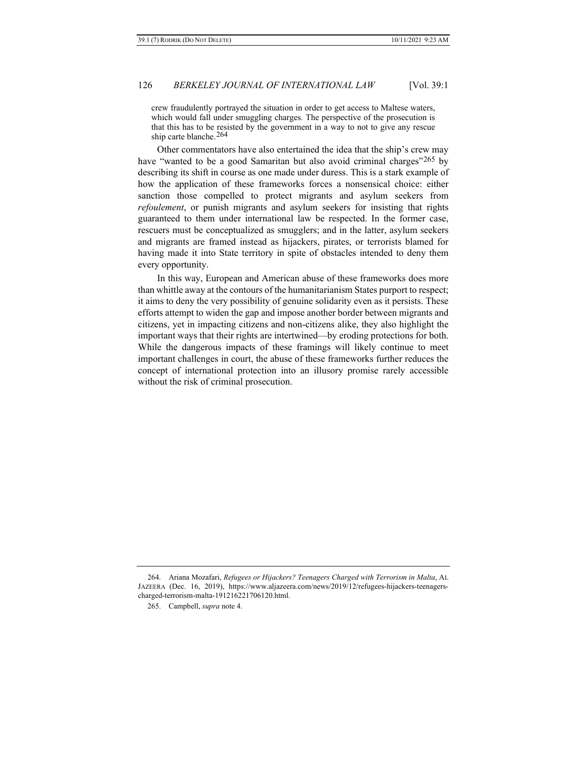> crew fraudulently portrayed the situation in order to get access to Maltese waters, which would fall under smuggling charges. The perspective of the prosecution is that this has to be resisted by the government in a way to not to give any rescue ship carte blanche.[264]

Other commentators have also entertained the idea that the ship's crew may have "wanted to be a good Samaritan but also avoid criminal charges"[265] by describing its shift in course as one made under duress. This is a stark example of how the application of these frameworks forces a nonsensical choice: either sanction those compelled to protect migrants and asylum seekers from *refoulement*, or punish migrants and asylum seekers for insisting that rights guaranteed to them under international law be respected. In the former case, rescuers must be conceptualized as smugglers; and in the latter, asylum seekers and migrants are framed instead as hijackers, pirates, or terrorists blamed for having made it into State territory in spite of obstacles intended to deny them every opportunity.

In this way, European and American abuse of these frameworks does more than whittle away at the contours of the humanitarianism States purport to respect; it aims to deny the very possibility of genuine solidarity even as it persists. These efforts attempt to widen the gap and impose another border between migrants and citizens, yet in impacting citizens and non-citizens alike, they also highlight the important ways that their rights are intertwined—by eroding protections for both. While the dangerous impacts of these framings will likely continue to meet important challenges in court, the abuse of these frameworks further reduces the concept of international protection into an illusory promise rarely accessible without the risk of criminal prosecution.

---

264. Ariana Mozafari, *Refugees or Hijackers? Teenagers Charged with Terrorism in Malta*, AL JAZEERA (Dec. 16, 2019), https://www.aljazeera.com/news/2019/12/refugees-hijackers-teenagers-charged-terrorism-malta-191216221706120.html.

265. Campbell, *supra* note 4.